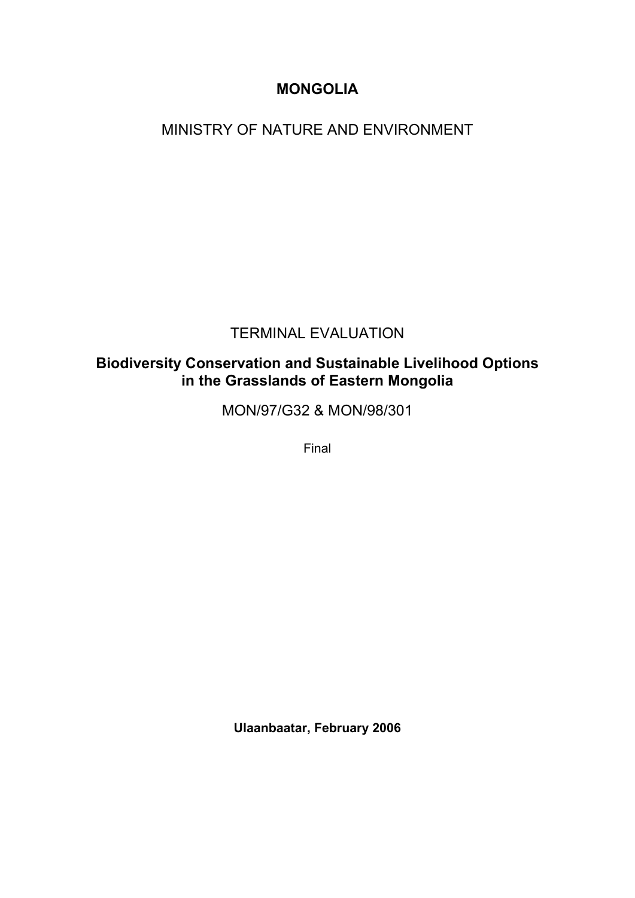**MONGOLIA**

MINISTRY OF NATURE AND ENVIRONMENT

TERMINAL EVALUATION

**Biodiversity Conservation and Sustainable Livelihood Options in the Grasslands of Eastern Mongolia**

MON/97/G32 & MON/98/301

Final

**Ulaanbaatar, February 2006**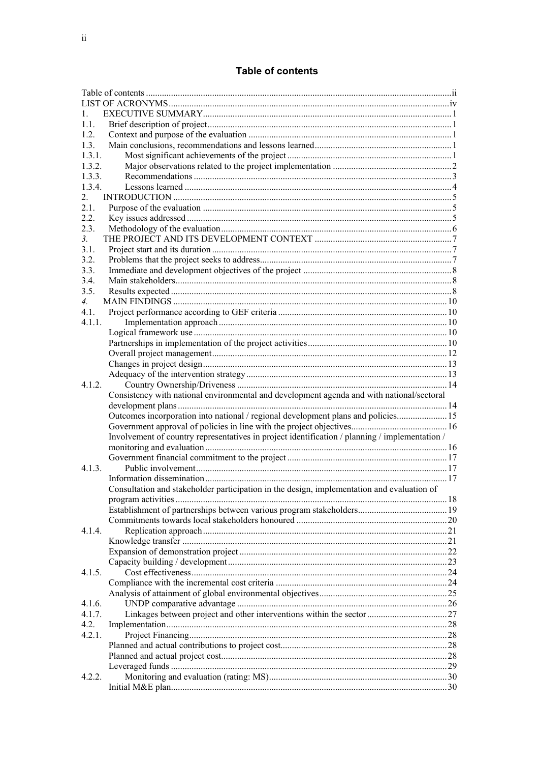## Table of contents

Table of contents ..... ii
LIST OF ACRONYMS ..... iv
1. EXECUTIVE SUMMARY ..... 1
1.1. Brief description of project ..... 1
1.2. Context and purpose of the evaluation ..... 1
1.3. Main conclusions, recommendations and lessons learned ..... 1
1.3.1. Most significant achievements of the project ..... 1
1.3.2. Major observations related to the project implementation ..... 2
1.3.3. Recommendations ..... 3
1.3.4. Lessons learned ..... 4
2. INTRODUCTION ..... 5
2.1. Purpose of the evaluation ..... 5
2.2. Key issues addressed ..... 5
2.3. Methodology of the evaluation ..... 6
*3.* THE PROJECT AND ITS DEVELOPMENT CONTEXT ..... 7
3.1. Project start and its duration ..... 7
3.2. Problems that the project seeks to address ..... 7
3.3. Immediate and development objectives of the project ..... 8
3.4. Main stakeholders ..... 8
3.5. Results expected ..... 8
*4.* MAIN FINDINGS ..... 10
4.1. Project performance according to GEF criteria ..... 10
4.1.1. Implementation approach ..... 10
Logical framework use ..... 10
Partnerships in implementation of the project activities ..... 10
Overall project management ..... 12
Changes in project design ..... 13
Adequacy of the intervention strategy ..... 13
4.1.2. Country Ownership/Driveness ..... 14
Consistency with national environmental and development agenda and with national/sectoral development plans ..... 14
Outcomes incorporation into national / regional development plans and policies ..... 15
Government approval of policies in line with the project objectives ..... 16
Involvement of country representatives in project identification / planning / implementation / monitoring and evaluation ..... 16
Government financial commitment to the project ..... 17
4.1.3. Public involvement ..... 17
Information dissemination ..... 17
Consultation and stakeholder participation in the design, implementation and evaluation of program activities ..... 18
Establishment of partnerships between various program stakeholders ..... 19
Commitments towards local stakeholders honoured ..... 20
4.1.4. Replication approach ..... 21
Knowledge transfer ..... 21
Expansion of demonstration project ..... 22
Capacity building / development ..... 23
4.1.5. Cost effectiveness ..... 24
Compliance with the incremental cost criteria ..... 24
Analysis of attainment of global environmental objectives ..... 25
4.1.6. UNDP comparative advantage ..... 26
4.1.7. Linkages between project and other interventions within the sector ..... 27
4.2. Implementation ..... 28
4.2.1. Project Financing ..... 28
Planned and actual contributions to project cost ..... 28
Planned and actual project cost ..... 28
Leveraged funds ..... 29
4.2.2. Monitoring and evaluation (rating: MS) ..... 30
Initial M&E plan ..... 30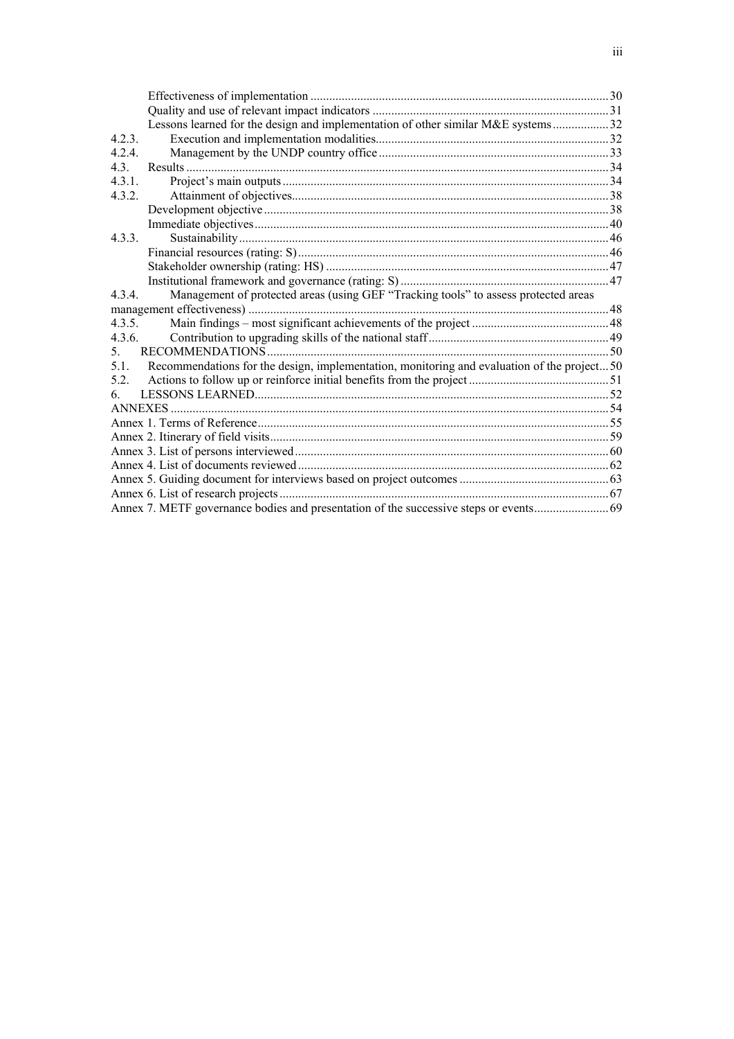Effectiveness of implementation ............................................................................................ 30
Quality and use of relevant impact indicators ........................................................................ 31
Lessons learned for the design and implementation of other similar M&E systems .................. 32
4.2.3. Execution and implementation modalities.......................................................................... 32
4.2.4. Management by the UNDP country office .......................................................................... 33
4.3. Results ...................................................................................................................................... 34
4.3.1. Project's main outputs ........................................................................................................ 34
4.3.2. Attainment of objectives..................................................................................................... 38
Development objective .............................................................................................................. 38
Immediate objectives ................................................................................................................. 40
4.3.3. Sustainability ...................................................................................................................... 46
Financial resources (rating: S) ................................................................................................... 46
Stakeholder ownership (rating: HS) .......................................................................................... 47
Institutional framework and governance (rating: S) .................................................................. 47
4.3.4. Management of protected areas (using GEF "Tracking tools" to assess protected areas management effectiveness) ................................................................................................... 48
4.3.5. Main findings – most significant achievements of the project ............................................ 48
4.3.6. Contribution to upgrading skills of the national staff .......................................................... 49
5. RECOMMENDATIONS ............................................................................................................. 50
5.1. Recommendations for the design, implementation, monitoring and evaluation of the project ... 50
5.2. Actions to follow up or reinforce initial benefits from the project ............................................ 51
6. LESSONS LEARNED................................................................................................................. 52
ANNEXES ........................................................................................................................................ 54
Annex 1. Terms of Reference ............................................................................................................ 55
Annex 2. Itinerary of field visits ........................................................................................................ 59
Annex 3. List of persons interviewed ................................................................................................. 60
Annex 4. List of documents reviewed ................................................................................................ 62
Annex 5. Guiding document for interviews based on project outcomes ............................................ 63
Annex 6. List of research projects ..................................................................................................... 67
Annex 7. METF governance bodies and presentation of the successive steps or events ..................... 69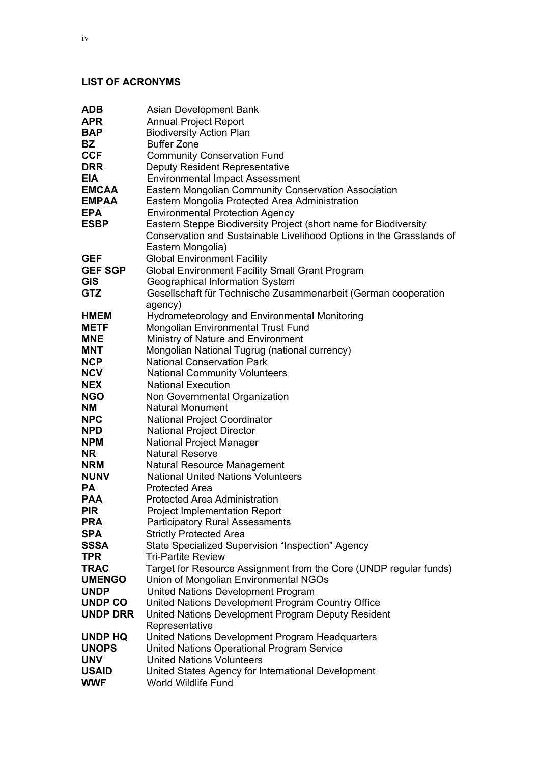## LIST OF ACRONYMS

| | |
|---|---|
| **ADB** | Asian Development Bank |
| **APR** | Annual Project Report |
| **BAP** | Biodiversity Action Plan |
| **BZ** | Buffer Zone |
| **CCF** | Community Conservation Fund |
| **DRR** | Deputy Resident Representative |
| **EIA** | Environmental Impact Assessment |
| **EMCAA** | Eastern Mongolian Community Conservation Association |
| **EMPAA** | Eastern Mongolia Protected Area Administration |
| **EPA** | Environmental Protection Agency |
| **ESBP** | Eastern Steppe Biodiversity Project (short name for Biodiversity Conservation and Sustainable Livelihood Options in the Grasslands of Eastern Mongolia) |
| **GEF** | Global Environment Facility |
| **GEF SGP** | Global Environment Facility Small Grant Program |
| **GIS** | Geographical Information System |
| **GTZ** | Gesellschaft für Technische Zusammenarbeit (German cooperation agency) |
| **HMEM** | Hydrometeorology and Environmental Monitoring |
| **METF** | Mongolian Environmental Trust Fund |
| **MNE** | Ministry of Nature and Environment |
| **MNT** | Mongolian National Tugrug (national currency) |
| **NCP** | National Conservation Park |
| **NCV** | National Community Volunteers |
| **NEX** | National Execution |
| **NGO** | Non Governmental Organization |
| **NM** | Natural Monument |
| **NPC** | National Project Coordinator |
| **NPD** | National Project Director |
| **NPM** | National Project Manager |
| **NR** | Natural Reserve |
| **NRM** | Natural Resource Management |
| **NUNV** | National United Nations Volunteers |
| **PA** | Protected Area |
| **PAA** | Protected Area Administration |
| **PIR** | Project Implementation Report |
| **PRA** | Participatory Rural Assessments |
| **SPA** | Strictly Protected Area |
| **SSSA** | State Specialized Supervision "Inspection" Agency |
| **TPR** | Tri-Partite Review |
| **TRAC** | Target for Resource Assignment from the Core (UNDP regular funds) |
| **UMENGO** | Union of Mongolian Environmental NGOs |
| **UNDP** | United Nations Development Program |
| **UNDP CO** | United Nations Development Program Country Office |
| **UNDP DRR** | United Nations Development Program Deputy Resident Representative |
| **UNDP HQ** | United Nations Development Program Headquarters |
| **UNOPS** | United Nations Operational Program Service |
| **UNV** | United Nations Volunteers |
| **USAID** | United States Agency for International Development |
| **WWF** | World Wildlife Fund |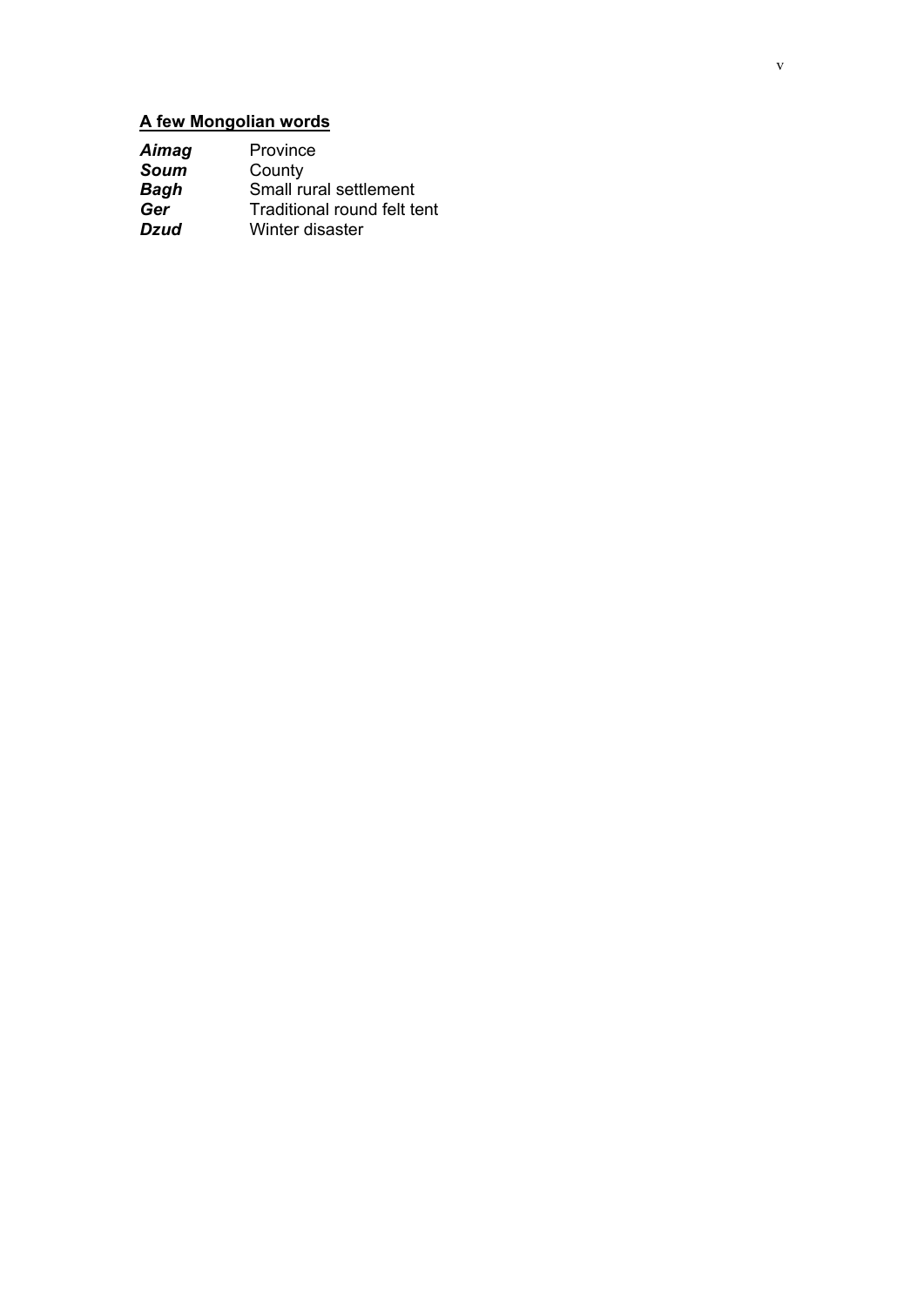## A few Mongolian words

| | |
|---|---|
| ***Aimag*** | Province |
| ***Soum*** | County |
| ***Bagh*** | Small rural settlement |
| ***Ger*** | Traditional round felt tent |
| ***Dzud*** | Winter disaster |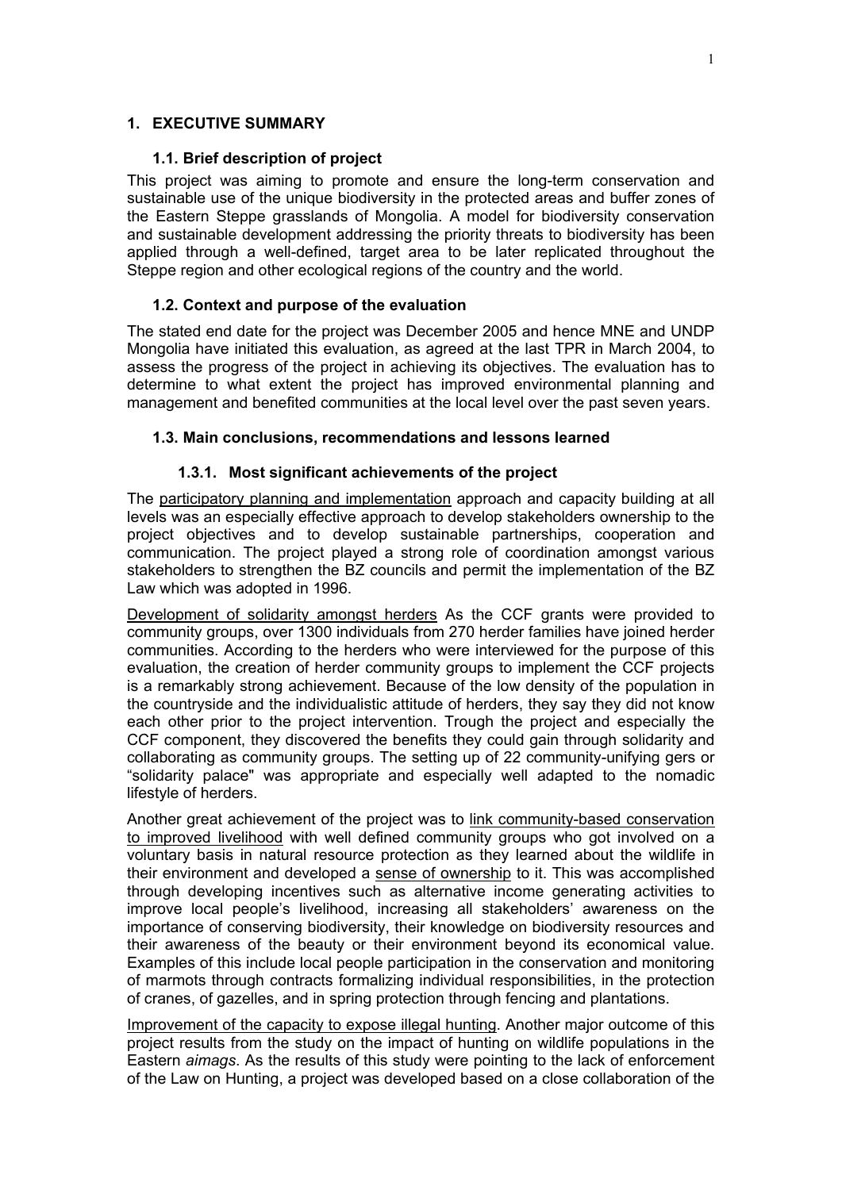# 1. EXECUTIVE SUMMARY

## 1.1. Brief description of project

This project was aiming to promote and ensure the long-term conservation and sustainable use of the unique biodiversity in the protected areas and buffer zones of the Eastern Steppe grasslands of Mongolia. A model for biodiversity conservation and sustainable development addressing the priority threats to biodiversity has been applied through a well-defined, target area to be later replicated throughout the Steppe region and other ecological regions of the country and the world.

## 1.2. Context and purpose of the evaluation

The stated end date for the project was December 2005 and hence MNE and UNDP Mongolia have initiated this evaluation, as agreed at the last TPR in March 2004, to assess the progress of the project in achieving its objectives. The evaluation has to determine to what extent the project has improved environmental planning and management and benefited communities at the local level over the past seven years.

## 1.3. Main conclusions, recommendations and lessons learned

### 1.3.1. Most significant achievements of the project

The participatory planning and implementation approach and capacity building at all levels was an especially effective approach to develop stakeholders ownership to the project objectives and to develop sustainable partnerships, cooperation and communication. The project played a strong role of coordination amongst various stakeholders to strengthen the BZ councils and permit the implementation of the BZ Law which was adopted in 1996.

Development of solidarity amongst herders As the CCF grants were provided to community groups, over 1300 individuals from 270 herder families have joined herder communities. According to the herders who were interviewed for the purpose of this evaluation, the creation of herder community groups to implement the CCF projects is a remarkably strong achievement. Because of the low density of the population in the countryside and the individualistic attitude of herders, they say they did not know each other prior to the project intervention. Trough the project and especially the CCF component, they discovered the benefits they could gain through solidarity and collaborating as community groups. The setting up of 22 community-unifying gers or "solidarity palace" was appropriate and especially well adapted to the nomadic lifestyle of herders.

Another great achievement of the project was to link community-based conservation to improved livelihood with well defined community groups who got involved on a voluntary basis in natural resource protection as they learned about the wildlife in their environment and developed a sense of ownership to it. This was accomplished through developing incentives such as alternative income generating activities to improve local people's livelihood, increasing all stakeholders' awareness on the importance of conserving biodiversity, their knowledge on biodiversity resources and their awareness of the beauty or their environment beyond its economical value. Examples of this include local people participation in the conservation and monitoring of marmots through contracts formalizing individual responsibilities, in the protection of cranes, of gazelles, and in spring protection through fencing and plantations.

Improvement of the capacity to expose illegal hunting. Another major outcome of this project results from the study on the impact of hunting on wildlife populations in the Eastern *aimags*. As the results of this study were pointing to the lack of enforcement of the Law on Hunting, a project was developed based on a close collaboration of the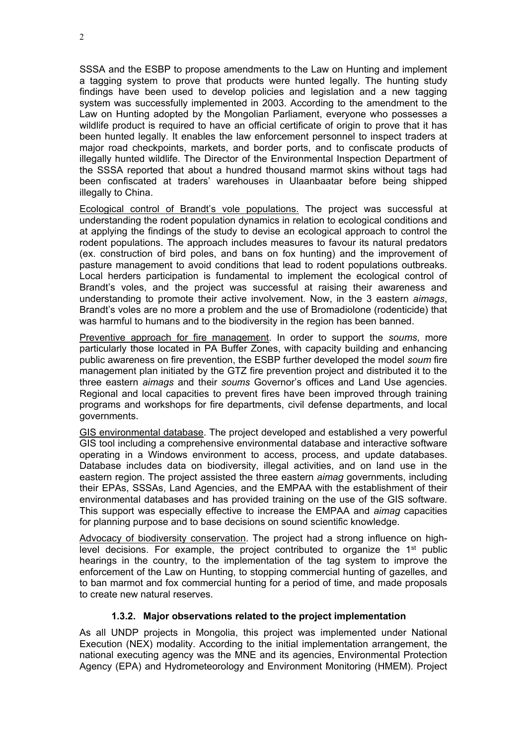SSSA and the ESBP to propose amendments to the Law on Hunting and implement a tagging system to prove that products were hunted legally. The hunting study findings have been used to develop policies and legislation and a new tagging system was successfully implemented in 2003. According to the amendment to the Law on Hunting adopted by the Mongolian Parliament, everyone who possesses a wildlife product is required to have an official certificate of origin to prove that it has been hunted legally. It enables the law enforcement personnel to inspect traders at major road checkpoints, markets, and border ports, and to confiscate products of illegally hunted wildlife. The Director of the Environmental Inspection Department of the SSSA reported that about a hundred thousand marmot skins without tags had been confiscated at traders' warehouses in Ulaanbaatar before being shipped illegally to China.

Ecological control of Brandt's vole populations. The project was successful at understanding the rodent population dynamics in relation to ecological conditions and at applying the findings of the study to devise an ecological approach to control the rodent populations. The approach includes measures to favour its natural predators (ex. construction of bird poles, and bans on fox hunting) and the improvement of pasture management to avoid conditions that lead to rodent populations outbreaks. Local herders participation is fundamental to implement the ecological control of Brandt's voles, and the project was successful at raising their awareness and understanding to promote their active involvement. Now, in the 3 eastern *aimags*, Brandt's voles are no more a problem and the use of Bromadiolone (rodenticide) that was harmful to humans and to the biodiversity in the region has been banned.

Preventive approach for fire management. In order to support the *soums*, more particularly those located in PA Buffer Zones, with capacity building and enhancing public awareness on fire prevention, the ESBP further developed the model *soum* fire management plan initiated by the GTZ fire prevention project and distributed it to the three eastern *aimags* and their *soums* Governor's offices and Land Use agencies. Regional and local capacities to prevent fires have been improved through training programs and workshops for fire departments, civil defense departments, and local governments.

GIS environmental database. The project developed and established a very powerful GIS tool including a comprehensive environmental database and interactive software operating in a Windows environment to access, process, and update databases. Database includes data on biodiversity, illegal activities, and on land use in the eastern region. The project assisted the three eastern *aimag* governments, including their EPAs, SSSAs, Land Agencies, and the EMPAA with the establishment of their environmental databases and has provided training on the use of the GIS software. This support was especially effective to increase the EMPAA and *aimag* capacities for planning purpose and to base decisions on sound scientific knowledge.

Advocacy of biodiversity conservation. The project had a strong influence on high-level decisions. For example, the project contributed to organize the 1st public hearings in the country, to the implementation of the tag system to improve the enforcement of the Law on Hunting, to stopping commercial hunting of gazelles, and to ban marmot and fox commercial hunting for a period of time, and made proposals to create new natural reserves.

### 1.3.2. Major observations related to the project implementation

As all UNDP projects in Mongolia, this project was implemented under National Execution (NEX) modality. According to the initial implementation arrangement, the national executing agency was the MNE and its agencies, Environmental Protection Agency (EPA) and Hydrometeorology and Environment Monitoring (HMEM). Project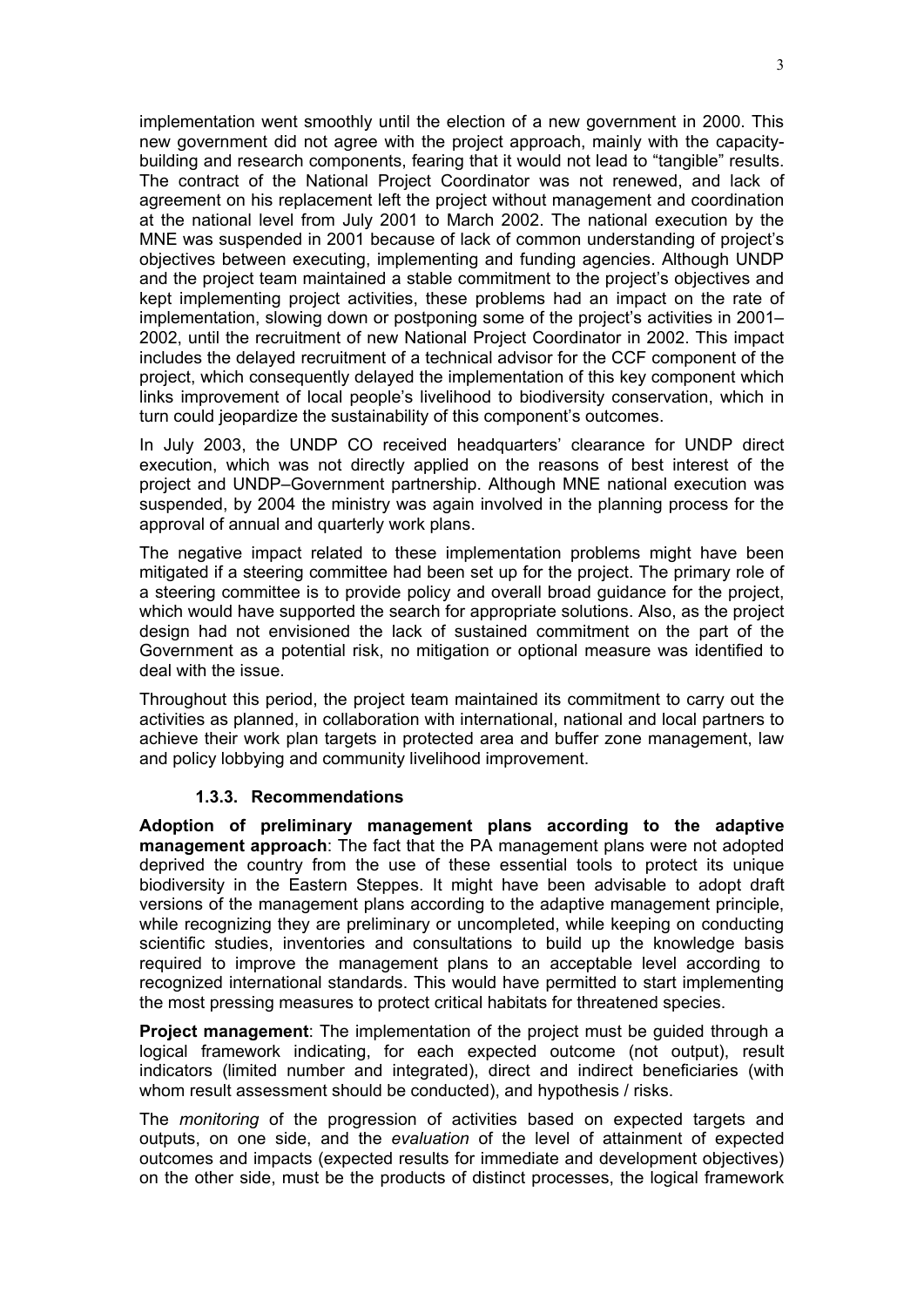implementation went smoothly until the election of a new government in 2000. This new government did not agree with the project approach, mainly with the capacity-building and research components, fearing that it would not lead to "tangible" results. The contract of the National Project Coordinator was not renewed, and lack of agreement on his replacement left the project without management and coordination at the national level from July 2001 to March 2002. The national execution by the MNE was suspended in 2001 because of lack of common understanding of project's objectives between executing, implementing and funding agencies. Although UNDP and the project team maintained a stable commitment to the project's objectives and kept implementing project activities, these problems had an impact on the rate of implementation, slowing down or postponing some of the project's activities in 2001–2002, until the recruitment of new National Project Coordinator in 2002. This impact includes the delayed recruitment of a technical advisor for the CCF component of the project, which consequently delayed the implementation of this key component which links improvement of local people's livelihood to biodiversity conservation, which in turn could jeopardize the sustainability of this component's outcomes.

In July 2003, the UNDP CO received headquarters' clearance for UNDP direct execution, which was not directly applied on the reasons of best interest of the project and UNDP–Government partnership. Although MNE national execution was suspended, by 2004 the ministry was again involved in the planning process for the approval of annual and quarterly work plans.

The negative impact related to these implementation problems might have been mitigated if a steering committee had been set up for the project. The primary role of a steering committee is to provide policy and overall broad guidance for the project, which would have supported the search for appropriate solutions. Also, as the project design had not envisioned the lack of sustained commitment on the part of the Government as a potential risk, no mitigation or optional measure was identified to deal with the issue.

Throughout this period, the project team maintained its commitment to carry out the activities as planned, in collaboration with international, national and local partners to achieve their work plan targets in protected area and buffer zone management, law and policy lobbying and community livelihood improvement.

### 1.3.3. Recommendations

**Adoption of preliminary management plans according to the adaptive management approach**: The fact that the PA management plans were not adopted deprived the country from the use of these essential tools to protect its unique biodiversity in the Eastern Steppes. It might have been advisable to adopt draft versions of the management plans according to the adaptive management principle, while recognizing they are preliminary or uncompleted, while keeping on conducting scientific studies, inventories and consultations to build up the knowledge basis required to improve the management plans to an acceptable level according to recognized international standards. This would have permitted to start implementing the most pressing measures to protect critical habitats for threatened species.

**Project management**: The implementation of the project must be guided through a logical framework indicating, for each expected outcome (not output), result indicators (limited number and integrated), direct and indirect beneficiaries (with whom result assessment should be conducted), and hypothesis / risks.

The *monitoring* of the progression of activities based on expected targets and outputs, on one side, and the *evaluation* of the level of attainment of expected outcomes and impacts (expected results for immediate and development objectives) on the other side, must be the products of distinct processes, the logical framework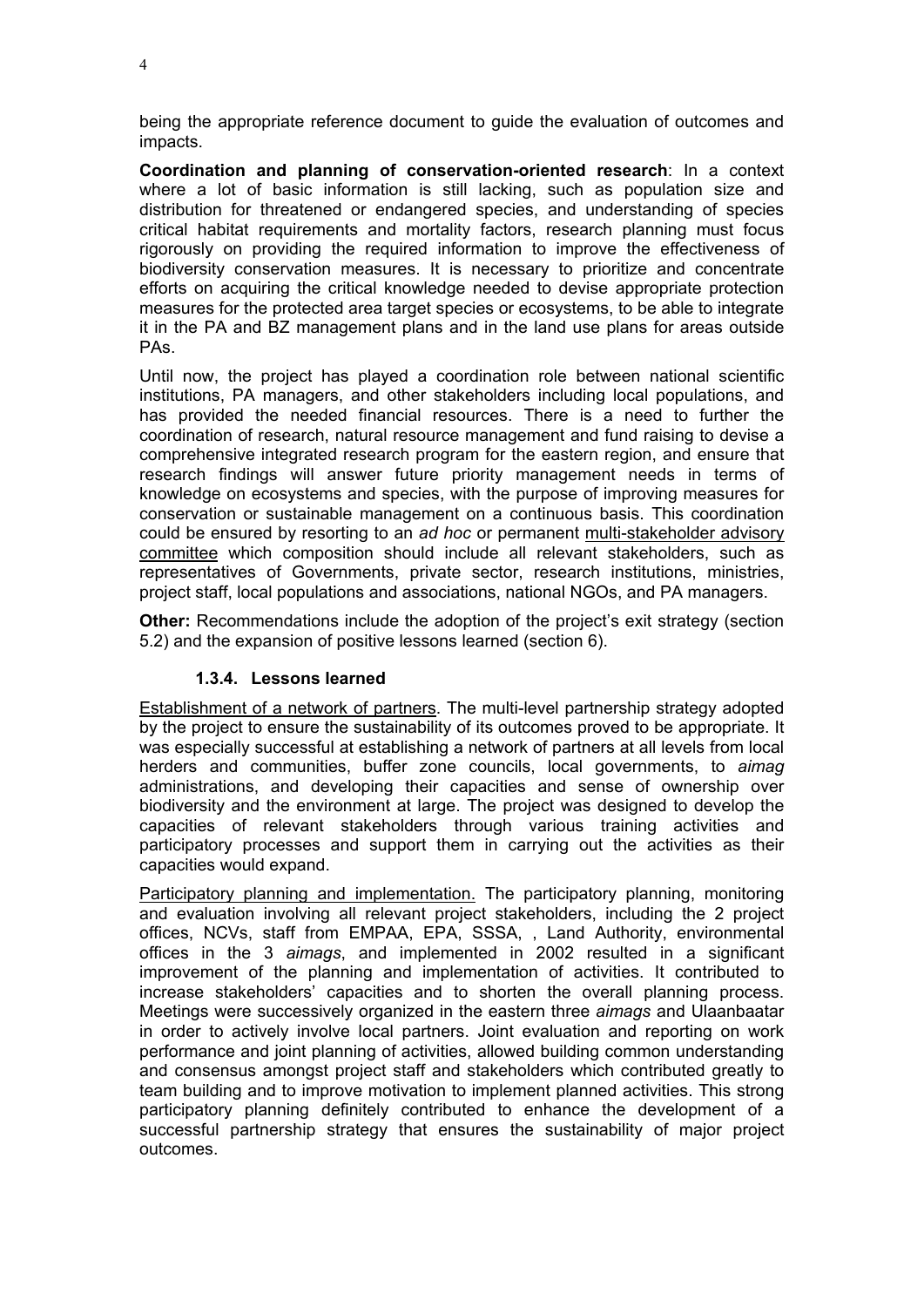being the appropriate reference document to guide the evaluation of outcomes and impacts.

**Coordination and planning of conservation-oriented research**: In a context where a lot of basic information is still lacking, such as population size and distribution for threatened or endangered species, and understanding of species critical habitat requirements and mortality factors, research planning must focus rigorously on providing the required information to improve the effectiveness of biodiversity conservation measures. It is necessary to prioritize and concentrate efforts on acquiring the critical knowledge needed to devise appropriate protection measures for the protected area target species or ecosystems, to be able to integrate it in the PA and BZ management plans and in the land use plans for areas outside PAs.

Until now, the project has played a coordination role between national scientific institutions, PA managers, and other stakeholders including local populations, and has provided the needed financial resources. There is a need to further the coordination of research, natural resource management and fund raising to devise a comprehensive integrated research program for the eastern region, and ensure that research findings will answer future priority management needs in terms of knowledge on ecosystems and species, with the purpose of improving measures for conservation or sustainable management on a continuous basis. This coordination could be ensured by resorting to an *ad hoc* or permanent multi-stakeholder advisory committee which composition should include all relevant stakeholders, such as representatives of Governments, private sector, research institutions, ministries, project staff, local populations and associations, national NGOs, and PA managers.

**Other:** Recommendations include the adoption of the project's exit strategy (section 5.2) and the expansion of positive lessons learned (section 6).

### 1.3.4. Lessons learned

Establishment of a network of partners. The multi-level partnership strategy adopted by the project to ensure the sustainability of its outcomes proved to be appropriate. It was especially successful at establishing a network of partners at all levels from local herders and communities, buffer zone councils, local governments, to *aimag* administrations, and developing their capacities and sense of ownership over biodiversity and the environment at large. The project was designed to develop the capacities of relevant stakeholders through various training activities and participatory processes and support them in carrying out the activities as their capacities would expand.

Participatory planning and implementation. The participatory planning, monitoring and evaluation involving all relevant project stakeholders, including the 2 project offices, NCVs, staff from EMPAA, EPA, SSSA, , Land Authority, environmental offices in the 3 *aimags*, and implemented in 2002 resulted in a significant improvement of the planning and implementation of activities. It contributed to increase stakeholders' capacities and to shorten the overall planning process. Meetings were successively organized in the eastern three *aimags* and Ulaanbaatar in order to actively involve local partners. Joint evaluation and reporting on work performance and joint planning of activities, allowed building common understanding and consensus amongst project staff and stakeholders which contributed greatly to team building and to improve motivation to implement planned activities. This strong participatory planning definitely contributed to enhance the development of a successful partnership strategy that ensures the sustainability of major project outcomes.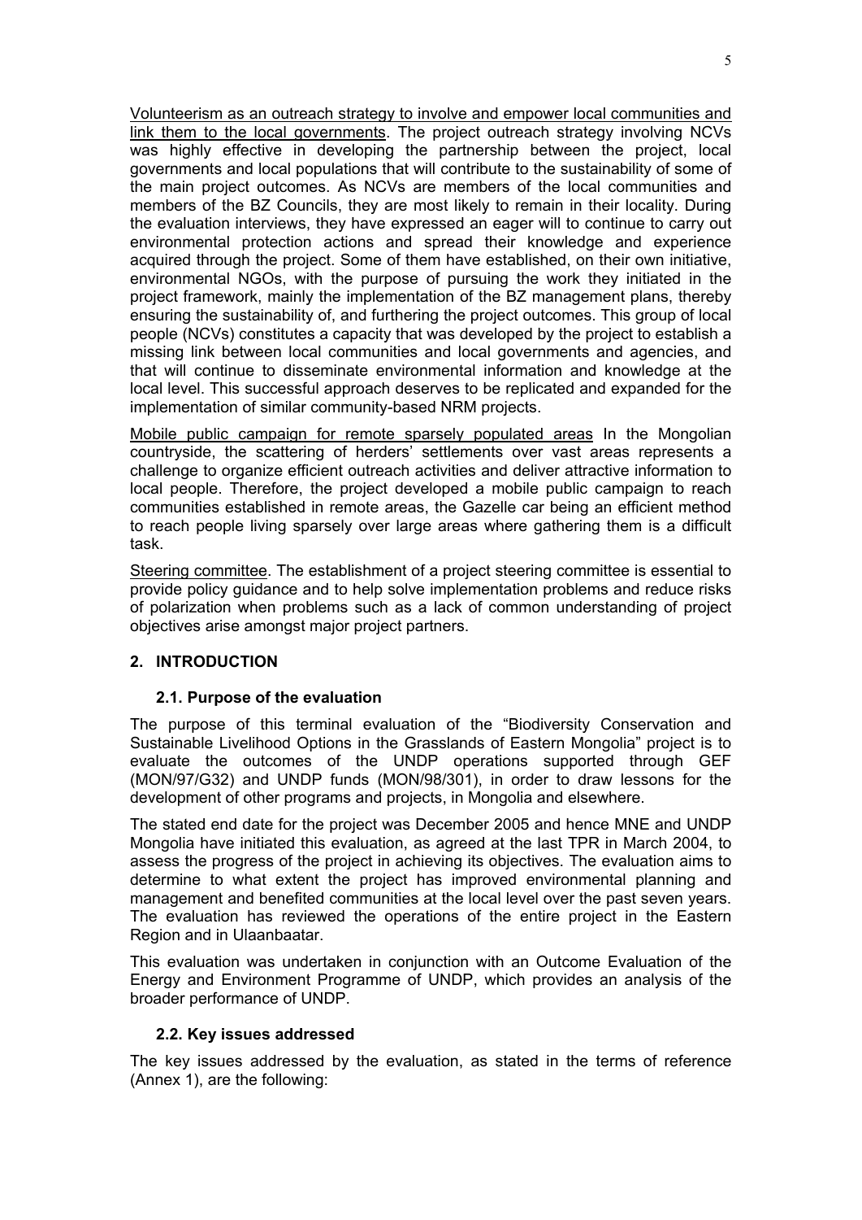<u>Volunteerism as an outreach strategy to involve and empower local communities and link them to the local governments</u>. The project outreach strategy involving NCVs was highly effective in developing the partnership between the project, local governments and local populations that will contribute to the sustainability of some of the main project outcomes. As NCVs are members of the local communities and members of the BZ Councils, they are most likely to remain in their locality. During the evaluation interviews, they have expressed an eager will to continue to carry out environmental protection actions and spread their knowledge and experience acquired through the project. Some of them have established, on their own initiative, environmental NGOs, with the purpose of pursuing the work they initiated in the project framework, mainly the implementation of the BZ management plans, thereby ensuring the sustainability of, and furthering the project outcomes. This group of local people (NCVs) constitutes a capacity that was developed by the project to establish a missing link between local communities and local governments and agencies, and that will continue to disseminate environmental information and knowledge at the local level. This successful approach deserves to be replicated and expanded for the implementation of similar community-based NRM projects.

<u>Mobile public campaign for remote sparsely populated areas</u> In the Mongolian countryside, the scattering of herders' settlements over vast areas represents a challenge to organize efficient outreach activities and deliver attractive information to local people. Therefore, the project developed a mobile public campaign to reach communities established in remote areas, the Gazelle car being an efficient method to reach people living sparsely over large areas where gathering them is a difficult task.

<u>Steering committee</u>. The establishment of a project steering committee is essential to provide policy guidance and to help solve implementation problems and reduce risks of polarization when problems such as a lack of common understanding of project objectives arise amongst major project partners.

## 2. INTRODUCTION

### 2.1. Purpose of the evaluation

The purpose of this terminal evaluation of the "Biodiversity Conservation and Sustainable Livelihood Options in the Grasslands of Eastern Mongolia" project is to evaluate the outcomes of the UNDP operations supported through GEF (MON/97/G32) and UNDP funds (MON/98/301), in order to draw lessons for the development of other programs and projects, in Mongolia and elsewhere.

The stated end date for the project was December 2005 and hence MNE and UNDP Mongolia have initiated this evaluation, as agreed at the last TPR in March 2004, to assess the progress of the project in achieving its objectives. The evaluation aims to determine to what extent the project has improved environmental planning and management and benefited communities at the local level over the past seven years. The evaluation has reviewed the operations of the entire project in the Eastern Region and in Ulaanbaatar.

This evaluation was undertaken in conjunction with an Outcome Evaluation of the Energy and Environment Programme of UNDP, which provides an analysis of the broader performance of UNDP.

### 2.2. Key issues addressed

The key issues addressed by the evaluation, as stated in the terms of reference (Annex 1), are the following: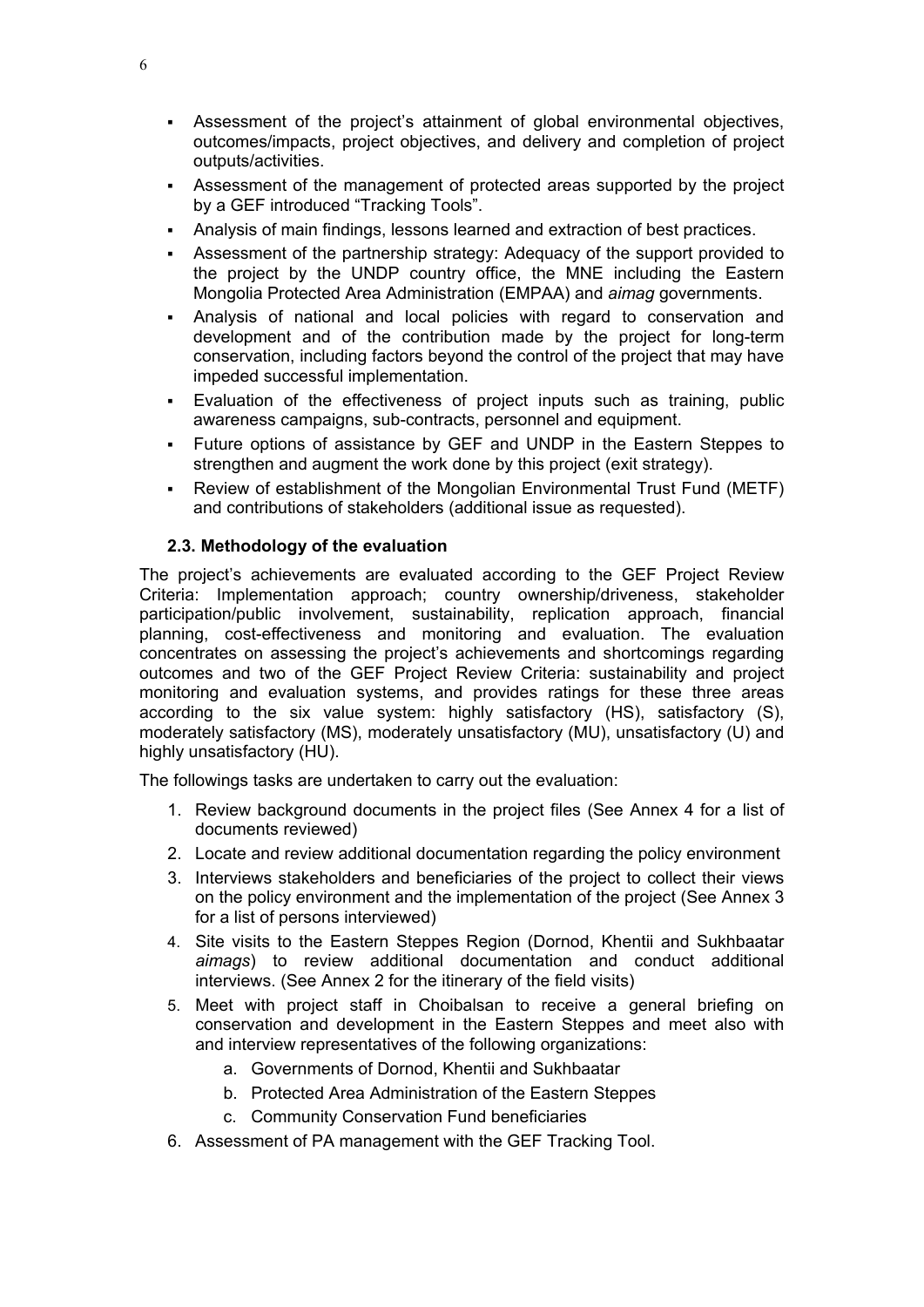- Assessment of the project's attainment of global environmental objectives, outcomes/impacts, project objectives, and delivery and completion of project outputs/activities.
- Assessment of the management of protected areas supported by the project by a GEF introduced "Tracking Tools".
- Analysis of main findings, lessons learned and extraction of best practices.
- Assessment of the partnership strategy: Adequacy of the support provided to the project by the UNDP country office, the MNE including the Eastern Mongolia Protected Area Administration (EMPAA) and *aimag* governments.
- Analysis of national and local policies with regard to conservation and development and of the contribution made by the project for long-term conservation, including factors beyond the control of the project that may have impeded successful implementation.
- Evaluation of the effectiveness of project inputs such as training, public awareness campaigns, sub-contracts, personnel and equipment.
- Future options of assistance by GEF and UNDP in the Eastern Steppes to strengthen and augment the work done by this project (exit strategy).
- Review of establishment of the Mongolian Environmental Trust Fund (METF) and contributions of stakeholders (additional issue as requested).

### 2.3. Methodology of the evaluation

The project's achievements are evaluated according to the GEF Project Review Criteria: Implementation approach; country ownership/driveness, stakeholder participation/public involvement, sustainability, replication approach, financial planning, cost-effectiveness and monitoring and evaluation. The evaluation concentrates on assessing the project's achievements and shortcomings regarding outcomes and two of the GEF Project Review Criteria: sustainability and project monitoring and evaluation systems, and provides ratings for these three areas according to the six value system: highly satisfactory (HS), satisfactory (S), moderately satisfactory (MS), moderately unsatisfactory (MU), unsatisfactory (U) and highly unsatisfactory (HU).

The followings tasks are undertaken to carry out the evaluation:

1. Review background documents in the project files (See Annex 4 for a list of documents reviewed)
2. Locate and review additional documentation regarding the policy environment
3. Interviews stakeholders and beneficiaries of the project to collect their views on the policy environment and the implementation of the project (See Annex 3 for a list of persons interviewed)
4. Site visits to the Eastern Steppes Region (Dornod, Khentii and Sukhbaatar *aimags*) to review additional documentation and conduct additional interviews. (See Annex 2 for the itinerary of the field visits)
5. Meet with project staff in Choibalsan to receive a general briefing on conservation and development in the Eastern Steppes and meet also with and interview representatives of the following organizations:
    a. Governments of Dornod, Khentii and Sukhbaatar
    b. Protected Area Administration of the Eastern Steppes
    c. Community Conservation Fund beneficiaries
6. Assessment of PA management with the GEF Tracking Tool.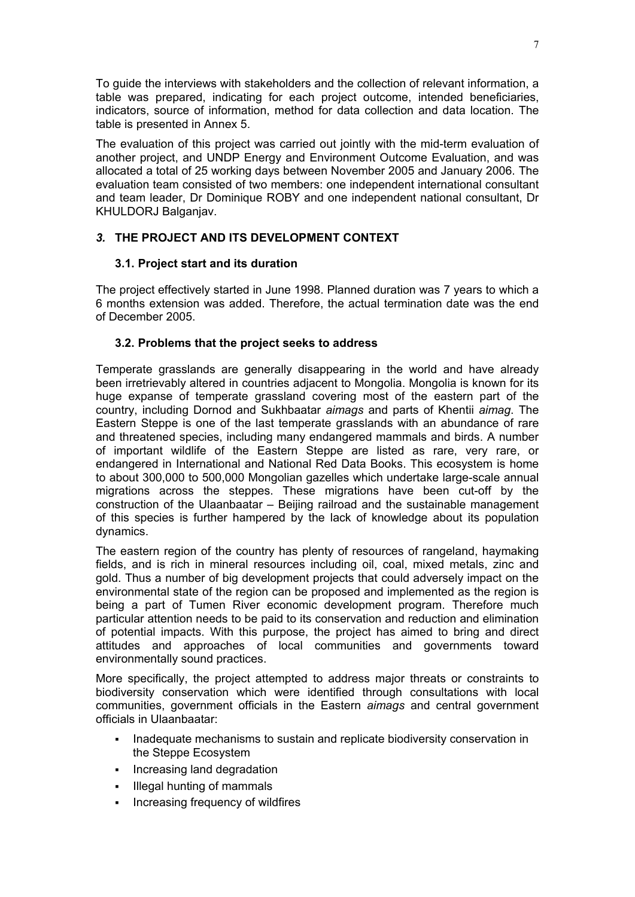To guide the interviews with stakeholders and the collection of relevant information, a table was prepared, indicating for each project outcome, intended beneficiaries, indicators, source of information, method for data collection and data location. The table is presented in Annex 5.

The evaluation of this project was carried out jointly with the mid-term evaluation of another project, and UNDP Energy and Environment Outcome Evaluation, and was allocated a total of 25 working days between November 2005 and January 2006. The evaluation team consisted of two members: one independent international consultant and team leader, Dr Dominique ROBY and one independent national consultant, Dr KHULDORJ Balganjav.

## *3.* THE PROJECT AND ITS DEVELOPMENT CONTEXT

### 3.1. Project start and its duration

The project effectively started in June 1998. Planned duration was 7 years to which a 6 months extension was added. Therefore, the actual termination date was the end of December 2005.

### 3.2. Problems that the project seeks to address

Temperate grasslands are generally disappearing in the world and have already been irretrievably altered in countries adjacent to Mongolia. Mongolia is known for its huge expanse of temperate grassland covering most of the eastern part of the country, including Dornod and Sukhbaatar *aimags* and parts of Khentii *aimag*. The Eastern Steppe is one of the last temperate grasslands with an abundance of rare and threatened species, including many endangered mammals and birds. A number of important wildlife of the Eastern Steppe are listed as rare, very rare, or endangered in International and National Red Data Books. This ecosystem is home to about 300,000 to 500,000 Mongolian gazelles which undertake large-scale annual migrations across the steppes. These migrations have been cut-off by the construction of the Ulaanbaatar – Beijing railroad and the sustainable management of this species is further hampered by the lack of knowledge about its population dynamics.

The eastern region of the country has plenty of resources of rangeland, haymaking fields, and is rich in mineral resources including oil, coal, mixed metals, zinc and gold. Thus a number of big development projects that could adversely impact on the environmental state of the region can be proposed and implemented as the region is being a part of Tumen River economic development program. Therefore much particular attention needs to be paid to its conservation and reduction and elimination of potential impacts. With this purpose, the project has aimed to bring and direct attitudes and approaches of local communities and governments toward environmentally sound practices.

More specifically, the project attempted to address major threats or constraints to biodiversity conservation which were identified through consultations with local communities, government officials in the Eastern *aimags* and central government officials in Ulaanbaatar:

- Inadequate mechanisms to sustain and replicate biodiversity conservation in the Steppe Ecosystem
- Increasing land degradation
- Illegal hunting of mammals
- Increasing frequency of wildfires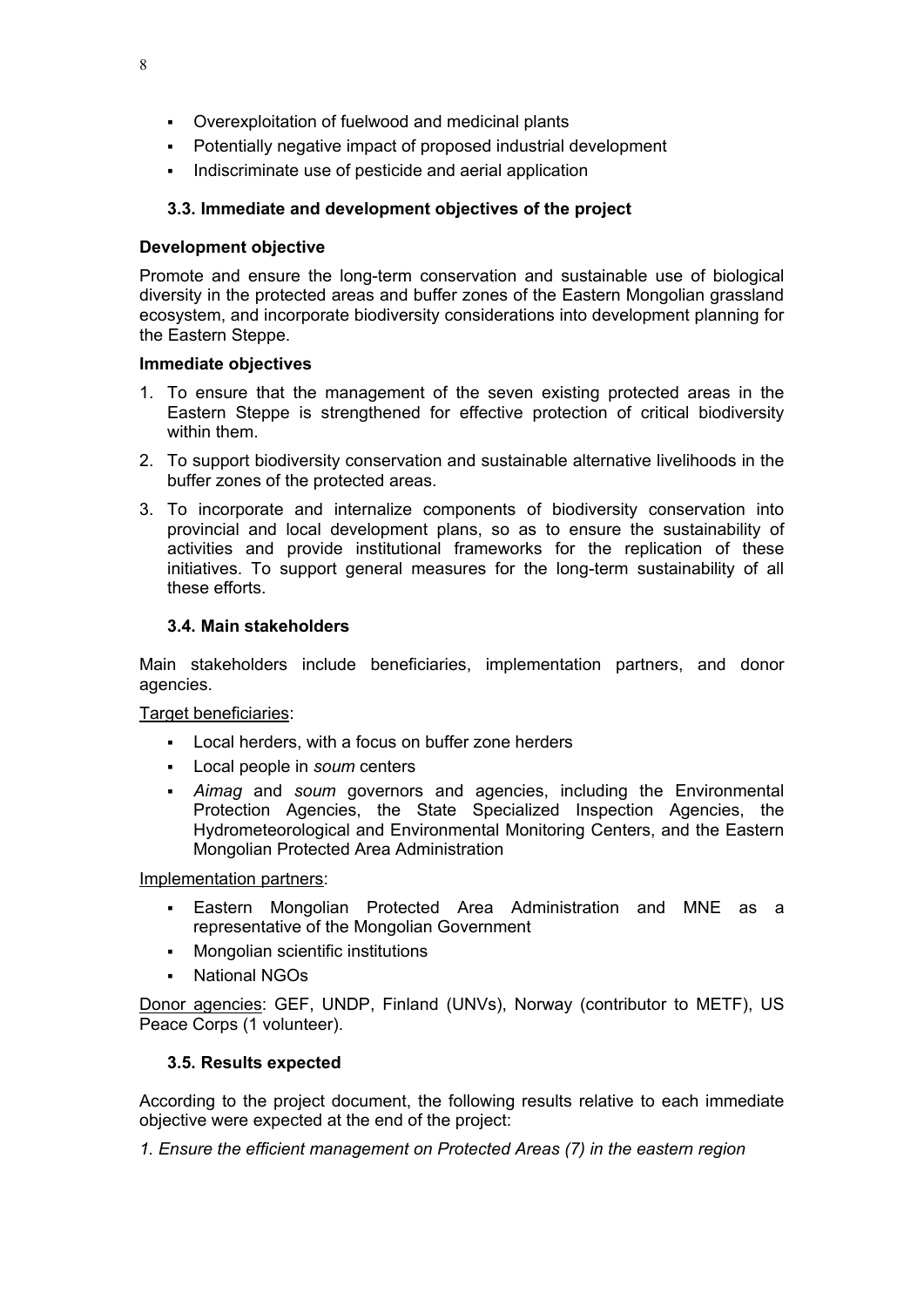- Overexploitation of fuelwood and medicinal plants
- Potentially negative impact of proposed industrial development
- Indiscriminate use of pesticide and aerial application

### 3.3. Immediate and development objectives of the project

**Development objective**

Promote and ensure the long-term conservation and sustainable use of biological diversity in the protected areas and buffer zones of the Eastern Mongolian grassland ecosystem, and incorporate biodiversity considerations into development planning for the Eastern Steppe.

**Immediate objectives**

1. To ensure that the management of the seven existing protected areas in the Eastern Steppe is strengthened for effective protection of critical biodiversity within them.
2. To support biodiversity conservation and sustainable alternative livelihoods in the buffer zones of the protected areas.
3. To incorporate and internalize components of biodiversity conservation into provincial and local development plans, so as to ensure the sustainability of activities and provide institutional frameworks for the replication of these initiatives. To support general measures for the long-term sustainability of all these efforts.

### 3.4. Main stakeholders

Main stakeholders include beneficiaries, implementation partners, and donor agencies.

Target beneficiaries:

- Local herders, with a focus on buffer zone herders
- Local people in *soum* centers
- *Aimag* and *soum* governors and agencies, including the Environmental Protection Agencies, the State Specialized Inspection Agencies, the Hydrometeorological and Environmental Monitoring Centers, and the Eastern Mongolian Protected Area Administration

Implementation partners:

- Eastern Mongolian Protected Area Administration and MNE as a representative of the Mongolian Government
- Mongolian scientific institutions
- National NGOs

Donor agencies: GEF, UNDP, Finland (UNVs), Norway (contributor to METF), US Peace Corps (1 volunteer).

### 3.5. Results expected

According to the project document, the following results relative to each immediate objective were expected at the end of the project:

*1. Ensure the efficient management on Protected Areas (7) in the eastern region*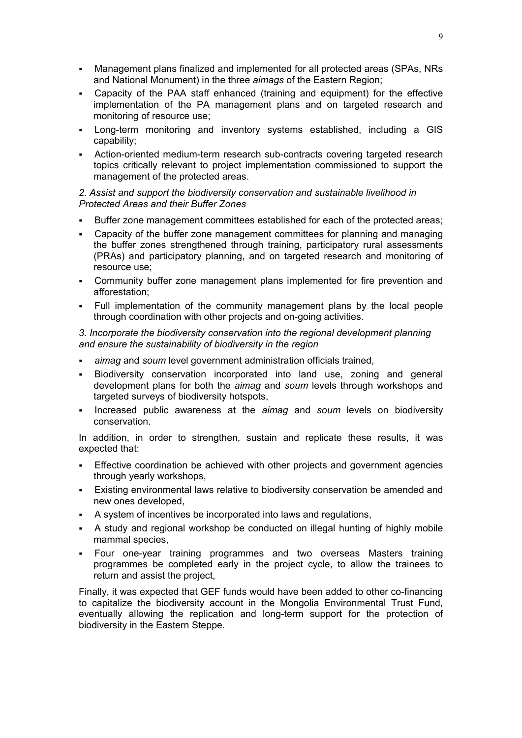- Management plans finalized and implemented for all protected areas (SPAs, NRs and National Monument) in the three *aimags* of the Eastern Region;
- Capacity of the PAA staff enhanced (training and equipment) for the effective implementation of the PA management plans and on targeted research and monitoring of resource use;
- Long-term monitoring and inventory systems established, including a GIS capability;
- Action-oriented medium-term research sub-contracts covering targeted research topics critically relevant to project implementation commissioned to support the management of the protected areas.

*2. Assist and support the biodiversity conservation and sustainable livelihood in Protected Areas and their Buffer Zones*

- Buffer zone management committees established for each of the protected areas;
- Capacity of the buffer zone management committees for planning and managing the buffer zones strengthened through training, participatory rural assessments (PRAs) and participatory planning, and on targeted research and monitoring of resource use;
- Community buffer zone management plans implemented for fire prevention and afforestation;
- Full implementation of the community management plans by the local people through coordination with other projects and on-going activities.

*3. Incorporate the biodiversity conservation into the regional development planning and ensure the sustainability of biodiversity in the region*

- *aimag* and *soum* level government administration officials trained,
- Biodiversity conservation incorporated into land use, zoning and general development plans for both the *aimag* and *soum* levels through workshops and targeted surveys of biodiversity hotspots,
- Increased public awareness at the *aimag* and *soum* levels on biodiversity conservation.

In addition, in order to strengthen, sustain and replicate these results, it was expected that:

- Effective coordination be achieved with other projects and government agencies through yearly workshops,
- Existing environmental laws relative to biodiversity conservation be amended and new ones developed,
- A system of incentives be incorporated into laws and regulations,
- A study and regional workshop be conducted on illegal hunting of highly mobile mammal species,
- Four one-year training programmes and two overseas Masters training programmes be completed early in the project cycle, to allow the trainees to return and assist the project,

Finally, it was expected that GEF funds would have been added to other co-financing to capitalize the biodiversity account in the Mongolia Environmental Trust Fund, eventually allowing the replication and long-term support for the protection of biodiversity in the Eastern Steppe.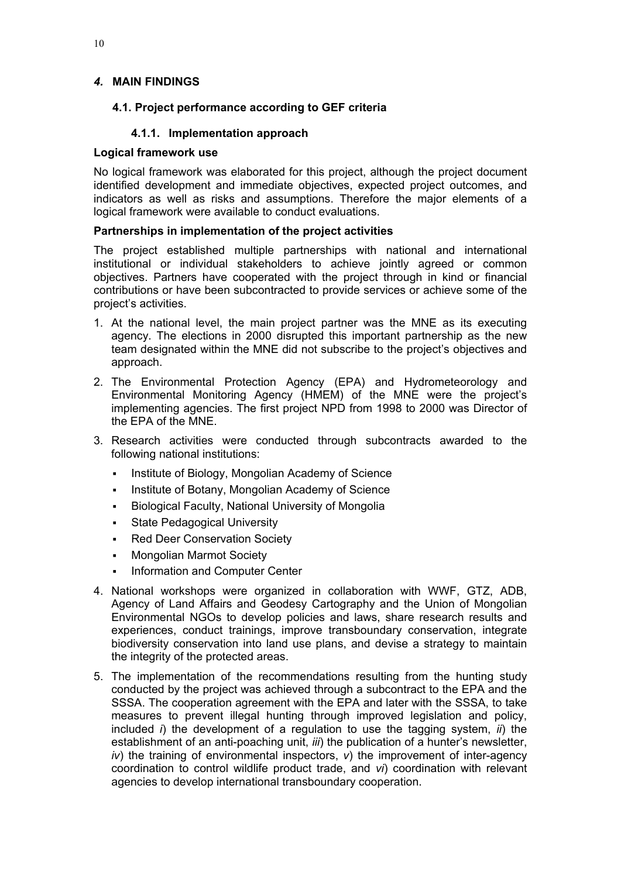## *4.* MAIN FINDINGS

### 4.1. Project performance according to GEF criteria

#### 4.1.1. Implementation approach

**Logical framework use**

No logical framework was elaborated for this project, although the project document identified development and immediate objectives, expected project outcomes, and indicators as well as risks and assumptions. Therefore the major elements of a logical framework were available to conduct evaluations.

**Partnerships in implementation of the project activities**

The project established multiple partnerships with national and international institutional or individual stakeholders to achieve jointly agreed or common objectives. Partners have cooperated with the project through in kind or financial contributions or have been subcontracted to provide services or achieve some of the project's activities.

1. At the national level, the main project partner was the MNE as its executing agency. The elections in 2000 disrupted this important partnership as the new team designated within the MNE did not subscribe to the project's objectives and approach.
2. The Environmental Protection Agency (EPA) and Hydrometeorology and Environmental Monitoring Agency (HMEM) of the MNE were the project's implementing agencies. The first project NPD from 1998 to 2000 was Director of the EPA of the MNE.
3. Research activities were conducted through subcontracts awarded to the following national institutions:
   - Institute of Biology, Mongolian Academy of Science
   - Institute of Botany, Mongolian Academy of Science
   - Biological Faculty, National University of Mongolia
   - State Pedagogical University
   - Red Deer Conservation Society
   - Mongolian Marmot Society
   - Information and Computer Center
4. National workshops were organized in collaboration with WWF, GTZ, ADB, Agency of Land Affairs and Geodesy Cartography and the Union of Mongolian Environmental NGOs to develop policies and laws, share research results and experiences, conduct trainings, improve transboundary conservation, integrate biodiversity conservation into land use plans, and devise a strategy to maintain the integrity of the protected areas.
5. The implementation of the recommendations resulting from the hunting study conducted by the project was achieved through a subcontract to the EPA and the SSSA. The cooperation agreement with the EPA and later with the SSSA, to take measures to prevent illegal hunting through improved legislation and policy, included *i*) the development of a regulation to use the tagging system, *ii*) the establishment of an anti-poaching unit, *iii*) the publication of a hunter's newsletter, *iv*) the training of environmental inspectors, *v*) the improvement of inter-agency coordination to control wildlife product trade, and *vi*) coordination with relevant agencies to develop international transboundary cooperation.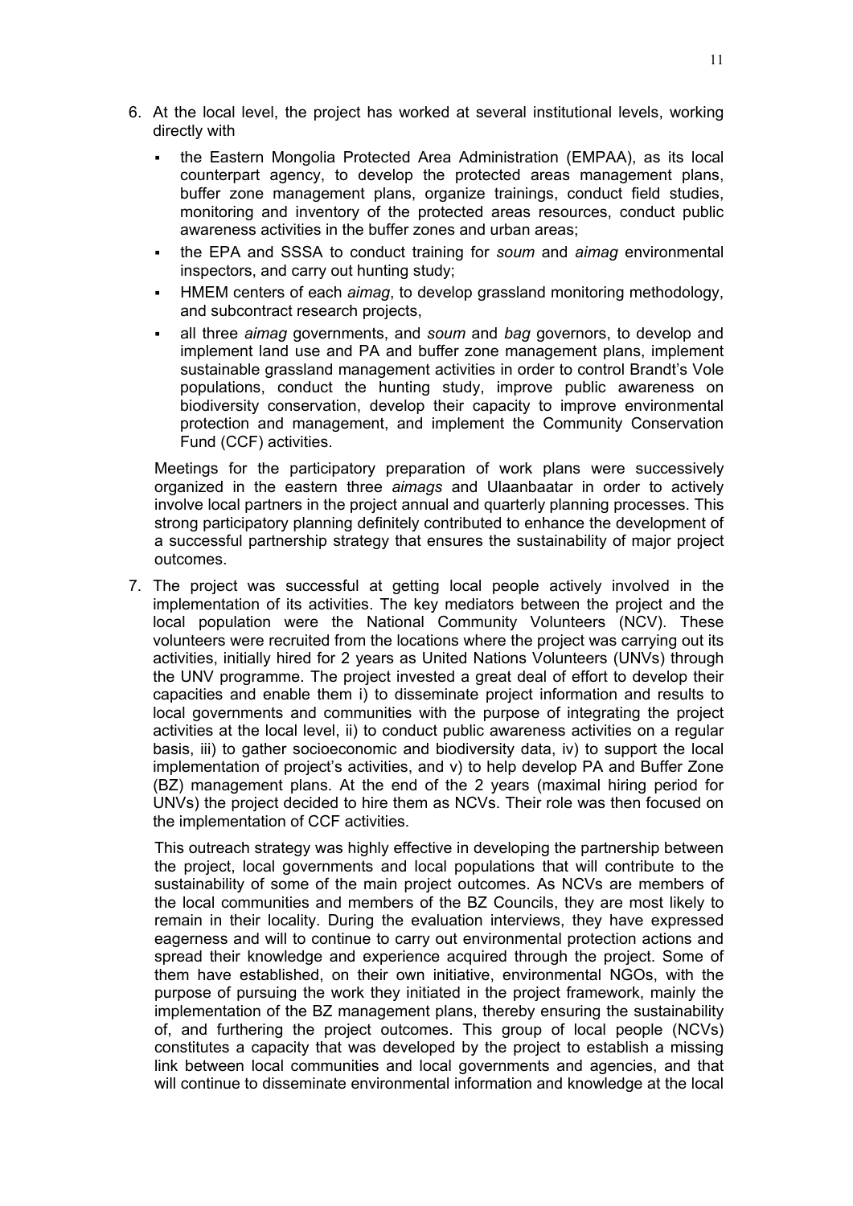6. At the local level, the project has worked at several institutional levels, working directly with

   - the Eastern Mongolia Protected Area Administration (EMPAA), as its local counterpart agency, to develop the protected areas management plans, buffer zone management plans, organize trainings, conduct field studies, monitoring and inventory of the protected areas resources, conduct public awareness activities in the buffer zones and urban areas;
   - the EPA and SSSA to conduct training for *soum* and *aimag* environmental inspectors, and carry out hunting study;
   - HMEM centers of each *aimag*, to develop grassland monitoring methodology, and subcontract research projects,
   - all three *aimag* governments, and *soum* and *bag* governors, to develop and implement land use and PA and buffer zone management plans, implement sustainable grassland management activities in order to control Brandt's Vole populations, conduct the hunting study, improve public awareness on biodiversity conservation, develop their capacity to improve environmental protection and management, and implement the Community Conservation Fund (CCF) activities.

   Meetings for the participatory preparation of work plans were successively organized in the eastern three *aimags* and Ulaanbaatar in order to actively involve local partners in the project annual and quarterly planning processes. This strong participatory planning definitely contributed to enhance the development of a successful partnership strategy that ensures the sustainability of major project outcomes.

7. The project was successful at getting local people actively involved in the implementation of its activities. The key mediators between the project and the local population were the National Community Volunteers (NCV). These volunteers were recruited from the locations where the project was carrying out its activities, initially hired for 2 years as United Nations Volunteers (UNVs) through the UNV programme. The project invested a great deal of effort to develop their capacities and enable them i) to disseminate project information and results to local governments and communities with the purpose of integrating the project activities at the local level, ii) to conduct public awareness activities on a regular basis, iii) to gather socioeconomic and biodiversity data, iv) to support the local implementation of project's activities, and v) to help develop PA and Buffer Zone (BZ) management plans. At the end of the 2 years (maximal hiring period for UNVs) the project decided to hire them as NCVs. Their role was then focused on the implementation of CCF activities.

   This outreach strategy was highly effective in developing the partnership between the project, local governments and local populations that will contribute to the sustainability of some of the main project outcomes. As NCVs are members of the local communities and members of the BZ Councils, they are most likely to remain in their locality. During the evaluation interviews, they have expressed eagerness and will to continue to carry out environmental protection actions and spread their knowledge and experience acquired through the project. Some of them have established, on their own initiative, environmental NGOs, with the purpose of pursuing the work they initiated in the project framework, mainly the implementation of the BZ management plans, thereby ensuring the sustainability of, and furthering the project outcomes. This group of local people (NCVs) constitutes a capacity that was developed by the project to establish a missing link between local communities and local governments and agencies, and that will continue to disseminate environmental information and knowledge at the local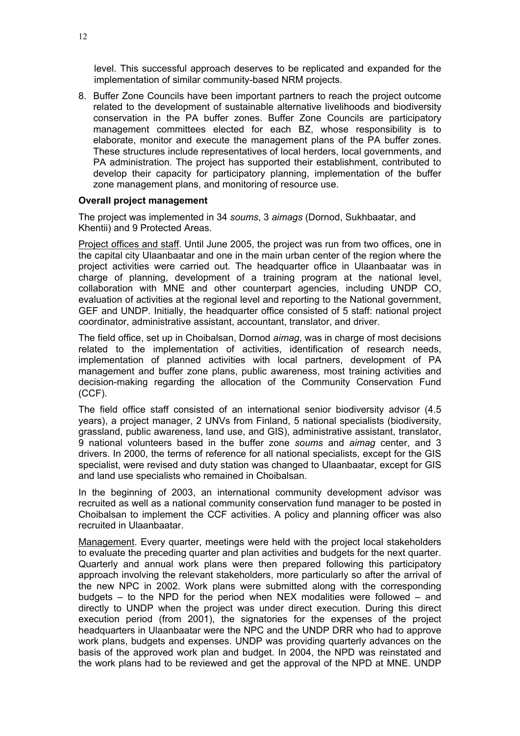level. This successful approach deserves to be replicated and expanded for the implementation of similar community-based NRM projects.

8. Buffer Zone Councils have been important partners to reach the project outcome related to the development of sustainable alternative livelihoods and biodiversity conservation in the PA buffer zones. Buffer Zone Councils are participatory management committees elected for each BZ, whose responsibility is to elaborate, monitor and execute the management plans of the PA buffer zones. These structures include representatives of local herders, local governments, and PA administration. The project has supported their establishment, contributed to develop their capacity for participatory planning, implementation of the buffer zone management plans, and monitoring of resource use.

**Overall project management**

The project was implemented in 34 *soums*, 3 *aimags* (Dornod, Sukhbaatar, and Khentii) and 9 Protected Areas.

Project offices and staff. Until June 2005, the project was run from two offices, one in the capital city Ulaanbaatar and one in the main urban center of the region where the project activities were carried out. The headquarter office in Ulaanbaatar was in charge of planning, development of a training program at the national level, collaboration with MNE and other counterpart agencies, including UNDP CO, evaluation of activities at the regional level and reporting to the National government, GEF and UNDP. Initially, the headquarter office consisted of 5 staff: national project coordinator, administrative assistant, accountant, translator, and driver.

The field office, set up in Choibalsan, Dornod *aimag*, was in charge of most decisions related to the implementation of activities, identification of research needs, implementation of planned activities with local partners, development of PA management and buffer zone plans, public awareness, most training activities and decision-making regarding the allocation of the Community Conservation Fund (CCF).

The field office staff consisted of an international senior biodiversity advisor (4.5 years), a project manager, 2 UNVs from Finland, 5 national specialists (biodiversity, grassland, public awareness, land use, and GIS), administrative assistant, translator, 9 national volunteers based in the buffer zone *soums* and *aimag* center, and 3 drivers. In 2000, the terms of reference for all national specialists, except for the GIS specialist, were revised and duty station was changed to Ulaanbaatar, except for GIS and land use specialists who remained in Choibalsan.

In the beginning of 2003, an international community development advisor was recruited as well as a national community conservation fund manager to be posted in Choibalsan to implement the CCF activities. A policy and planning officer was also recruited in Ulaanbaatar.

Management. Every quarter, meetings were held with the project local stakeholders to evaluate the preceding quarter and plan activities and budgets for the next quarter. Quarterly and annual work plans were then prepared following this participatory approach involving the relevant stakeholders, more particularly so after the arrival of the new NPC in 2002. Work plans were submitted along with the corresponding budgets – to the NPD for the period when NEX modalities were followed – and directly to UNDP when the project was under direct execution. During this direct execution period (from 2001), the signatories for the expenses of the project headquarters in Ulaanbaatar were the NPC and the UNDP DRR who had to approve work plans, budgets and expenses. UNDP was providing quarterly advances on the basis of the approved work plan and budget. In 2004, the NPD was reinstated and the work plans had to be reviewed and get the approval of the NPD at MNE. UNDP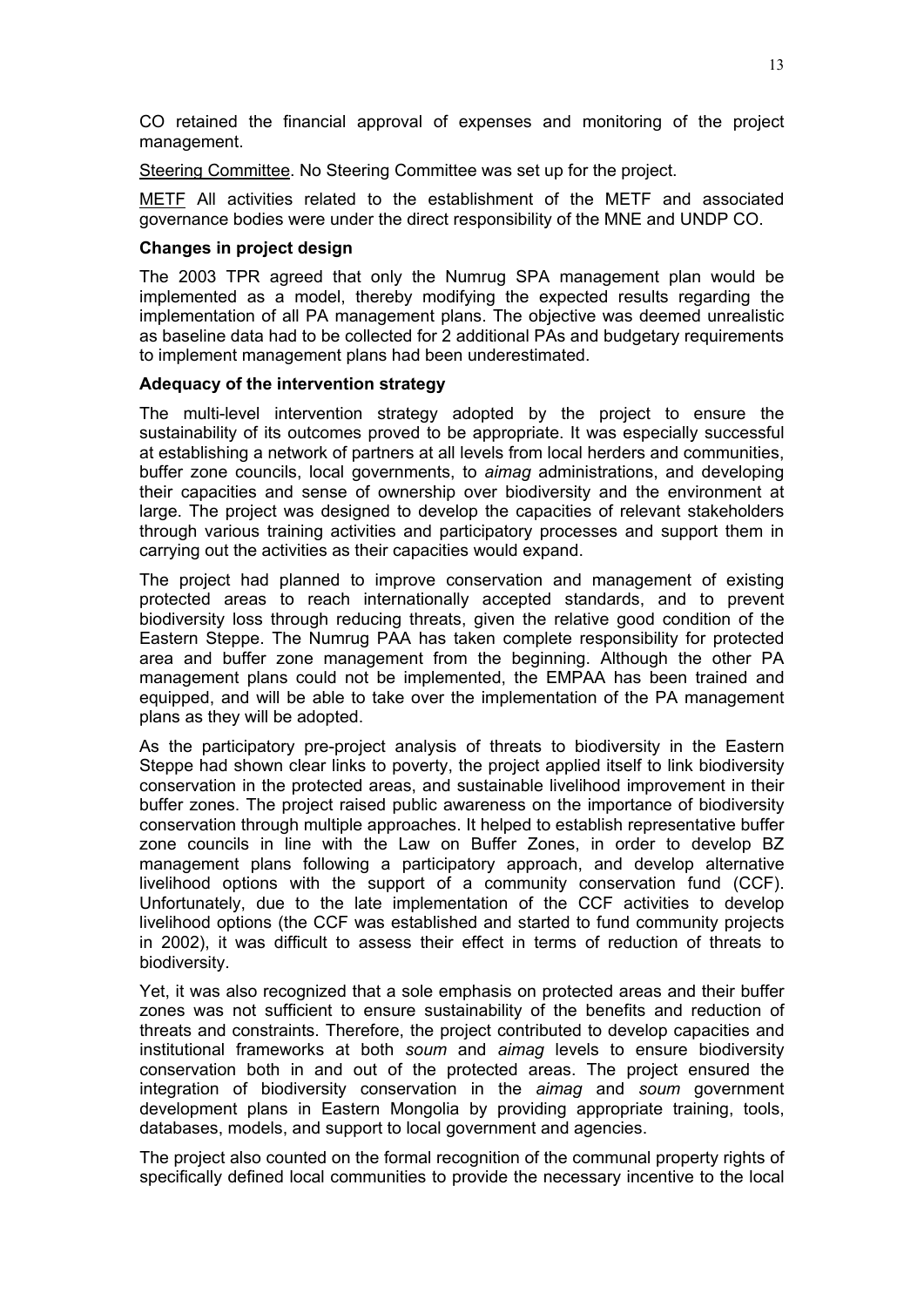CO retained the financial approval of expenses and monitoring of the project management.

Steering Committee. No Steering Committee was set up for the project.

METF All activities related to the establishment of the METF and associated governance bodies were under the direct responsibility of the MNE and UNDP CO.

**Changes in project design**

The 2003 TPR agreed that only the Numrug SPA management plan would be implemented as a model, thereby modifying the expected results regarding the implementation of all PA management plans. The objective was deemed unrealistic as baseline data had to be collected for 2 additional PAs and budgetary requirements to implement management plans had been underestimated.

**Adequacy of the intervention strategy**

The multi-level intervention strategy adopted by the project to ensure the sustainability of its outcomes proved to be appropriate. It was especially successful at establishing a network of partners at all levels from local herders and communities, buffer zone councils, local governments, to *aimag* administrations, and developing their capacities and sense of ownership over biodiversity and the environment at large. The project was designed to develop the capacities of relevant stakeholders through various training activities and participatory processes and support them in carrying out the activities as their capacities would expand.

The project had planned to improve conservation and management of existing protected areas to reach internationally accepted standards, and to prevent biodiversity loss through reducing threats, given the relative good condition of the Eastern Steppe. The Numrug PAA has taken complete responsibility for protected area and buffer zone management from the beginning. Although the other PA management plans could not be implemented, the EMPAA has been trained and equipped, and will be able to take over the implementation of the PA management plans as they will be adopted.

As the participatory pre-project analysis of threats to biodiversity in the Eastern Steppe had shown clear links to poverty, the project applied itself to link biodiversity conservation in the protected areas, and sustainable livelihood improvement in their buffer zones. The project raised public awareness on the importance of biodiversity conservation through multiple approaches. It helped to establish representative buffer zone councils in line with the Law on Buffer Zones, in order to develop BZ management plans following a participatory approach, and develop alternative livelihood options with the support of a community conservation fund (CCF). Unfortunately, due to the late implementation of the CCF activities to develop livelihood options (the CCF was established and started to fund community projects in 2002), it was difficult to assess their effect in terms of reduction of threats to biodiversity.

Yet, it was also recognized that a sole emphasis on protected areas and their buffer zones was not sufficient to ensure sustainability of the benefits and reduction of threats and constraints. Therefore, the project contributed to develop capacities and institutional frameworks at both *soum* and *aimag* levels to ensure biodiversity conservation both in and out of the protected areas. The project ensured the integration of biodiversity conservation in the *aimag* and *soum* government development plans in Eastern Mongolia by providing appropriate training, tools, databases, models, and support to local government and agencies.

The project also counted on the formal recognition of the communal property rights of specifically defined local communities to provide the necessary incentive to the local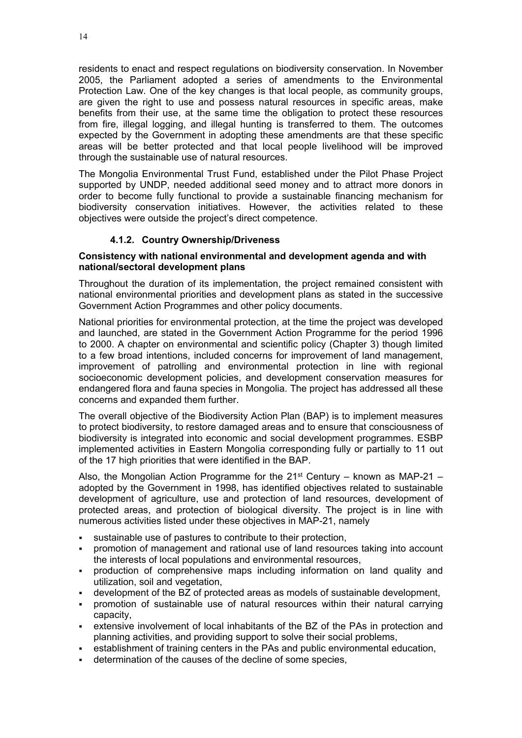residents to enact and respect regulations on biodiversity conservation. In November 2005, the Parliament adopted a series of amendments to the Environmental Protection Law. One of the key changes is that local people, as community groups, are given the right to use and possess natural resources in specific areas, make benefits from their use, at the same time the obligation to protect these resources from fire, illegal logging, and illegal hunting is transferred to them. The outcomes expected by the Government in adopting these amendments are that these specific areas will be better protected and that local people livelihood will be improved through the sustainable use of natural resources.

The Mongolia Environmental Trust Fund, established under the Pilot Phase Project supported by UNDP, needed additional seed money and to attract more donors in order to become fully functional to provide a sustainable financing mechanism for biodiversity conservation initiatives. However, the activities related to these objectives were outside the project's direct competence.

### 4.1.2. Country Ownership/Driveness

**Consistency with national environmental and development agenda and with national/sectoral development plans**

Throughout the duration of its implementation, the project remained consistent with national environmental priorities and development plans as stated in the successive Government Action Programmes and other policy documents.

National priorities for environmental protection, at the time the project was developed and launched, are stated in the Government Action Programme for the period 1996 to 2000. A chapter on environmental and scientific policy (Chapter 3) though limited to a few broad intentions, included concerns for improvement of land management, improvement of patrolling and environmental protection in line with regional socioeconomic development policies, and development conservation measures for endangered flora and fauna species in Mongolia. The project has addressed all these concerns and expanded them further.

The overall objective of the Biodiversity Action Plan (BAP) is to implement measures to protect biodiversity, to restore damaged areas and to ensure that consciousness of biodiversity is integrated into economic and social development programmes. ESBP implemented activities in Eastern Mongolia corresponding fully or partially to 11 out of the 17 high priorities that were identified in the BAP.

Also, the Mongolian Action Programme for the 21st Century – known as MAP-21 – adopted by the Government in 1998, has identified objectives related to sustainable development of agriculture, use and protection of land resources, development of protected areas, and protection of biological diversity. The project is in line with numerous activities listed under these objectives in MAP-21, namely

- sustainable use of pastures to contribute to their protection,
- promotion of management and rational use of land resources taking into account the interests of local populations and environmental resources,
- production of comprehensive maps including information on land quality and utilization, soil and vegetation,
- development of the BZ of protected areas as models of sustainable development,
- promotion of sustainable use of natural resources within their natural carrying capacity,
- extensive involvement of local inhabitants of the BZ of the PAs in protection and planning activities, and providing support to solve their social problems,
- establishment of training centers in the PAs and public environmental education,
- determination of the causes of the decline of some species,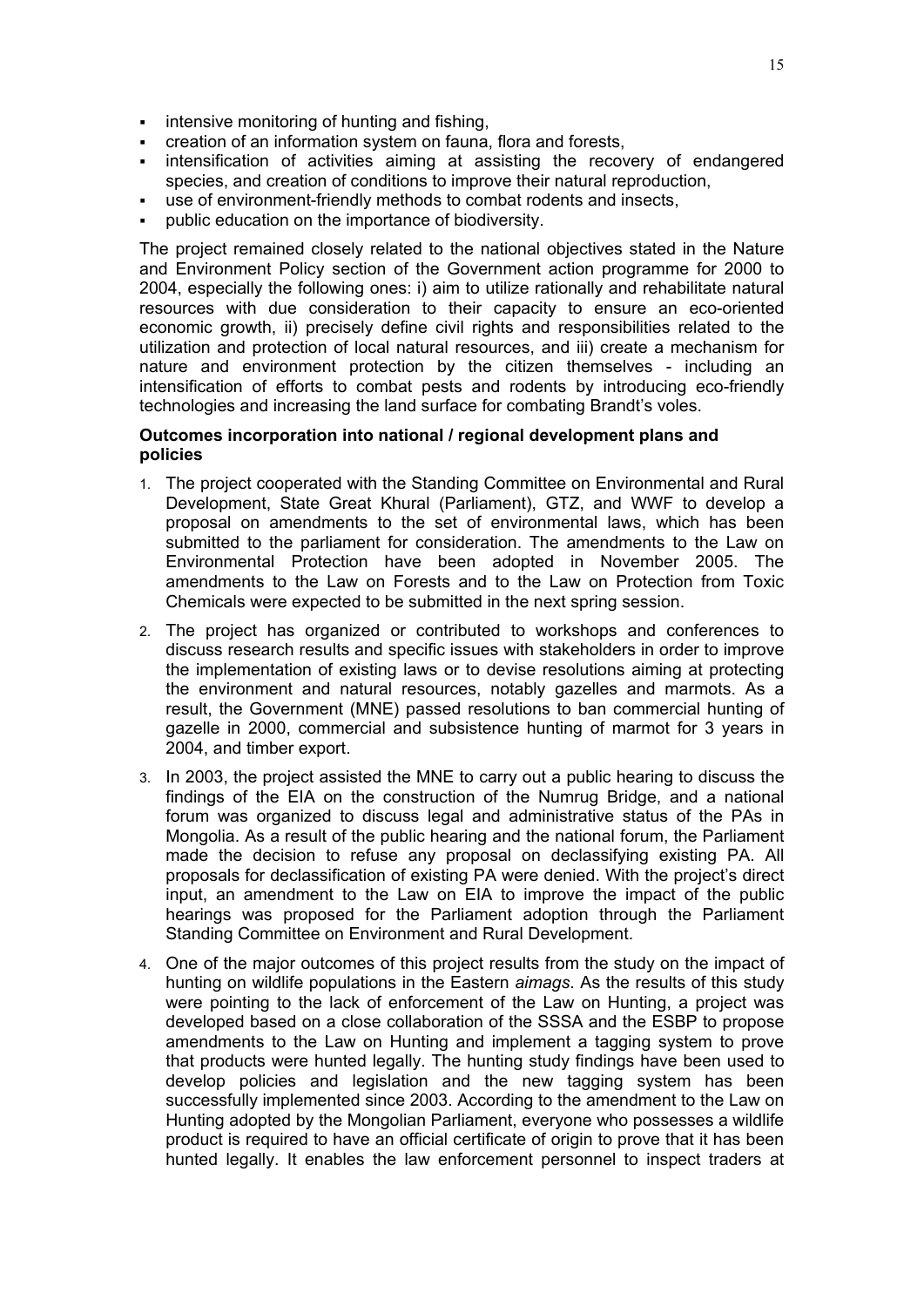- intensive monitoring of hunting and fishing,
- creation of an information system on fauna, flora and forests,
- intensification of activities aiming at assisting the recovery of endangered species, and creation of conditions to improve their natural reproduction,
- use of environment-friendly methods to combat rodents and insects,
- public education on the importance of biodiversity.

The project remained closely related to the national objectives stated in the Nature and Environment Policy section of the Government action programme for 2000 to 2004, especially the following ones: i) aim to utilize rationally and rehabilitate natural resources with due consideration to their capacity to ensure an eco-oriented economic growth, ii) precisely define civil rights and responsibilities related to the utilization and protection of local natural resources, and iii) create a mechanism for nature and environment protection by the citizen themselves - including an intensification of efforts to combat pests and rodents by introducing eco-friendly technologies and increasing the land surface for combating Brandt's voles.

**Outcomes incorporation into national / regional development plans and policies**

1. The project cooperated with the Standing Committee on Environmental and Rural Development, State Great Khural (Parliament), GTZ, and WWF to develop a proposal on amendments to the set of environmental laws, which has been submitted to the parliament for consideration. The amendments to the Law on Environmental Protection have been adopted in November 2005. The amendments to the Law on Forests and to the Law on Protection from Toxic Chemicals were expected to be submitted in the next spring session.
2. The project has organized or contributed to workshops and conferences to discuss research results and specific issues with stakeholders in order to improve the implementation of existing laws or to devise resolutions aiming at protecting the environment and natural resources, notably gazelles and marmots. As a result, the Government (MNE) passed resolutions to ban commercial hunting of gazelle in 2000, commercial and subsistence hunting of marmot for 3 years in 2004, and timber export.
3. In 2003, the project assisted the MNE to carry out a public hearing to discuss the findings of the EIA on the construction of the Numrug Bridge, and a national forum was organized to discuss legal and administrative status of the PAs in Mongolia. As a result of the public hearing and the national forum, the Parliament made the decision to refuse any proposal on declassifying existing PA. All proposals for declassification of existing PA were denied. With the project's direct input, an amendment to the Law on EIA to improve the impact of the public hearings was proposed for the Parliament adoption through the Parliament Standing Committee on Environment and Rural Development.
4. One of the major outcomes of this project results from the study on the impact of hunting on wildlife populations in the Eastern *aimags*. As the results of this study were pointing to the lack of enforcement of the Law on Hunting, a project was developed based on a close collaboration of the SSSA and the ESBP to propose amendments to the Law on Hunting and implement a tagging system to prove that products were hunted legally. The hunting study findings have been used to develop policies and legislation and the new tagging system has been successfully implemented since 2003. According to the amendment to the Law on Hunting adopted by the Mongolian Parliament, everyone who possesses a wildlife product is required to have an official certificate of origin to prove that it has been hunted legally. It enables the law enforcement personnel to inspect traders at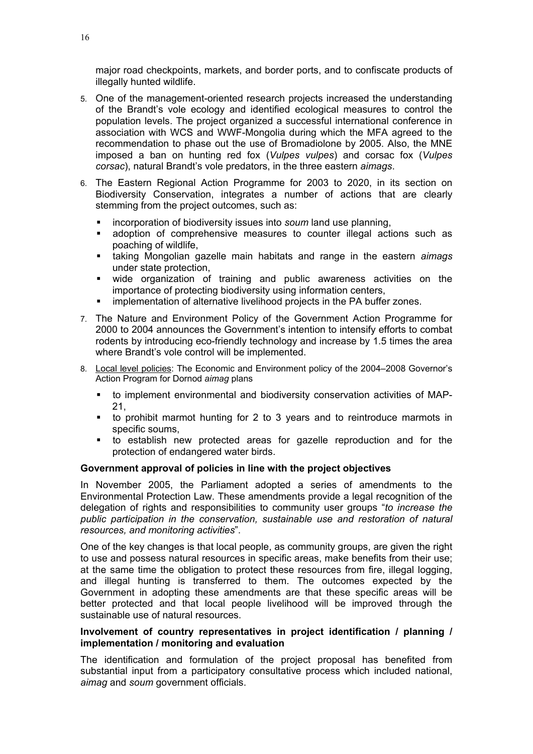major road checkpoints, markets, and border ports, and to confiscate products of illegally hunted wildlife.

5. One of the management-oriented research projects increased the understanding of the Brandt's vole ecology and identified ecological measures to control the population levels. The project organized a successful international conference in association with WCS and WWF-Mongolia during which the MFA agreed to the recommendation to phase out the use of Bromadiolone by 2005. Also, the MNE imposed a ban on hunting red fox (*Vulpes vulpes*) and corsac fox (*Vulpes corsac*), natural Brandt's vole predators, in the three eastern *aimags*.

6. The Eastern Regional Action Programme for 2003 to 2020, in its section on Biodiversity Conservation, integrates a number of actions that are clearly stemming from the project outcomes, such as:
   - incorporation of biodiversity issues into *soum* land use planning,
   - adoption of comprehensive measures to counter illegal actions such as poaching of wildlife,
   - taking Mongolian gazelle main habitats and range in the eastern *aimags* under state protection,
   - wide organization of training and public awareness activities on the importance of protecting biodiversity using information centers,
   - implementation of alternative livelihood projects in the PA buffer zones.

7. The Nature and Environment Policy of the Government Action Programme for 2000 to 2004 announces the Government's intention to intensify efforts to combat rodents by introducing eco-friendly technology and increase by 1.5 times the area where Brandt's vole control will be implemented.

8. Local level policies: The Economic and Environment policy of the 2004–2008 Governor's Action Program for Dornod *aimag* plans
   - to implement environmental and biodiversity conservation activities of MAP-21,
   - to prohibit marmot hunting for 2 to 3 years and to reintroduce marmots in specific soums,
   - to establish new protected areas for gazelle reproduction and for the protection of endangered water birds.

**Government approval of policies in line with the project objectives**

In November 2005, the Parliament adopted a series of amendments to the Environmental Protection Law. These amendments provide a legal recognition of the delegation of rights and responsibilities to community user groups "*to increase the public participation in the conservation, sustainable use and restoration of natural resources, and monitoring activities*".

One of the key changes is that local people, as community groups, are given the right to use and possess natural resources in specific areas, make benefits from their use; at the same time the obligation to protect these resources from fire, illegal logging, and illegal hunting is transferred to them. The outcomes expected by the Government in adopting these amendments are that these specific areas will be better protected and that local people livelihood will be improved through the sustainable use of natural resources.

**Involvement of country representatives in project identification / planning / implementation / monitoring and evaluation**

The identification and formulation of the project proposal has benefited from substantial input from a participatory consultative process which included national, *aimag* and *soum* government officials.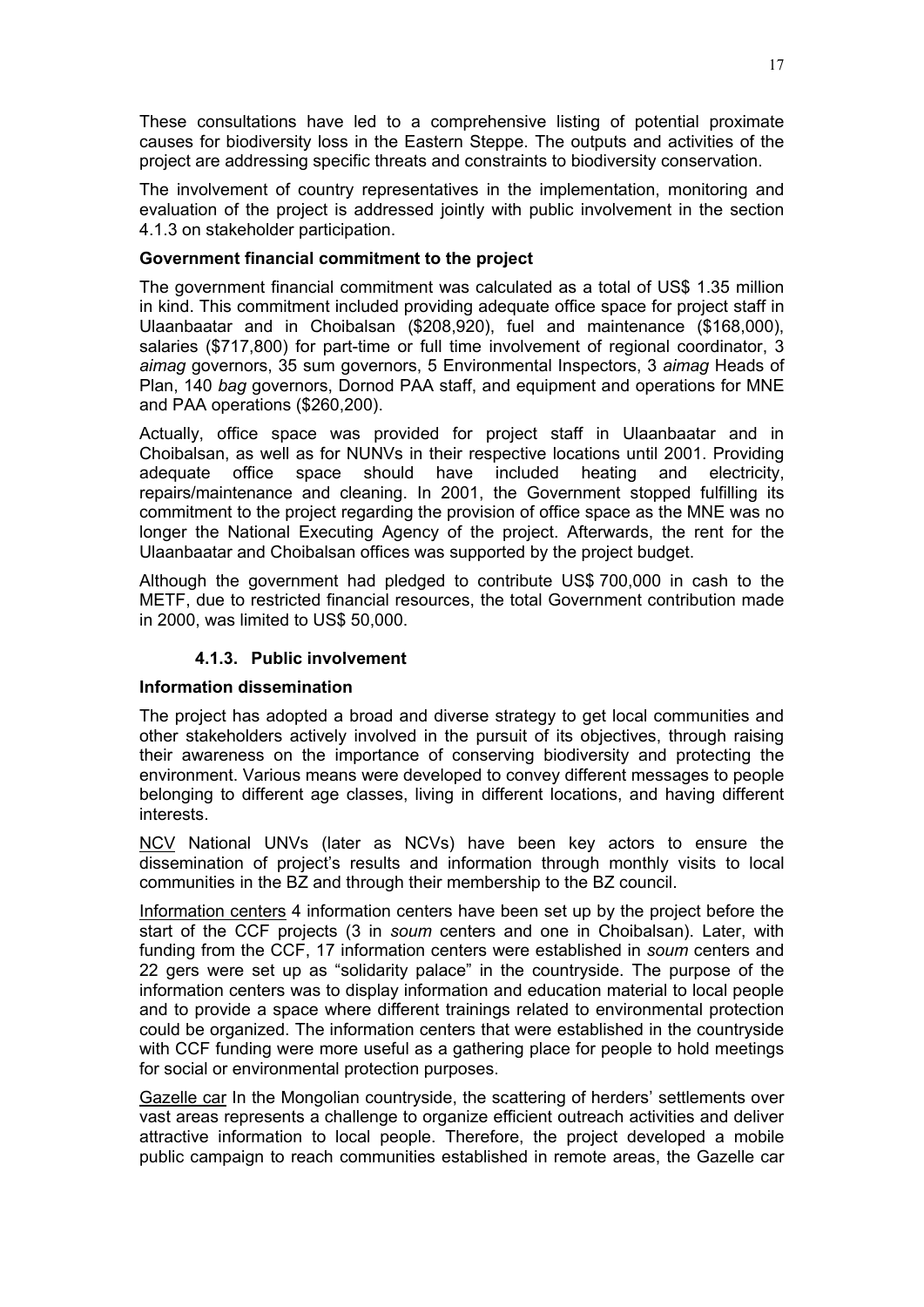These consultations have led to a comprehensive listing of potential proximate causes for biodiversity loss in the Eastern Steppe. The outputs and activities of the project are addressing specific threats and constraints to biodiversity conservation.

The involvement of country representatives in the implementation, monitoring and evaluation of the project is addressed jointly with public involvement in the section 4.1.3 on stakeholder participation.

**Government financial commitment to the project**

The government financial commitment was calculated as a total of US$ 1.35 million in kind. This commitment included providing adequate office space for project staff in Ulaanbaatar and in Choibalsan ($208,920), fuel and maintenance ($168,000), salaries ($717,800) for part-time or full time involvement of regional coordinator, 3 *aimag* governors, 35 sum governors, 5 Environmental Inspectors, 3 *aimag* Heads of Plan, 140 *bag* governors, Dornod PAA staff, and equipment and operations for MNE and PAA operations ($260,200).

Actually, office space was provided for project staff in Ulaanbaatar and in Choibalsan, as well as for NUNVs in their respective locations until 2001. Providing adequate office space should have included heating and electricity, repairs/maintenance and cleaning. In 2001, the Government stopped fulfilling its commitment to the project regarding the provision of office space as the MNE was no longer the National Executing Agency of the project. Afterwards, the rent for the Ulaanbaatar and Choibalsan offices was supported by the project budget.

Although the government had pledged to contribute US$ 700,000 in cash to the METF, due to restricted financial resources, the total Government contribution made in 2000, was limited to US$ 50,000.

### 4.1.3. Public involvement

**Information dissemination**

The project has adopted a broad and diverse strategy to get local communities and other stakeholders actively involved in the pursuit of its objectives, through raising their awareness on the importance of conserving biodiversity and protecting the environment. Various means were developed to convey different messages to people belonging to different age classes, living in different locations, and having different interests.

<u>NCV</u> National UNVs (later as NCVs) have been key actors to ensure the dissemination of project's results and information through monthly visits to local communities in the BZ and through their membership to the BZ council.

<u>Information centers</u> 4 information centers have been set up by the project before the start of the CCF projects (3 in *soum* centers and one in Choibalsan). Later, with funding from the CCF, 17 information centers were established in *soum* centers and 22 gers were set up as "solidarity palace" in the countryside. The purpose of the information centers was to display information and education material to local people and to provide a space where different trainings related to environmental protection could be organized. The information centers that were established in the countryside with CCF funding were more useful as a gathering place for people to hold meetings for social or environmental protection purposes.

<u>Gazelle car</u> In the Mongolian countryside, the scattering of herders' settlements over vast areas represents a challenge to organize efficient outreach activities and deliver attractive information to local people. Therefore, the project developed a mobile public campaign to reach communities established in remote areas, the Gazelle car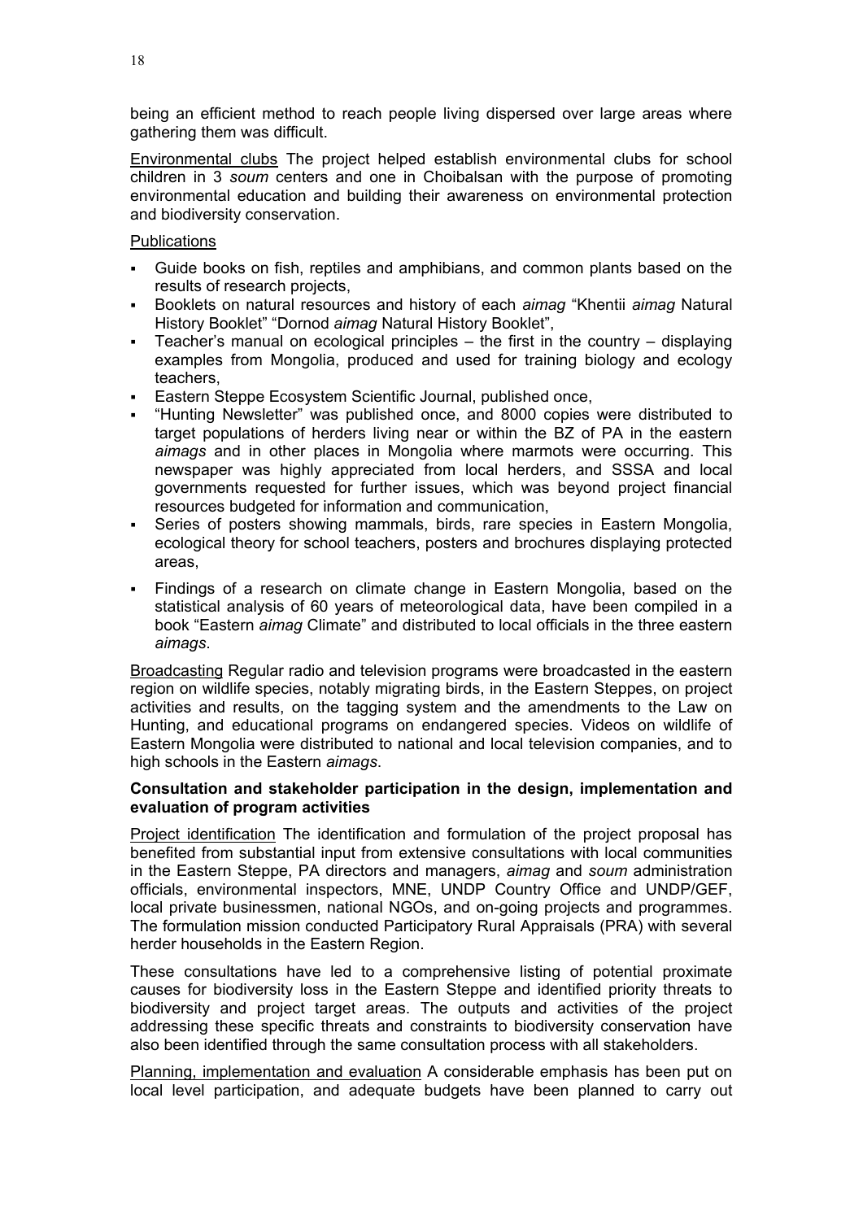being an efficient method to reach people living dispersed over large areas where gathering them was difficult.

Environmental clubs The project helped establish environmental clubs for school children in 3 *soum* centers and one in Choibalsan with the purpose of promoting environmental education and building their awareness on environmental protection and biodiversity conservation.

Publications

- Guide books on fish, reptiles and amphibians, and common plants based on the results of research projects,
- Booklets on natural resources and history of each *aimag* "Khentii *aimag* Natural History Booklet" "Dornod *aimag* Natural History Booklet",
- Teacher's manual on ecological principles – the first in the country – displaying examples from Mongolia, produced and used for training biology and ecology teachers,
- Eastern Steppe Ecosystem Scientific Journal, published once,
- "Hunting Newsletter" was published once, and 8000 copies were distributed to target populations of herders living near or within the BZ of PA in the eastern *aimags* and in other places in Mongolia where marmots were occurring. This newspaper was highly appreciated from local herders, and SSSA and local governments requested for further issues, which was beyond project financial resources budgeted for information and communication,
- Series of posters showing mammals, birds, rare species in Eastern Mongolia, ecological theory for school teachers, posters and brochures displaying protected areas,
- Findings of a research on climate change in Eastern Mongolia, based on the statistical analysis of 60 years of meteorological data, have been compiled in a book "Eastern *aimag* Climate" and distributed to local officials in the three eastern *aimags*.

Broadcasting Regular radio and television programs were broadcasted in the eastern region on wildlife species, notably migrating birds, in the Eastern Steppes, on project activities and results, on the tagging system and the amendments to the Law on Hunting, and educational programs on endangered species. Videos on wildlife of Eastern Mongolia were distributed to national and local television companies, and to high schools in the Eastern *aimags*.

**Consultation and stakeholder participation in the design, implementation and evaluation of program activities**

Project identification The identification and formulation of the project proposal has benefited from substantial input from extensive consultations with local communities in the Eastern Steppe, PA directors and managers, *aimag* and *soum* administration officials, environmental inspectors, MNE, UNDP Country Office and UNDP/GEF, local private businessmen, national NGOs, and on-going projects and programmes. The formulation mission conducted Participatory Rural Appraisals (PRA) with several herder households in the Eastern Region.

These consultations have led to a comprehensive listing of potential proximate causes for biodiversity loss in the Eastern Steppe and identified priority threats to biodiversity and project target areas. The outputs and activities of the project addressing these specific threats and constraints to biodiversity conservation have also been identified through the same consultation process with all stakeholders.

Planning, implementation and evaluation A considerable emphasis has been put on local level participation, and adequate budgets have been planned to carry out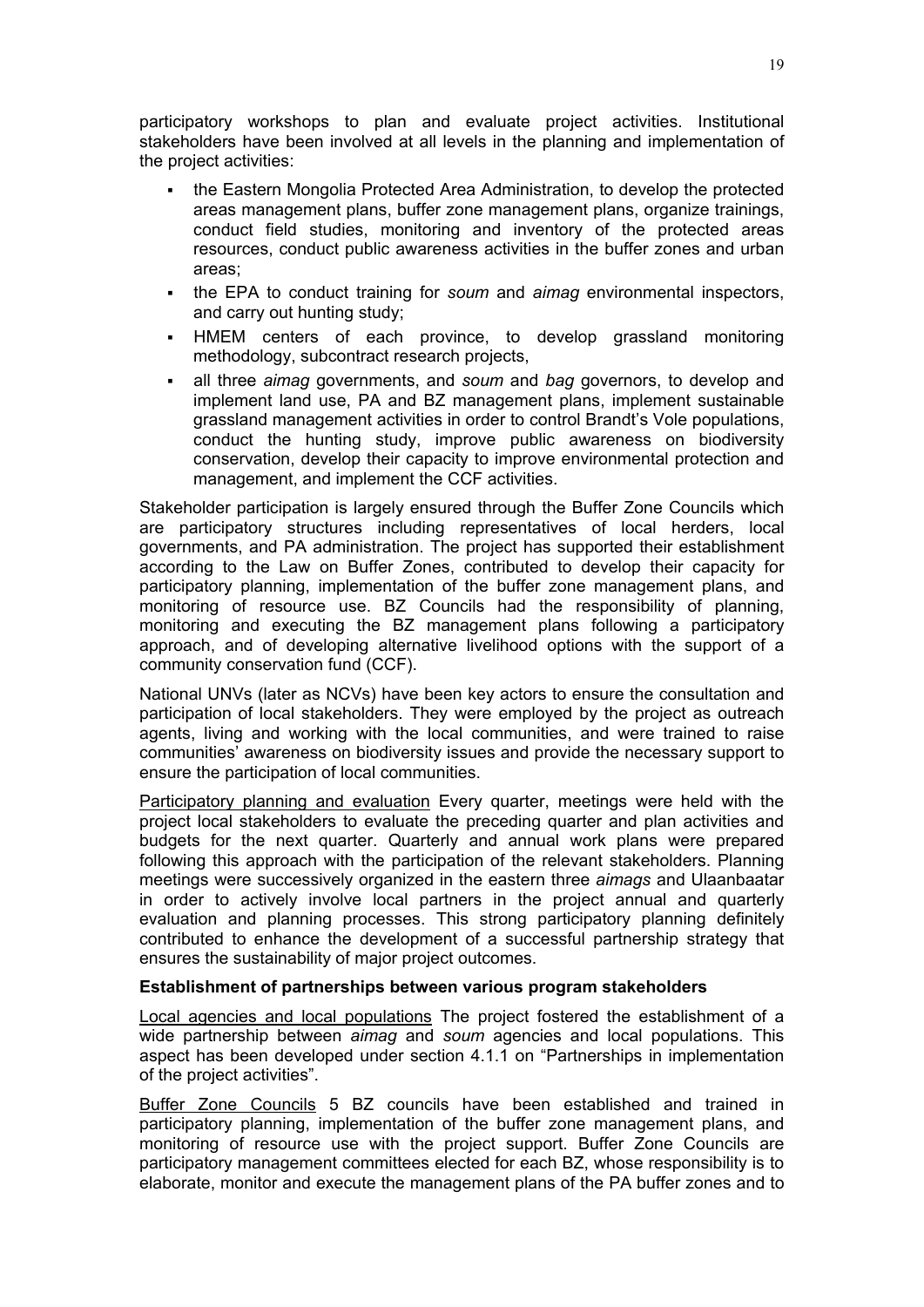participatory workshops to plan and evaluate project activities. Institutional stakeholders have been involved at all levels in the planning and implementation of the project activities:

- the Eastern Mongolia Protected Area Administration, to develop the protected areas management plans, buffer zone management plans, organize trainings, conduct field studies, monitoring and inventory of the protected areas resources, conduct public awareness activities in the buffer zones and urban areas;
- the EPA to conduct training for *soum* and *aimag* environmental inspectors, and carry out hunting study;
- HMEM centers of each province, to develop grassland monitoring methodology, subcontract research projects,
- all three *aimag* governments, and *soum* and *bag* governors, to develop and implement land use, PA and BZ management plans, implement sustainable grassland management activities in order to control Brandt's Vole populations, conduct the hunting study, improve public awareness on biodiversity conservation, develop their capacity to improve environmental protection and management, and implement the CCF activities.

Stakeholder participation is largely ensured through the Buffer Zone Councils which are participatory structures including representatives of local herders, local governments, and PA administration. The project has supported their establishment according to the Law on Buffer Zones, contributed to develop their capacity for participatory planning, implementation of the buffer zone management plans, and monitoring of resource use. BZ Councils had the responsibility of planning, monitoring and executing the BZ management plans following a participatory approach, and of developing alternative livelihood options with the support of a community conservation fund (CCF).

National UNVs (later as NCVs) have been key actors to ensure the consultation and participation of local stakeholders. They were employed by the project as outreach agents, living and working with the local communities, and were trained to raise communities' awareness on biodiversity issues and provide the necessary support to ensure the participation of local communities.

<u>Participatory planning and evaluation</u> Every quarter, meetings were held with the project local stakeholders to evaluate the preceding quarter and plan activities and budgets for the next quarter. Quarterly and annual work plans were prepared following this approach with the participation of the relevant stakeholders. Planning meetings were successively organized in the eastern three *aimags* and Ulaanbaatar in order to actively involve local partners in the project annual and quarterly evaluation and planning processes. This strong participatory planning definitely contributed to enhance the development of a successful partnership strategy that ensures the sustainability of major project outcomes.

**Establishment of partnerships between various program stakeholders**

<u>Local agencies and local populations</u> The project fostered the establishment of a wide partnership between *aimag* and *soum* agencies and local populations. This aspect has been developed under section 4.1.1 on "Partnerships in implementation of the project activities".

<u>Buffer Zone Councils</u> 5 BZ councils have been established and trained in participatory planning, implementation of the buffer zone management plans, and monitoring of resource use with the project support. Buffer Zone Councils are participatory management committees elected for each BZ, whose responsibility is to elaborate, monitor and execute the management plans of the PA buffer zones and to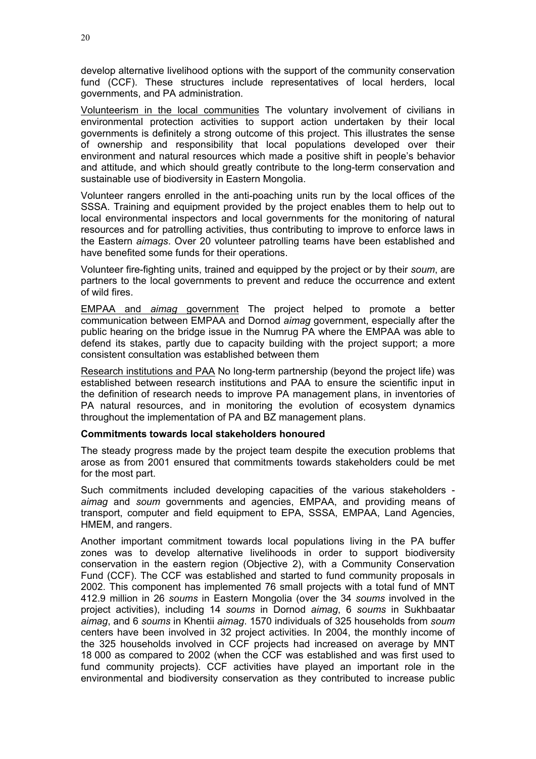develop alternative livelihood options with the support of the community conservation fund (CCF). These structures include representatives of local herders, local governments, and PA administration.

<u>Volunteerism in the local communities</u> The voluntary involvement of civilians in environmental protection activities to support action undertaken by their local governments is definitely a strong outcome of this project. This illustrates the sense of ownership and responsibility that local populations developed over their environment and natural resources which made a positive shift in people's behavior and attitude, and which should greatly contribute to the long-term conservation and sustainable use of biodiversity in Eastern Mongolia.

Volunteer rangers enrolled in the anti-poaching units run by the local offices of the SSSA. Training and equipment provided by the project enables them to help out to local environmental inspectors and local governments for the monitoring of natural resources and for patrolling activities, thus contributing to improve to enforce laws in the Eastern *aimags*. Over 20 volunteer patrolling teams have been established and have benefited some funds for their operations.

Volunteer fire-fighting units, trained and equipped by the project or by their *soum*, are partners to the local governments to prevent and reduce the occurrence and extent of wild fires.

<u>EMPAA and *aimag* government</u> The project helped to promote a better communication between EMPAA and Dornod *aimag* government, especially after the public hearing on the bridge issue in the Numrug PA where the EMPAA was able to defend its stakes, partly due to capacity building with the project support; a more consistent consultation was established between them

<u>Research institutions and PAA</u> No long-term partnership (beyond the project life) was established between research institutions and PAA to ensure the scientific input in the definition of research needs to improve PA management plans, in inventories of PA natural resources, and in monitoring the evolution of ecosystem dynamics throughout the implementation of PA and BZ management plans.

**Commitments towards local stakeholders honoured**

The steady progress made by the project team despite the execution problems that arose as from 2001 ensured that commitments towards stakeholders could be met for the most part.

Such commitments included developing capacities of the various stakeholders - *aimag* and *soum* governments and agencies, EMPAA, and providing means of transport, computer and field equipment to EPA, SSSA, EMPAA, Land Agencies, HMEM, and rangers.

Another important commitment towards local populations living in the PA buffer zones was to develop alternative livelihoods in order to support biodiversity conservation in the eastern region (Objective 2), with a Community Conservation Fund (CCF). The CCF was established and started to fund community proposals in 2002. This component has implemented 76 small projects with a total fund of MNT 412.9 million in 26 *soums* in Eastern Mongolia (over the 34 *soums* involved in the project activities), including 14 *soums* in Dornod *aimag*, 6 *soums* in Sukhbaatar *aimag*, and 6 *soums* in Khentii *aimag*. 1570 individuals of 325 households from *soum* centers have been involved in 32 project activities. In 2004, the monthly income of the 325 households involved in CCF projects had increased on average by MNT 18 000 as compared to 2002 (when the CCF was established and was first used to fund community projects). CCF activities have played an important role in the environmental and biodiversity conservation as they contributed to increase public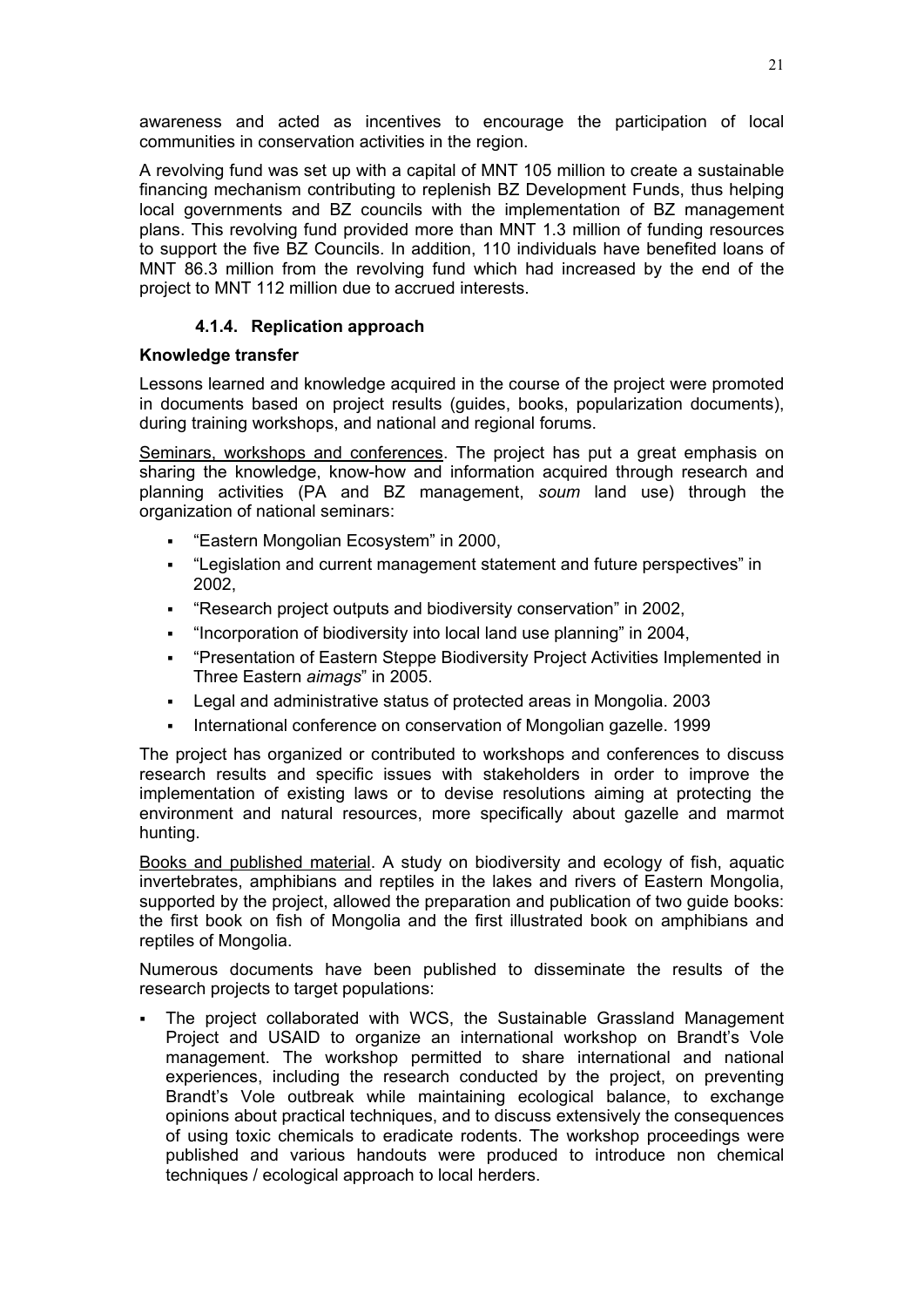awareness and acted as incentives to encourage the participation of local communities in conservation activities in the region.

A revolving fund was set up with a capital of MNT 105 million to create a sustainable financing mechanism contributing to replenish BZ Development Funds, thus helping local governments and BZ councils with the implementation of BZ management plans. This revolving fund provided more than MNT 1.3 million of funding resources to support the five BZ Councils. In addition, 110 individuals have benefited loans of MNT 86.3 million from the revolving fund which had increased by the end of the project to MNT 112 million due to accrued interests.

#### 4.1.4. Replication approach

**Knowledge transfer**

Lessons learned and knowledge acquired in the course of the project were promoted in documents based on project results (guides, books, popularization documents), during training workshops, and national and regional forums.

Seminars, workshops and conferences. The project has put a great emphasis on sharing the knowledge, know-how and information acquired through research and planning activities (PA and BZ management, *soum* land use) through the organization of national seminars:

- "Eastern Mongolian Ecosystem" in 2000,
- "Legislation and current management statement and future perspectives" in 2002,
- "Research project outputs and biodiversity conservation" in 2002,
- "Incorporation of biodiversity into local land use planning" in 2004,
- "Presentation of Eastern Steppe Biodiversity Project Activities Implemented in Three Eastern *aimags*" in 2005.
- Legal and administrative status of protected areas in Mongolia. 2003
- International conference on conservation of Mongolian gazelle. 1999

The project has organized or contributed to workshops and conferences to discuss research results and specific issues with stakeholders in order to improve the implementation of existing laws or to devise resolutions aiming at protecting the environment and natural resources, more specifically about gazelle and marmot hunting.

Books and published material. A study on biodiversity and ecology of fish, aquatic invertebrates, amphibians and reptiles in the lakes and rivers of Eastern Mongolia, supported by the project, allowed the preparation and publication of two guide books: the first book on fish of Mongolia and the first illustrated book on amphibians and reptiles of Mongolia.

Numerous documents have been published to disseminate the results of the research projects to target populations:

- The project collaborated with WCS, the Sustainable Grassland Management Project and USAID to organize an international workshop on Brandt's Vole management. The workshop permitted to share international and national experiences, including the research conducted by the project, on preventing Brandt's Vole outbreak while maintaining ecological balance, to exchange opinions about practical techniques, and to discuss extensively the consequences of using toxic chemicals to eradicate rodents. The workshop proceedings were published and various handouts were produced to introduce non chemical techniques / ecological approach to local herders.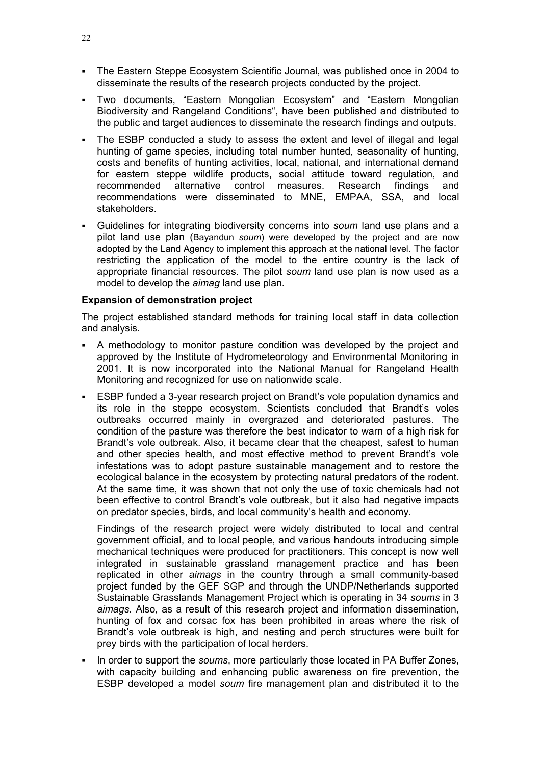- The Eastern Steppe Ecosystem Scientific Journal, was published once in 2004 to disseminate the results of the research projects conducted by the project.
- Two documents, "Eastern Mongolian Ecosystem" and "Eastern Mongolian Biodiversity and Rangeland Conditions", have been published and distributed to the public and target audiences to disseminate the research findings and outputs.
- The ESBP conducted a study to assess the extent and level of illegal and legal hunting of game species, including total number hunted, seasonality of hunting, costs and benefits of hunting activities, local, national, and international demand for eastern steppe wildlife products, social attitude toward regulation, and recommended alternative control measures. Research findings and recommendations were disseminated to MNE, EMPAA, SSA, and local stakeholders.
- Guidelines for integrating biodiversity concerns into *soum* land use plans and a pilot land use plan (Bayandun *soum*) were developed by the project and are now adopted by the Land Agency to implement this approach at the national level. The factor restricting the application of the model to the entire country is the lack of appropriate financial resources. The pilot *soum* land use plan is now used as a model to develop the *aimag* land use plan*.*

**Expansion of demonstration project**

The project established standard methods for training local staff in data collection and analysis.

- A methodology to monitor pasture condition was developed by the project and approved by the Institute of Hydrometeorology and Environmental Monitoring in 2001. It is now incorporated into the National Manual for Rangeland Health Monitoring and recognized for use on nationwide scale.
- ESBP funded a 3-year research project on Brandt's vole population dynamics and its role in the steppe ecosystem. Scientists concluded that Brandt's voles outbreaks occurred mainly in overgrazed and deteriorated pastures. The condition of the pasture was therefore the best indicator to warn of a high risk for Brandt's vole outbreak. Also, it became clear that the cheapest, safest to human and other species health, and most effective method to prevent Brandt's vole infestations was to adopt pasture sustainable management and to restore the ecological balance in the ecosystem by protecting natural predators of the rodent. At the same time, it was shown that not only the use of toxic chemicals had not been effective to control Brandt's vole outbreak, but it also had negative impacts on predator species, birds, and local community's health and economy.

  Findings of the research project were widely distributed to local and central government official, and to local people, and various handouts introducing simple mechanical techniques were produced for practitioners. This concept is now well integrated in sustainable grassland management practice and has been replicated in other *aimags* in the country through a small community-based project funded by the GEF SGP and through the UNDP/Netherlands supported Sustainable Grasslands Management Project which is operating in 34 *soums* in 3 *aimags*. Also, as a result of this research project and information dissemination, hunting of fox and corsac fox has been prohibited in areas where the risk of Brandt's vole outbreak is high, and nesting and perch structures were built for prey birds with the participation of local herders.
- In order to support the *soums*, more particularly those located in PA Buffer Zones, with capacity building and enhancing public awareness on fire prevention, the ESBP developed a model *soum* fire management plan and distributed it to the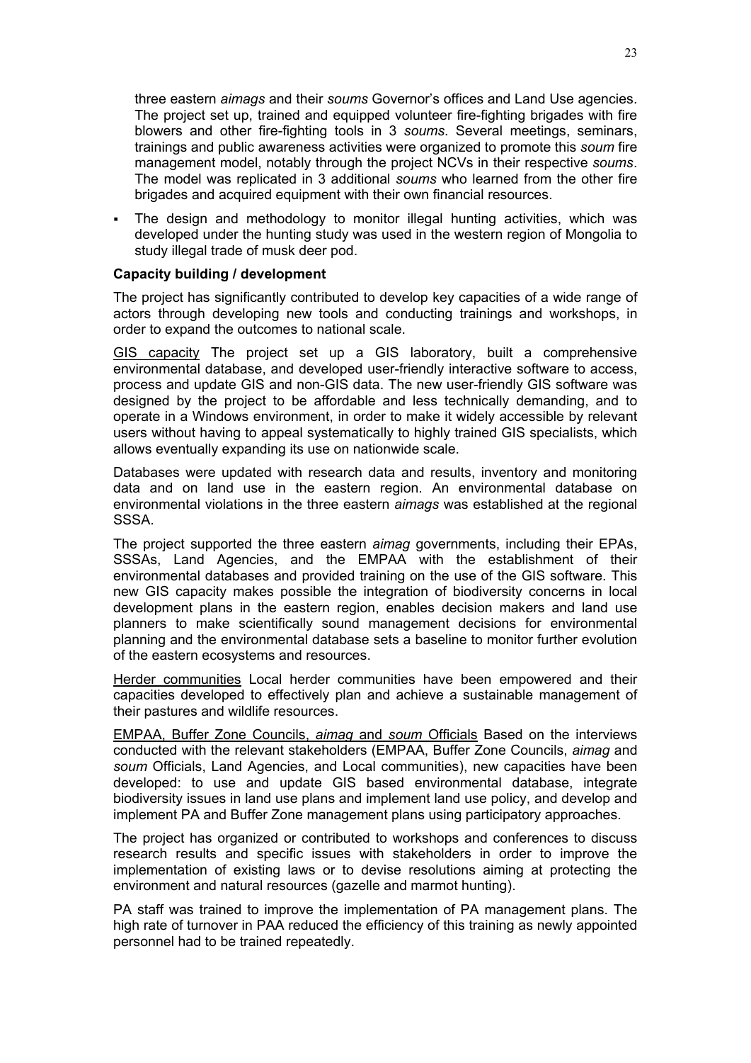three eastern *aimags* and their *soums* Governor's offices and Land Use agencies. The project set up, trained and equipped volunteer fire-fighting brigades with fire blowers and other fire-fighting tools in 3 *soums*. Several meetings, seminars, trainings and public awareness activities were organized to promote this *soum* fire management model, notably through the project NCVs in their respective *soums*. The model was replicated in 3 additional *soums* who learned from the other fire brigades and acquired equipment with their own financial resources.

- The design and methodology to monitor illegal hunting activities, which was developed under the hunting study was used in the western region of Mongolia to study illegal trade of musk deer pod.

**Capacity building / development**

The project has significantly contributed to develop key capacities of a wide range of actors through developing new tools and conducting trainings and workshops, in order to expand the outcomes to national scale.

GIS capacity The project set up a GIS laboratory, built a comprehensive environmental database, and developed user-friendly interactive software to access, process and update GIS and non-GIS data. The new user-friendly GIS software was designed by the project to be affordable and less technically demanding, and to operate in a Windows environment, in order to make it widely accessible by relevant users without having to appeal systematically to highly trained GIS specialists, which allows eventually expanding its use on nationwide scale.

Databases were updated with research data and results, inventory and monitoring data and on land use in the eastern region. An environmental database on environmental violations in the three eastern *aimags* was established at the regional SSSA.

The project supported the three eastern *aimag* governments, including their EPAs, SSSAs, Land Agencies, and the EMPAA with the establishment of their environmental databases and provided training on the use of the GIS software. This new GIS capacity makes possible the integration of biodiversity concerns in local development plans in the eastern region, enables decision makers and land use planners to make scientifically sound management decisions for environmental planning and the environmental database sets a baseline to monitor further evolution of the eastern ecosystems and resources.

Herder communities Local herder communities have been empowered and their capacities developed to effectively plan and achieve a sustainable management of their pastures and wildlife resources.

EMPAA, Buffer Zone Councils, *aimag* and *soum* Officials Based on the interviews conducted with the relevant stakeholders (EMPAA, Buffer Zone Councils, *aimag* and *soum* Officials, Land Agencies, and Local communities), new capacities have been developed: to use and update GIS based environmental database, integrate biodiversity issues in land use plans and implement land use policy, and develop and implement PA and Buffer Zone management plans using participatory approaches.

The project has organized or contributed to workshops and conferences to discuss research results and specific issues with stakeholders in order to improve the implementation of existing laws or to devise resolutions aiming at protecting the environment and natural resources (gazelle and marmot hunting).

PA staff was trained to improve the implementation of PA management plans. The high rate of turnover in PAA reduced the efficiency of this training as newly appointed personnel had to be trained repeatedly.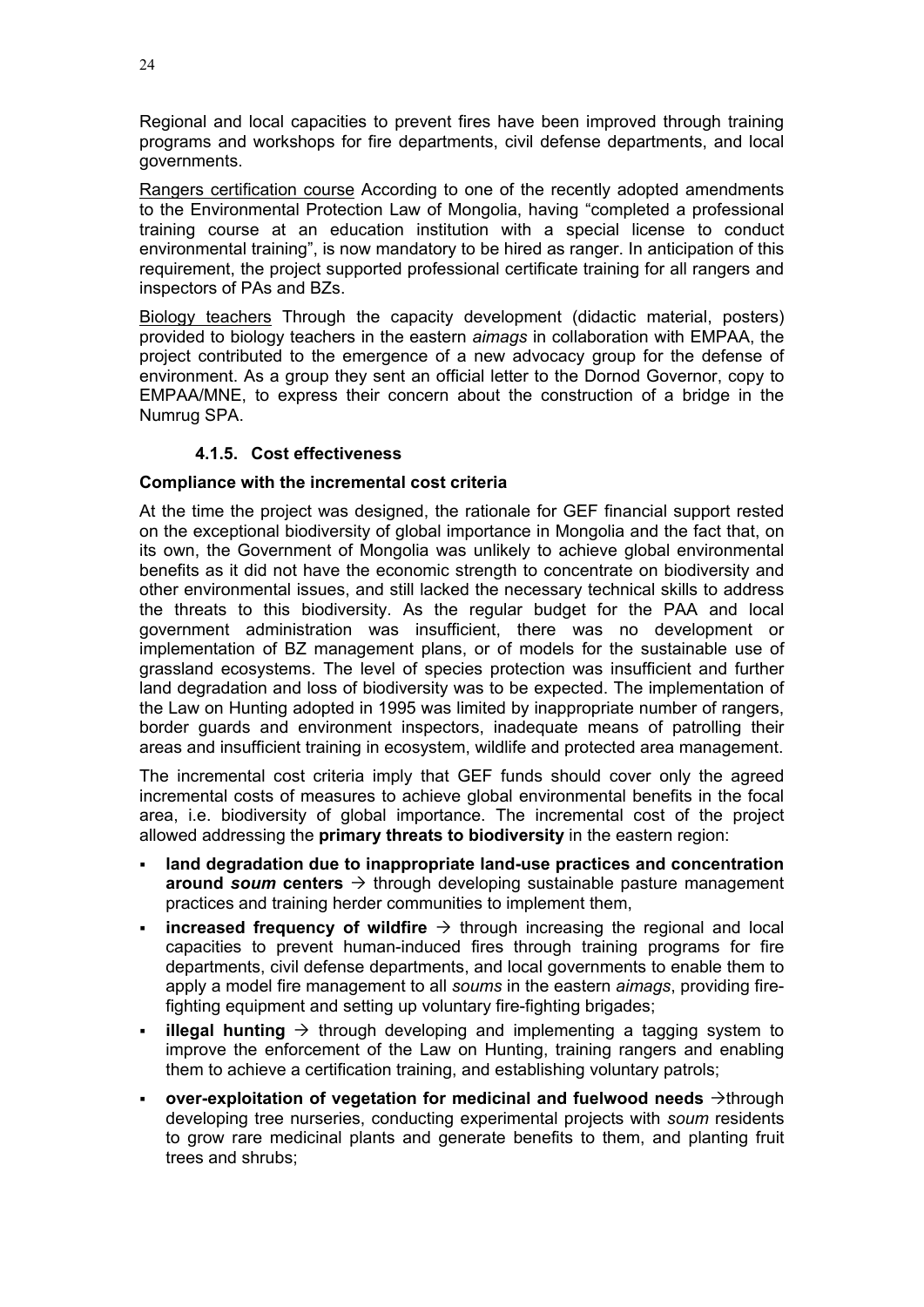Regional and local capacities to prevent fires have been improved through training programs and workshops for fire departments, civil defense departments, and local governments.

Rangers certification course According to one of the recently adopted amendments to the Environmental Protection Law of Mongolia, having "completed a professional training course at an education institution with a special license to conduct environmental training", is now mandatory to be hired as ranger. In anticipation of this requirement, the project supported professional certificate training for all rangers and inspectors of PAs and BZs.

Biology teachers Through the capacity development (didactic material, posters) provided to biology teachers in the eastern *aimags* in collaboration with EMPAA, the project contributed to the emergence of a new advocacy group for the defense of environment. As a group they sent an official letter to the Dornod Governor, copy to EMPAA/MNE, to express their concern about the construction of a bridge in the Numrug SPA.

#### 4.1.5. Cost effectiveness

**Compliance with the incremental cost criteria**

At the time the project was designed, the rationale for GEF financial support rested on the exceptional biodiversity of global importance in Mongolia and the fact that, on its own, the Government of Mongolia was unlikely to achieve global environmental benefits as it did not have the economic strength to concentrate on biodiversity and other environmental issues, and still lacked the necessary technical skills to address the threats to this biodiversity. As the regular budget for the PAA and local government administration was insufficient, there was no development or implementation of BZ management plans, or of models for the sustainable use of grassland ecosystems. The level of species protection was insufficient and further land degradation and loss of biodiversity was to be expected. The implementation of the Law on Hunting adopted in 1995 was limited by inappropriate number of rangers, border guards and environment inspectors, inadequate means of patrolling their areas and insufficient training in ecosystem, wildlife and protected area management.

The incremental cost criteria imply that GEF funds should cover only the agreed incremental costs of measures to achieve global environmental benefits in the focal area, i.e. biodiversity of global importance. The incremental cost of the project allowed addressing the **primary threats to biodiversity** in the eastern region:

- **land degradation due to inappropriate land-use practices and concentration around *soum* centers** → through developing sustainable pasture management practices and training herder communities to implement them,
- **increased frequency of wildfire** → through increasing the regional and local capacities to prevent human-induced fires through training programs for fire departments, civil defense departments, and local governments to enable them to apply a model fire management to all *soums* in the eastern *aimags*, providing fire-fighting equipment and setting up voluntary fire-fighting brigades;
- **illegal hunting** → through developing and implementing a tagging system to improve the enforcement of the Law on Hunting, training rangers and enabling them to achieve a certification training, and establishing voluntary patrols;
- **over-exploitation of vegetation for medicinal and fuelwood needs** →through developing tree nurseries, conducting experimental projects with *soum* residents to grow rare medicinal plants and generate benefits to them, and planting fruit trees and shrubs;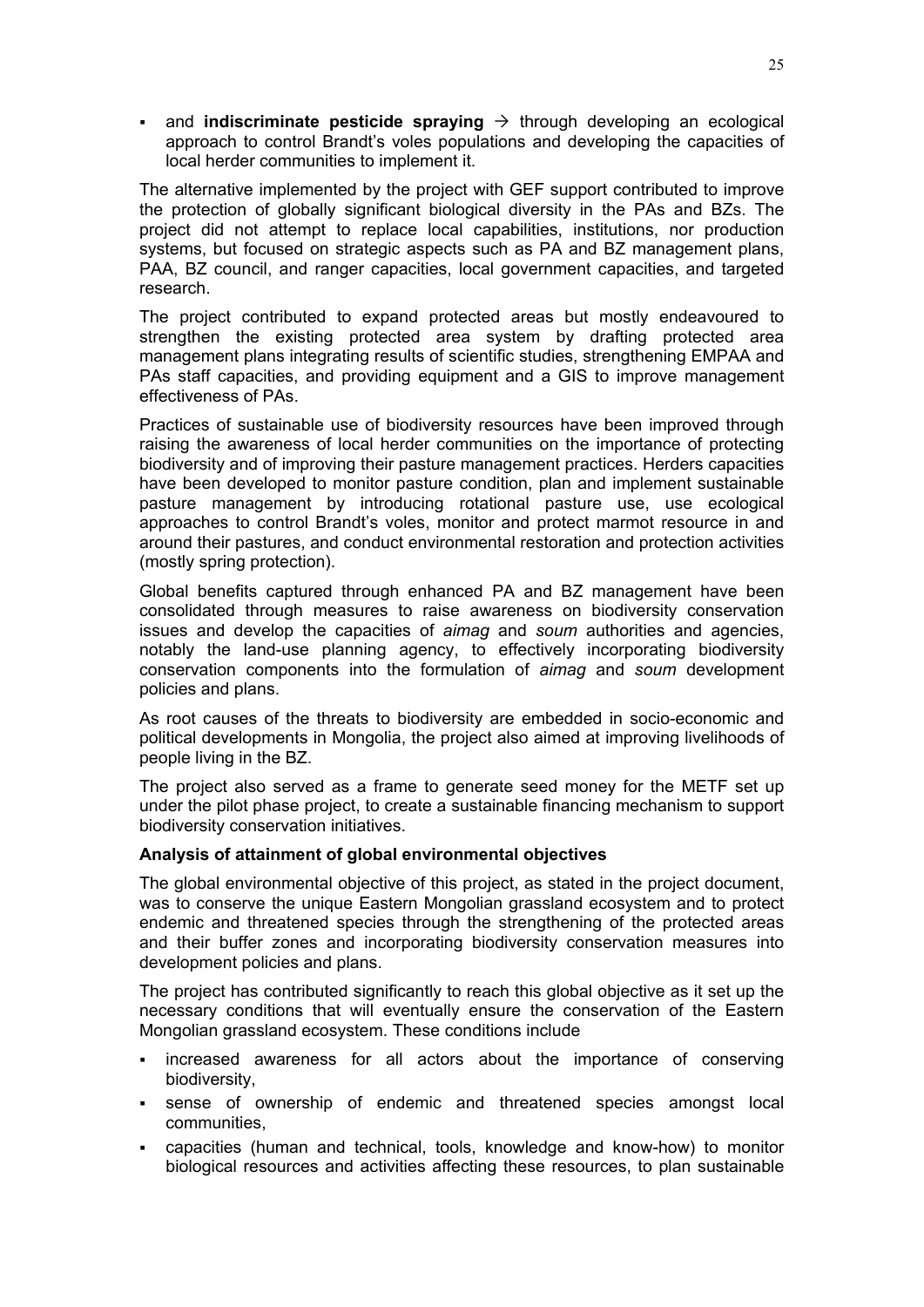- and **indiscriminate pesticide spraying** → through developing an ecological approach to control Brandt's voles populations and developing the capacities of local herder communities to implement it.

The alternative implemented by the project with GEF support contributed to improve the protection of globally significant biological diversity in the PAs and BZs. The project did not attempt to replace local capabilities, institutions, nor production systems, but focused on strategic aspects such as PA and BZ management plans, PAA, BZ council, and ranger capacities, local government capacities, and targeted research.

The project contributed to expand protected areas but mostly endeavoured to strengthen the existing protected area system by drafting protected area management plans integrating results of scientific studies, strengthening EMPAA and PAs staff capacities, and providing equipment and a GIS to improve management effectiveness of PAs.

Practices of sustainable use of biodiversity resources have been improved through raising the awareness of local herder communities on the importance of protecting biodiversity and of improving their pasture management practices. Herders capacities have been developed to monitor pasture condition, plan and implement sustainable pasture management by introducing rotational pasture use, use ecological approaches to control Brandt's voles, monitor and protect marmot resource in and around their pastures, and conduct environmental restoration and protection activities (mostly spring protection).

Global benefits captured through enhanced PA and BZ management have been consolidated through measures to raise awareness on biodiversity conservation issues and develop the capacities of *aimag* and *soum* authorities and agencies, notably the land-use planning agency, to effectively incorporating biodiversity conservation components into the formulation of *aimag* and *soum* development policies and plans.

As root causes of the threats to biodiversity are embedded in socio-economic and political developments in Mongolia, the project also aimed at improving livelihoods of people living in the BZ.

The project also served as a frame to generate seed money for the METF set up under the pilot phase project, to create a sustainable financing mechanism to support biodiversity conservation initiatives.

**Analysis of attainment of global environmental objectives**

The global environmental objective of this project, as stated in the project document, was to conserve the unique Eastern Mongolian grassland ecosystem and to protect endemic and threatened species through the strengthening of the protected areas and their buffer zones and incorporating biodiversity conservation measures into development policies and plans.

The project has contributed significantly to reach this global objective as it set up the necessary conditions that will eventually ensure the conservation of the Eastern Mongolian grassland ecosystem. These conditions include

- increased awareness for all actors about the importance of conserving biodiversity,
- sense of ownership of endemic and threatened species amongst local communities,
- capacities (human and technical, tools, knowledge and know-how) to monitor biological resources and activities affecting these resources, to plan sustainable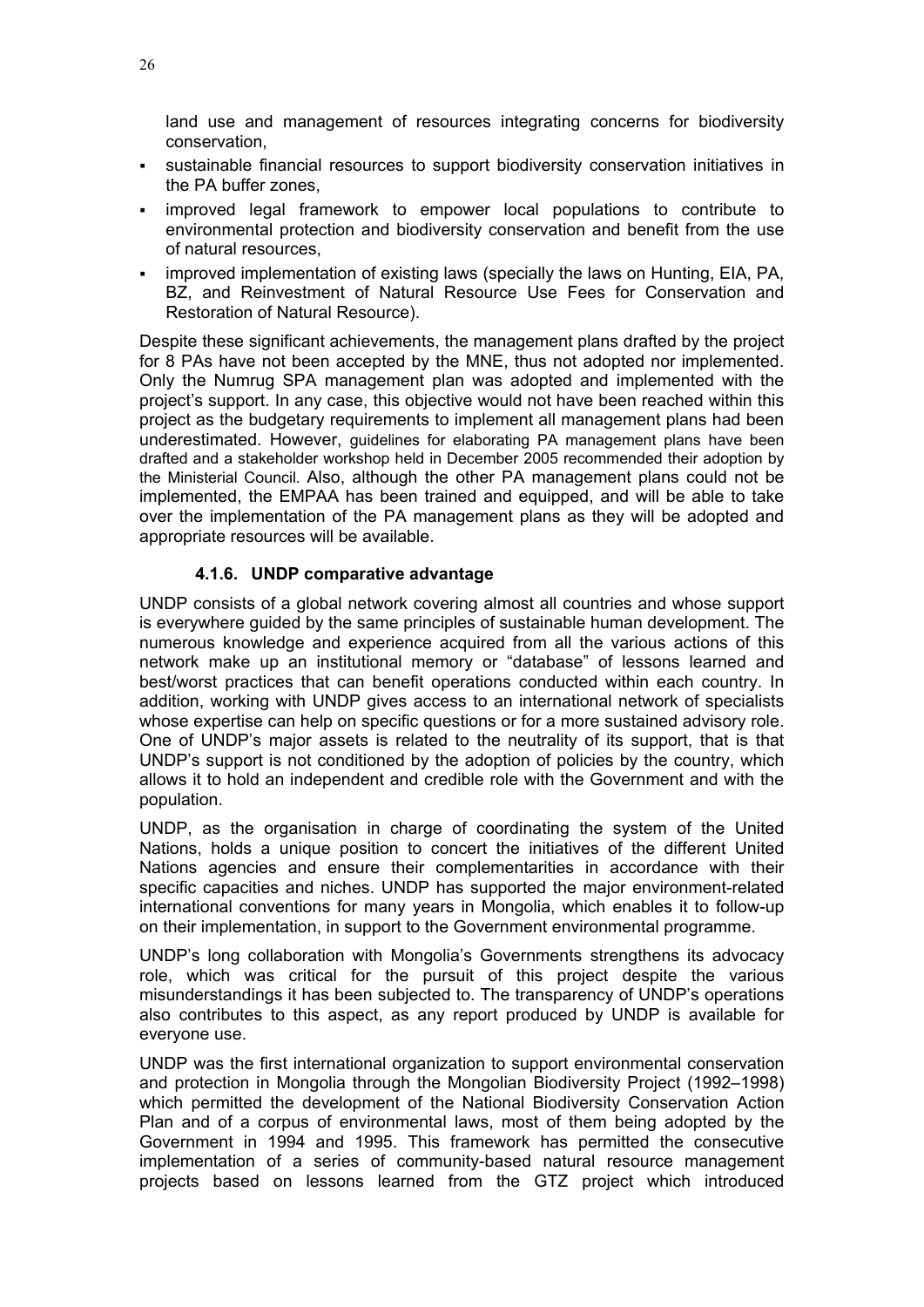land use and management of resources integrating concerns for biodiversity conservation,

- sustainable financial resources to support biodiversity conservation initiatives in the PA buffer zones,
- improved legal framework to empower local populations to contribute to environmental protection and biodiversity conservation and benefit from the use of natural resources,
- improved implementation of existing laws (specially the laws on Hunting, EIA, PA, BZ, and Reinvestment of Natural Resource Use Fees for Conservation and Restoration of Natural Resource).

Despite these significant achievements, the management plans drafted by the project for 8 PAs have not been accepted by the MNE, thus not adopted nor implemented. Only the Numrug SPA management plan was adopted and implemented with the project's support. In any case, this objective would not have been reached within this project as the budgetary requirements to implement all management plans had been underestimated. However, guidelines for elaborating PA management plans have been drafted and a stakeholder workshop held in December 2005 recommended their adoption by the Ministerial Council. Also, although the other PA management plans could not be implemented, the EMPAA has been trained and equipped, and will be able to take over the implementation of the PA management plans as they will be adopted and appropriate resources will be available.

#### 4.1.6. UNDP comparative advantage

UNDP consists of a global network covering almost all countries and whose support is everywhere guided by the same principles of sustainable human development. The numerous knowledge and experience acquired from all the various actions of this network make up an institutional memory or "database" of lessons learned and best/worst practices that can benefit operations conducted within each country. In addition, working with UNDP gives access to an international network of specialists whose expertise can help on specific questions or for a more sustained advisory role. One of UNDP's major assets is related to the neutrality of its support, that is that UNDP's support is not conditioned by the adoption of policies by the country, which allows it to hold an independent and credible role with the Government and with the population.

UNDP, as the organisation in charge of coordinating the system of the United Nations, holds a unique position to concert the initiatives of the different United Nations agencies and ensure their complementarities in accordance with their specific capacities and niches. UNDP has supported the major environment-related international conventions for many years in Mongolia, which enables it to follow-up on their implementation, in support to the Government environmental programme.

UNDP's long collaboration with Mongolia's Governments strengthens its advocacy role, which was critical for the pursuit of this project despite the various misunderstandings it has been subjected to. The transparency of UNDP's operations also contributes to this aspect, as any report produced by UNDP is available for everyone use.

UNDP was the first international organization to support environmental conservation and protection in Mongolia through the Mongolian Biodiversity Project (1992–1998) which permitted the development of the National Biodiversity Conservation Action Plan and of a corpus of environmental laws, most of them being adopted by the Government in 1994 and 1995. This framework has permitted the consecutive implementation of a series of community-based natural resource management projects based on lessons learned from the GTZ project which introduced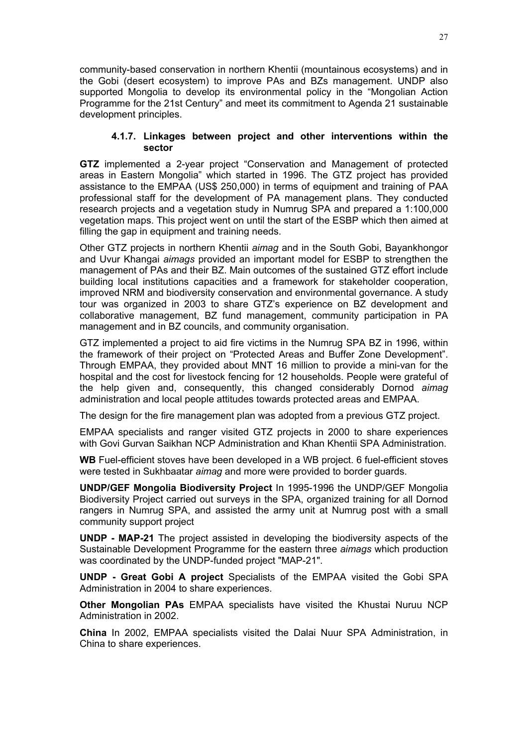community-based conservation in northern Khentii (mountainous ecosystems) and in the Gobi (desert ecosystem) to improve PAs and BZs management. UNDP also supported Mongolia to develop its environmental policy in the “Mongolian Action Programme for the 21st Century” and meet its commitment to Agenda 21 sustainable development principles.

#### 4.1.7. Linkages between project and other interventions within the sector

**GTZ** implemented a 2-year project “Conservation and Management of protected areas in Eastern Mongolia” which started in 1996. The GTZ project has provided assistance to the EMPAA (US$ 250,000) in terms of equipment and training of PAA professional staff for the development of PA management plans. They conducted research projects and a vegetation study in Numrug SPA and prepared a 1:100,000 vegetation maps. This project went on until the start of the ESBP which then aimed at filling the gap in equipment and training needs.

Other GTZ projects in northern Khentii *aimag* and in the South Gobi, Bayankhongor and Uvur Khangai *aimags* provided an important model for ESBP to strengthen the management of PAs and their BZ. Main outcomes of the sustained GTZ effort include building local institutions capacities and a framework for stakeholder cooperation, improved NRM and biodiversity conservation and environmental governance. A study tour was organized in 2003 to share GTZ’s experience on BZ development and collaborative management, BZ fund management, community participation in PA management and in BZ councils, and community organisation.

GTZ implemented a project to aid fire victims in the Numrug SPA BZ in 1996, within the framework of their project on “Protected Areas and Buffer Zone Development”. Through EMPAA, they provided about MNT 16 million to provide a mini-van for the hospital and the cost for livestock fencing for 12 households. People were grateful of the help given and, consequently, this changed considerably Dornod *aimag* administration and local people attitudes towards protected areas and EMPAA.

The design for the fire management plan was adopted from a previous GTZ project.

EMPAA specialists and ranger visited GTZ projects in 2000 to share experiences with Govi Gurvan Saikhan NCP Administration and Khan Khentii SPA Administration.

**WB** Fuel-efficient stoves have been developed in a WB project. 6 fuel-efficient stoves were tested in Sukhbaatar *aimag* and more were provided to border guards.

**UNDP/GEF Mongolia Biodiversity Project** In 1995-1996 the UNDP/GEF Mongolia Biodiversity Project carried out surveys in the SPA, organized training for all Dornod rangers in Numrug SPA, and assisted the army unit at Numrug post with a small community support project

**UNDP - MAP-21** The project assisted in developing the biodiversity aspects of the Sustainable Development Programme for the eastern three *aimags* which production was coordinated by the UNDP-funded project "MAP-21".

**UNDP - Great Gobi A project** Specialists of the EMPAA visited the Gobi SPA Administration in 2004 to share experiences.

**Other Mongolian PAs** EMPAA specialists have visited the Khustai Nuruu NCP Administration in 2002.

**China** In 2002, EMPAA specialists visited the Dalai Nuur SPA Administration, in China to share experiences.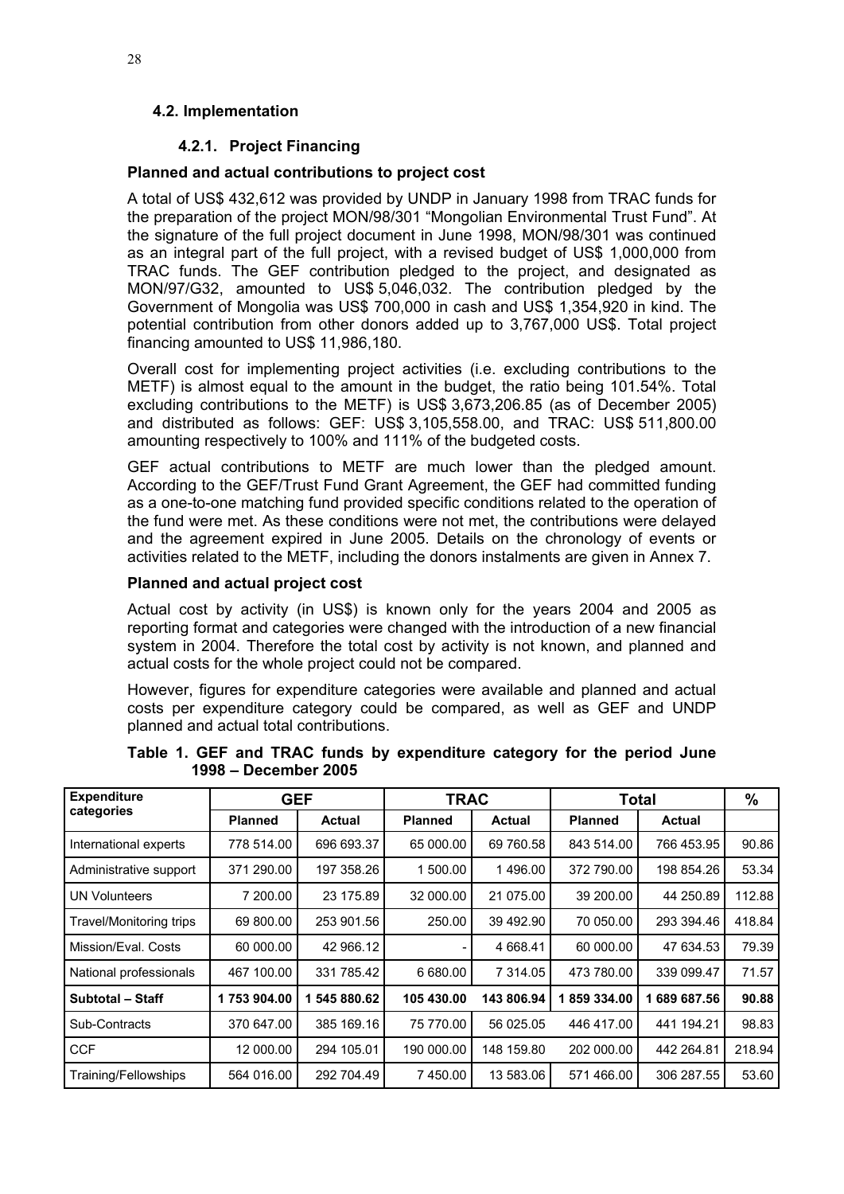## 4.2. Implementation

### 4.2.1. Project Financing

**Planned and actual contributions to project cost**

A total of US$ 432,612 was provided by UNDP in January 1998 from TRAC funds for the preparation of the project MON/98/301 "Mongolian Environmental Trust Fund". At the signature of the full project document in June 1998, MON/98/301 was continued as an integral part of the full project, with a revised budget of US$ 1,000,000 from TRAC funds. The GEF contribution pledged to the project, and designated as MON/97/G32, amounted to US$ 5,046,032. The contribution pledged by the Government of Mongolia was US$ 700,000 in cash and US$ 1,354,920 in kind. The potential contribution from other donors added up to 3,767,000 US$. Total project financing amounted to US$ 11,986,180.

Overall cost for implementing project activities (i.e. excluding contributions to the METF) is almost equal to the amount in the budget, the ratio being 101.54%. Total excluding contributions to the METF) is US$ 3,673,206.85 (as of December 2005) and distributed as follows: GEF: US$ 3,105,558.00, and TRAC: US$ 511,800.00 amounting respectively to 100% and 111% of the budgeted costs.

GEF actual contributions to METF are much lower than the pledged amount. According to the GEF/Trust Fund Grant Agreement, the GEF had committed funding as a one-to-one matching fund provided specific conditions related to the operation of the fund were met. As these conditions were not met, the contributions were delayed and the agreement expired in June 2005. Details on the chronology of events or activities related to the METF, including the donors instalments are given in Annex 7.

**Planned and actual project cost**

Actual cost by activity (in US$) is known only for the years 2004 and 2005 as reporting format and categories were changed with the introduction of a new financial system in 2004. Therefore the total cost by activity is not known, and planned and actual costs for the whole project could not be compared.

However, figures for expenditure categories were available and planned and actual costs per expenditure category could be compared, as well as GEF and UNDP planned and actual total contributions.

**Table 1. GEF and TRAC funds by expenditure category for the period June 1998 – December 2005**

| Expenditure categories | GEF | | TRAC | | Total | | % |
|---|---|---|---|---|---|---|---|
| | Planned | Actual | Planned | Actual | Planned | Actual | |
| International experts | 778 514.00 | 696 693.37 | 65 000.00 | 69 760.58 | 843 514.00 | 766 453.95 | 90.86 |
| Administrative support | 371 290.00 | 197 358.26 | 1 500.00 | 1 496.00 | 372 790.00 | 198 854.26 | 53.34 |
| UN Volunteers | 7 200.00 | 23 175.89 | 32 000.00 | 21 075.00 | 39 200.00 | 44 250.89 | 112.88 |
| Travel/Monitoring trips | 69 800.00 | 253 901.56 | 250.00 | 39 492.90 | 70 050.00 | 293 394.46 | 418.84 |
| Mission/Eval. Costs | 60 000.00 | 42 966.12 | - | 4 668.41 | 60 000.00 | 47 634.53 | 79.39 |
| National professionals | 467 100.00 | 331 785.42 | 6 680.00 | 7 314.05 | 473 780.00 | 339 099.47 | 71.57 |
| **Subtotal – Staff** | **1 753 904.00** | **1 545 880.62** | **105 430.00** | **143 806.94** | **1 859 334.00** | **1 689 687.56** | **90.88** |
| Sub-Contracts | 370 647.00 | 385 169.16 | 75 770.00 | 56 025.05 | 446 417.00 | 441 194.21 | 98.83 |
| CCF | 12 000.00 | 294 105.01 | 190 000.00 | 148 159.80 | 202 000.00 | 442 264.81 | 218.94 |
| Training/Fellowships | 564 016.00 | 292 704.49 | 7 450.00 | 13 583.06 | 571 466.00 | 306 287.55 | 53.60 |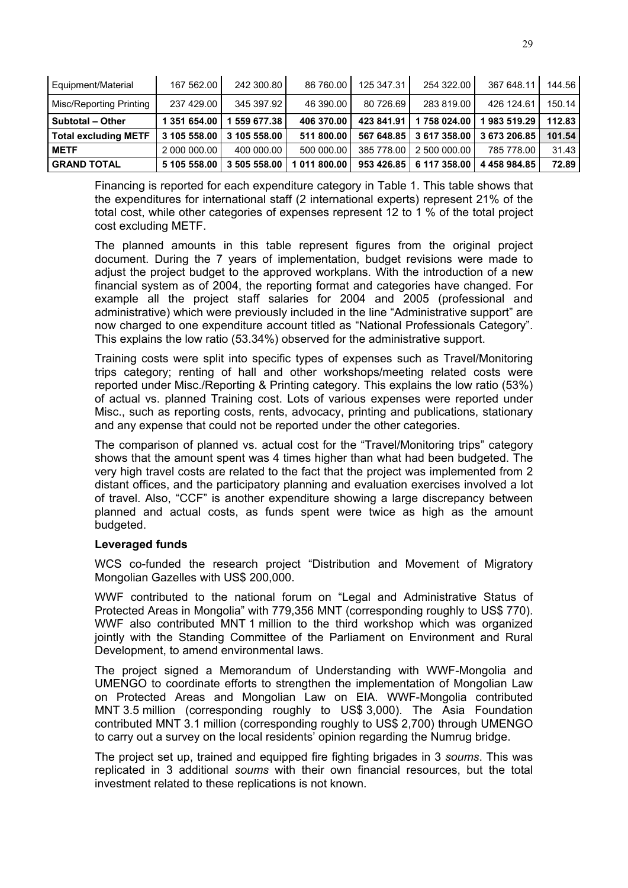| Equipment/Material | 167 562.00 | 242 300.80 | 86 760.00 | 125 347.31 | 254 322.00 | 367 648.11 | 144.56 |
|---|---|---|---|---|---|---|---|
| Misc/Reporting Printing | 237 429.00 | 345 397.92 | 46 390.00 | 80 726.69 | 283 819.00 | 426 124.61 | 150.14 |
| **Subtotal – Other** | **1 351 654.00** | **1 559 677.38** | **406 370.00** | **423 841.91** | **1 758 024.00** | **1 983 519.29** | **112.83** |
| **Total excluding METF** | **3 105 558.00** | **3 105 558.00** | **511 800.00** | **567 648.85** | **3 617 358.00** | **3 673 206.85** | **101.54** |
| **METF** | 2 000 000.00 | 400 000.00 | 500 000.00 | 385 778.00 | 2 500 000.00 | 785 778.00 | 31.43 |
| **GRAND TOTAL** | **5 105 558.00** | **3 505 558.00** | **1 011 800.00** | **953 426.85** | **6 117 358.00** | **4 458 984.85** | **72.89** |

Financing is reported for each expenditure category in Table 1. This table shows that the expenditures for international staff (2 international experts) represent 21% of the total cost, while other categories of expenses represent 12 to 1 % of the total project cost excluding METF.

The planned amounts in this table represent figures from the original project document. During the 7 years of implementation, budget revisions were made to adjust the project budget to the approved workplans. With the introduction of a new financial system as of 2004, the reporting format and categories have changed. For example all the project staff salaries for 2004 and 2005 (professional and administrative) which were previously included in the line "Administrative support" are now charged to one expenditure account titled as "National Professionals Category". This explains the low ratio (53.34%) observed for the administrative support.

Training costs were split into specific types of expenses such as Travel/Monitoring trips category; renting of hall and other workshops/meeting related costs were reported under Misc./Reporting & Printing category. This explains the low ratio (53%) of actual vs. planned Training cost. Lots of various expenses were reported under Misc., such as reporting costs, rents, advocacy, printing and publications, stationary and any expense that could not be reported under the other categories.

The comparison of planned vs. actual cost for the "Travel/Monitoring trips" category shows that the amount spent was 4 times higher than what had been budgeted. The very high travel costs are related to the fact that the project was implemented from 2 distant offices, and the participatory planning and evaluation exercises involved a lot of travel. Also, "CCF" is another expenditure showing a large discrepancy between planned and actual costs, as funds spent were twice as high as the amount budgeted.

**Leveraged funds**

WCS co-funded the research project "Distribution and Movement of Migratory Mongolian Gazelles with US$ 200,000.

WWF contributed to the national forum on "Legal and Administrative Status of Protected Areas in Mongolia" with 779,356 MNT (corresponding roughly to US$ 770). WWF also contributed MNT 1 million to the third workshop which was organized jointly with the Standing Committee of the Parliament on Environment and Rural Development, to amend environmental laws.

The project signed a Memorandum of Understanding with WWF-Mongolia and UMENGO to coordinate efforts to strengthen the implementation of Mongolian Law on Protected Areas and Mongolian Law on EIA. WWF-Mongolia contributed MNT 3.5 million (corresponding roughly to US$ 3,000). The Asia Foundation contributed MNT 3.1 million (corresponding roughly to US$ 2,700) through UMENGO to carry out a survey on the local residents' opinion regarding the Numrug bridge.

The project set up, trained and equipped fire fighting brigades in 3 *soums*. This was replicated in 3 additional *soums* with their own financial resources, but the total investment related to these replications is not known.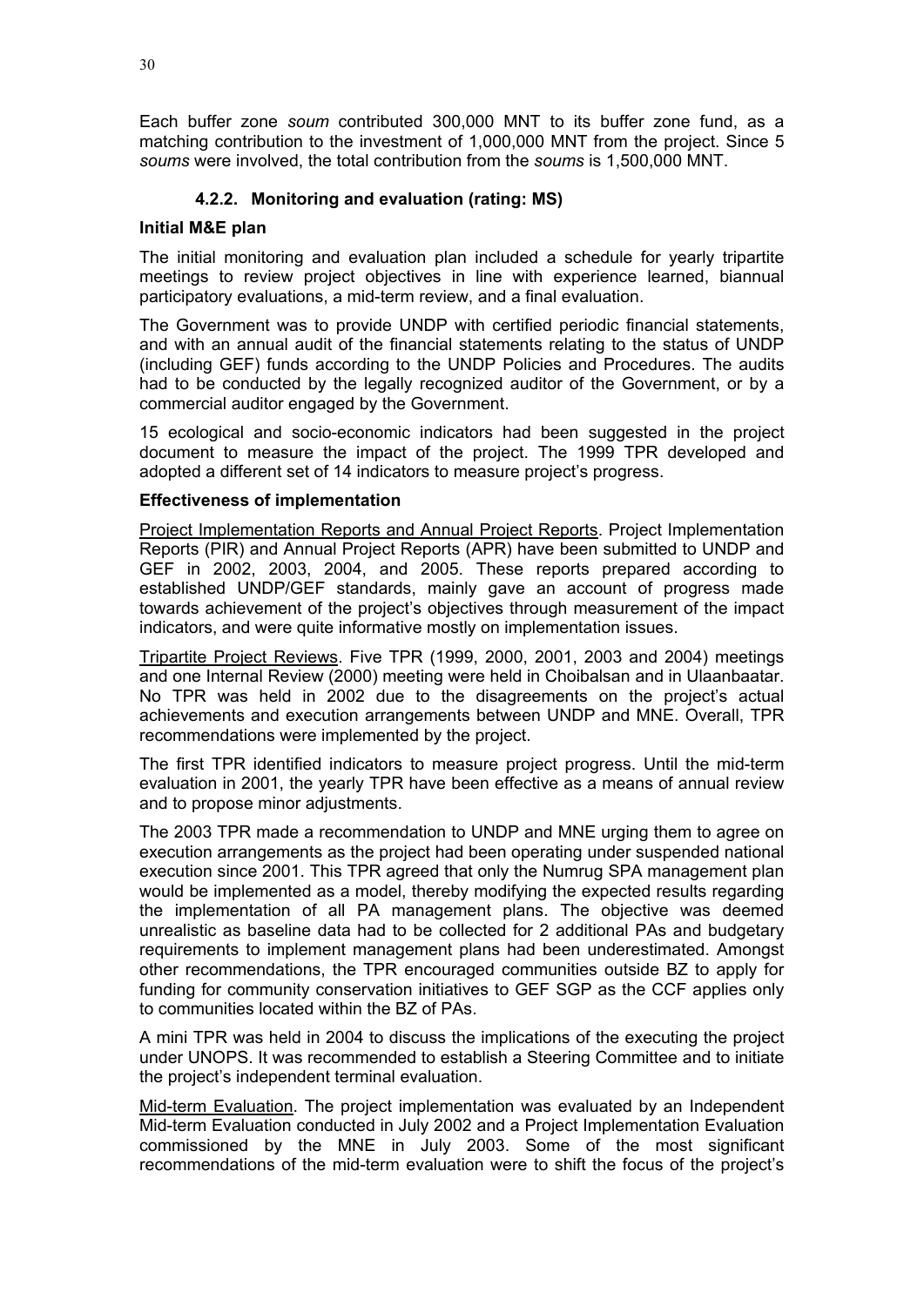Each buffer zone *soum* contributed 300,000 MNT to its buffer zone fund, as a matching contribution to the investment of 1,000,000 MNT from the project. Since 5 *soums* were involved, the total contribution from the *soums* is 1,500,000 MNT.

### 4.2.2. Monitoring and evaluation (rating: MS)

**Initial M&E plan**

The initial monitoring and evaluation plan included a schedule for yearly tripartite meetings to review project objectives in line with experience learned, biannual participatory evaluations, a mid-term review, and a final evaluation.

The Government was to provide UNDP with certified periodic financial statements, and with an annual audit of the financial statements relating to the status of UNDP (including GEF) funds according to the UNDP Policies and Procedures. The audits had to be conducted by the legally recognized auditor of the Government, or by a commercial auditor engaged by the Government.

15 ecological and socio-economic indicators had been suggested in the project document to measure the impact of the project. The 1999 TPR developed and adopted a different set of 14 indicators to measure project's progress.

**Effectiveness of implementation**

Project Implementation Reports and Annual Project Reports. Project Implementation Reports (PIR) and Annual Project Reports (APR) have been submitted to UNDP and GEF in 2002, 2003, 2004, and 2005. These reports prepared according to established UNDP/GEF standards, mainly gave an account of progress made towards achievement of the project's objectives through measurement of the impact indicators, and were quite informative mostly on implementation issues.

Tripartite Project Reviews. Five TPR (1999, 2000, 2001, 2003 and 2004) meetings and one Internal Review (2000) meeting were held in Choibalsan and in Ulaanbaatar. No TPR was held in 2002 due to the disagreements on the project's actual achievements and execution arrangements between UNDP and MNE. Overall, TPR recommendations were implemented by the project.

The first TPR identified indicators to measure project progress. Until the mid-term evaluation in 2001, the yearly TPR have been effective as a means of annual review and to propose minor adjustments.

The 2003 TPR made a recommendation to UNDP and MNE urging them to agree on execution arrangements as the project had been operating under suspended national execution since 2001. This TPR agreed that only the Numrug SPA management plan would be implemented as a model, thereby modifying the expected results regarding the implementation of all PA management plans. The objective was deemed unrealistic as baseline data had to be collected for 2 additional PAs and budgetary requirements to implement management plans had been underestimated. Amongst other recommendations, the TPR encouraged communities outside BZ to apply for funding for community conservation initiatives to GEF SGP as the CCF applies only to communities located within the BZ of PAs.

A mini TPR was held in 2004 to discuss the implications of the executing the project under UNOPS. It was recommended to establish a Steering Committee and to initiate the project's independent terminal evaluation.

Mid-term Evaluation. The project implementation was evaluated by an Independent Mid-term Evaluation conducted in July 2002 and a Project Implementation Evaluation commissioned by the MNE in July 2003. Some of the most significant recommendations of the mid-term evaluation were to shift the focus of the project's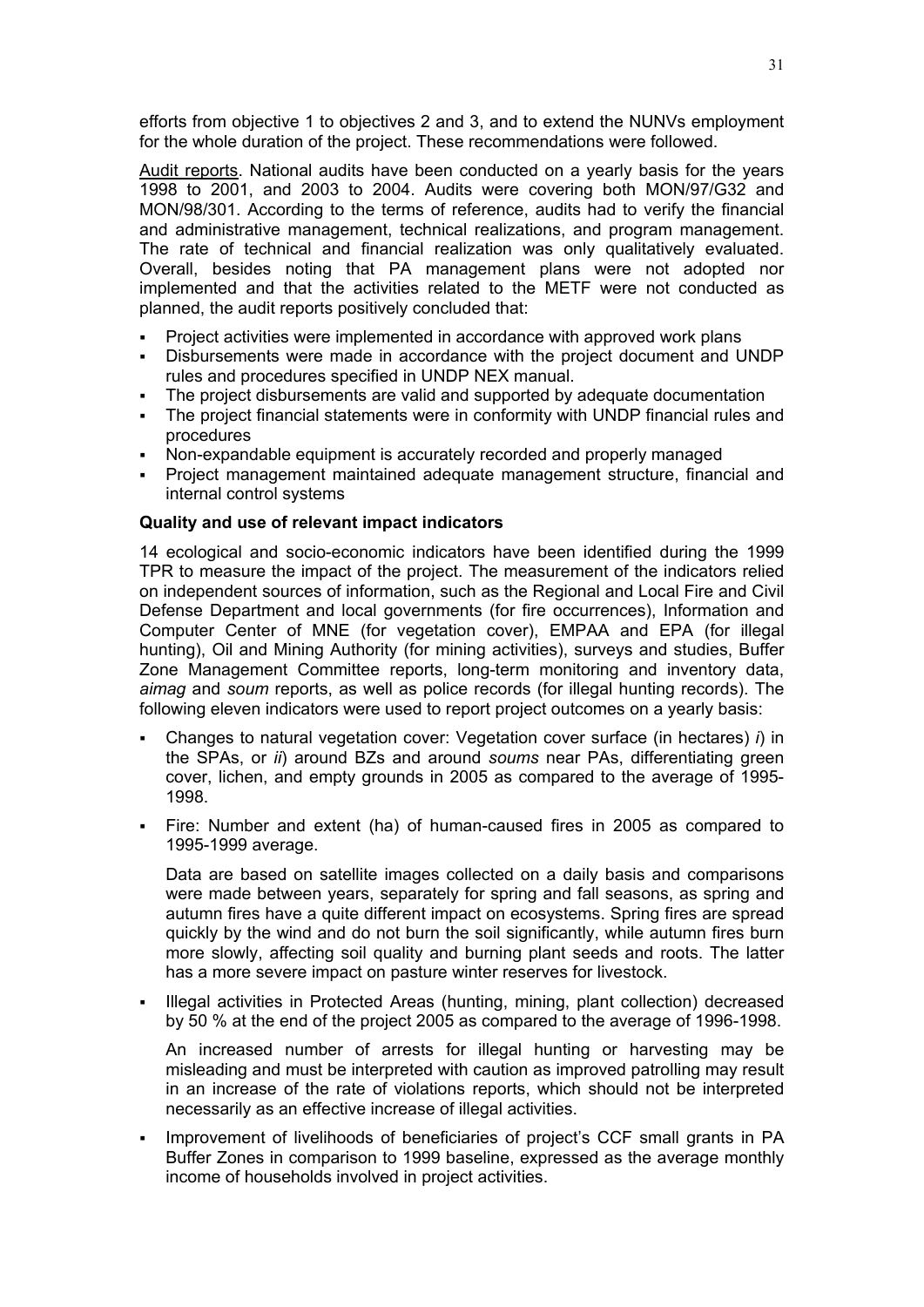efforts from objective 1 to objectives 2 and 3, and to extend the NUNVs employment for the whole duration of the project. These recommendations were followed.

Audit reports. National audits have been conducted on a yearly basis for the years 1998 to 2001, and 2003 to 2004. Audits were covering both MON/97/G32 and MON/98/301. According to the terms of reference, audits had to verify the financial and administrative management, technical realizations, and program management. The rate of technical and financial realization was only qualitatively evaluated. Overall, besides noting that PA management plans were not adopted nor implemented and that the activities related to the METF were not conducted as planned, the audit reports positively concluded that:

- Project activities were implemented in accordance with approved work plans
- Disbursements were made in accordance with the project document and UNDP rules and procedures specified in UNDP NEX manual.
- The project disbursements are valid and supported by adequate documentation
- The project financial statements were in conformity with UNDP financial rules and procedures
- Non-expandable equipment is accurately recorded and properly managed
- Project management maintained adequate management structure, financial and internal control systems

**Quality and use of relevant impact indicators**

14 ecological and socio-economic indicators have been identified during the 1999 TPR to measure the impact of the project. The measurement of the indicators relied on independent sources of information, such as the Regional and Local Fire and Civil Defense Department and local governments (for fire occurrences), Information and Computer Center of MNE (for vegetation cover), EMPAA and EPA (for illegal hunting), Oil and Mining Authority (for mining activities), surveys and studies, Buffer Zone Management Committee reports, long-term monitoring and inventory data, *aimag* and *soum* reports, as well as police records (for illegal hunting records). The following eleven indicators were used to report project outcomes on a yearly basis:

- Changes to natural vegetation cover: Vegetation cover surface (in hectares) *i*) in the SPAs, or *ii*) around BZs and around *soums* near PAs, differentiating green cover, lichen, and empty grounds in 2005 as compared to the average of 1995-1998.
- Fire: Number and extent (ha) of human-caused fires in 2005 as compared to 1995-1999 average.

  Data are based on satellite images collected on a daily basis and comparisons were made between years, separately for spring and fall seasons, as spring and autumn fires have a quite different impact on ecosystems. Spring fires are spread quickly by the wind and do not burn the soil significantly, while autumn fires burn more slowly, affecting soil quality and burning plant seeds and roots. The latter has a more severe impact on pasture winter reserves for livestock.

- Illegal activities in Protected Areas (hunting, mining, plant collection) decreased by 50 % at the end of the project 2005 as compared to the average of 1996-1998.

  An increased number of arrests for illegal hunting or harvesting may be misleading and must be interpreted with caution as improved patrolling may result in an increase of the rate of violations reports, which should not be interpreted necessarily as an effective increase of illegal activities.

- Improvement of livelihoods of beneficiaries of project's CCF small grants in PA Buffer Zones in comparison to 1999 baseline, expressed as the average monthly income of households involved in project activities.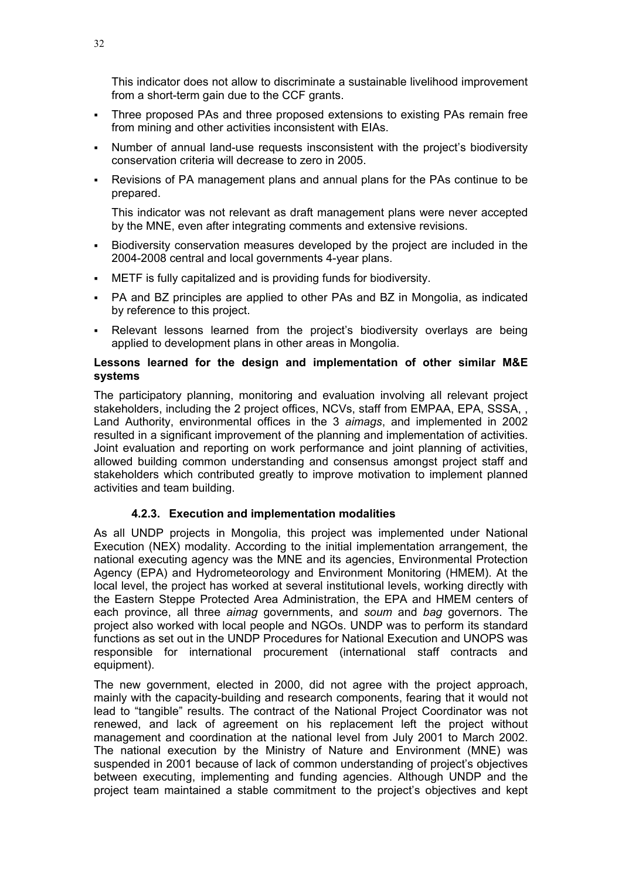This indicator does not allow to discriminate a sustainable livelihood improvement from a short-term gain due to the CCF grants.

- Three proposed PAs and three proposed extensions to existing PAs remain free from mining and other activities inconsistent with EIAs.
- Number of annual land-use requests insconsistent with the project's biodiversity conservation criteria will decrease to zero in 2005.
- Revisions of PA management plans and annual plans for the PAs continue to be prepared.

  This indicator was not relevant as draft management plans were never accepted by the MNE, even after integrating comments and extensive revisions.
- Biodiversity conservation measures developed by the project are included in the 2004-2008 central and local governments 4-year plans.
- METF is fully capitalized and is providing funds for biodiversity.
- PA and BZ principles are applied to other PAs and BZ in Mongolia, as indicated by reference to this project.
- Relevant lessons learned from the project's biodiversity overlays are being applied to development plans in other areas in Mongolia.

**Lessons learned for the design and implementation of other similar M&E systems**

The participatory planning, monitoring and evaluation involving all relevant project stakeholders, including the 2 project offices, NCVs, staff from EMPAA, EPA, SSSA, , Land Authority, environmental offices in the 3 *aimags*, and implemented in 2002 resulted in a significant improvement of the planning and implementation of activities. Joint evaluation and reporting on work performance and joint planning of activities, allowed building common understanding and consensus amongst project staff and stakeholders which contributed greatly to improve motivation to implement planned activities and team building.

#### 4.2.3. Execution and implementation modalities

As all UNDP projects in Mongolia, this project was implemented under National Execution (NEX) modality. According to the initial implementation arrangement, the national executing agency was the MNE and its agencies, Environmental Protection Agency (EPA) and Hydrometeorology and Environment Monitoring (HMEM). At the local level, the project has worked at several institutional levels, working directly with the Eastern Steppe Protected Area Administration, the EPA and HMEM centers of each province, all three *aimag* governments, and *soum* and *bag* governors. The project also worked with local people and NGOs. UNDP was to perform its standard functions as set out in the UNDP Procedures for National Execution and UNOPS was responsible for international procurement (international staff contracts and equipment).

The new government, elected in 2000, did not agree with the project approach, mainly with the capacity-building and research components, fearing that it would not lead to "tangible" results. The contract of the National Project Coordinator was not renewed, and lack of agreement on his replacement left the project without management and coordination at the national level from July 2001 to March 2002. The national execution by the Ministry of Nature and Environment (MNE) was suspended in 2001 because of lack of common understanding of project's objectives between executing, implementing and funding agencies. Although UNDP and the project team maintained a stable commitment to the project's objectives and kept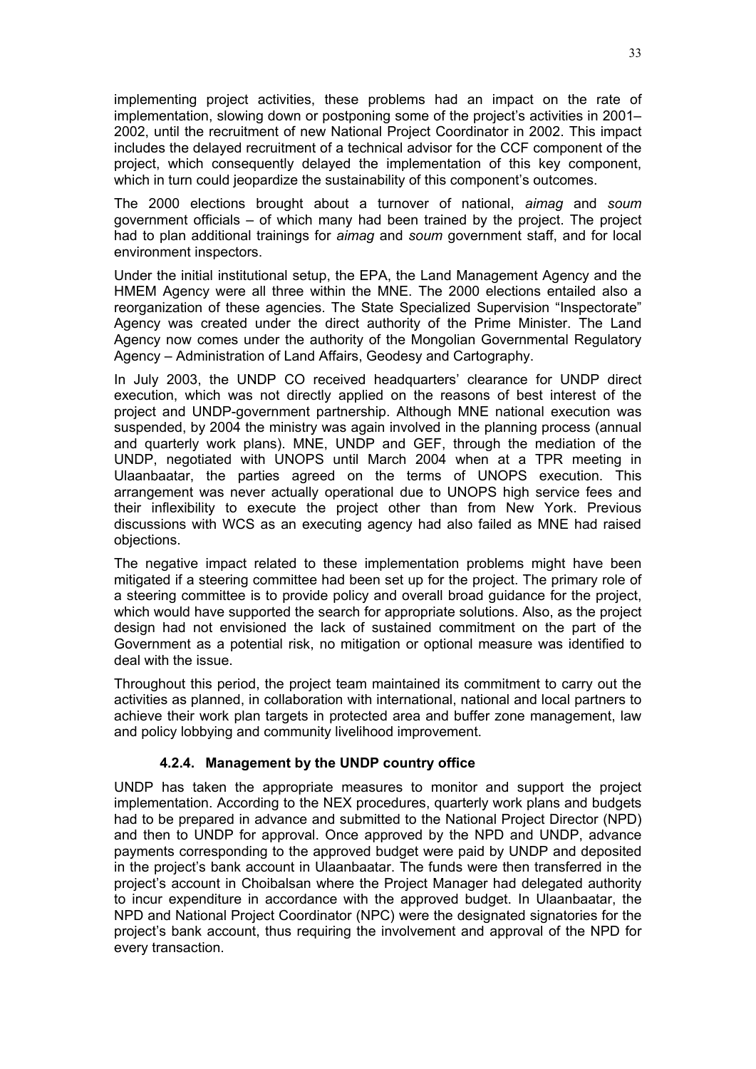implementing project activities, these problems had an impact on the rate of implementation, slowing down or postponing some of the project's activities in 2001–2002, until the recruitment of new National Project Coordinator in 2002. This impact includes the delayed recruitment of a technical advisor for the CCF component of the project, which consequently delayed the implementation of this key component, which in turn could jeopardize the sustainability of this component's outcomes.

The 2000 elections brought about a turnover of national, *aimag* and *soum* government officials – of which many had been trained by the project. The project had to plan additional trainings for *aimag* and *soum* government staff, and for local environment inspectors.

Under the initial institutional setup, the EPA, the Land Management Agency and the HMEM Agency were all three within the MNE. The 2000 elections entailed also a reorganization of these agencies. The State Specialized Supervision "Inspectorate" Agency was created under the direct authority of the Prime Minister. The Land Agency now comes under the authority of the Mongolian Governmental Regulatory Agency – Administration of Land Affairs, Geodesy and Cartography.

In July 2003, the UNDP CO received headquarters' clearance for UNDP direct execution, which was not directly applied on the reasons of best interest of the project and UNDP-government partnership. Although MNE national execution was suspended, by 2004 the ministry was again involved in the planning process (annual and quarterly work plans). MNE, UNDP and GEF, through the mediation of the UNDP, negotiated with UNOPS until March 2004 when at a TPR meeting in Ulaanbaatar, the parties agreed on the terms of UNOPS execution. This arrangement was never actually operational due to UNOPS high service fees and their inflexibility to execute the project other than from New York. Previous discussions with WCS as an executing agency had also failed as MNE had raised objections.

The negative impact related to these implementation problems might have been mitigated if a steering committee had been set up for the project. The primary role of a steering committee is to provide policy and overall broad guidance for the project, which would have supported the search for appropriate solutions. Also, as the project design had not envisioned the lack of sustained commitment on the part of the Government as a potential risk, no mitigation or optional measure was identified to deal with the issue.

Throughout this period, the project team maintained its commitment to carry out the activities as planned, in collaboration with international, national and local partners to achieve their work plan targets in protected area and buffer zone management, law and policy lobbying and community livelihood improvement.

#### 4.2.4. Management by the UNDP country office

UNDP has taken the appropriate measures to monitor and support the project implementation. According to the NEX procedures, quarterly work plans and budgets had to be prepared in advance and submitted to the National Project Director (NPD) and then to UNDP for approval. Once approved by the NPD and UNDP, advance payments corresponding to the approved budget were paid by UNDP and deposited in the project's bank account in Ulaanbaatar. The funds were then transferred in the project's account in Choibalsan where the Project Manager had delegated authority to incur expenditure in accordance with the approved budget. In Ulaanbaatar, the NPD and National Project Coordinator (NPC) were the designated signatories for the project's bank account, thus requiring the involvement and approval of the NPD for every transaction.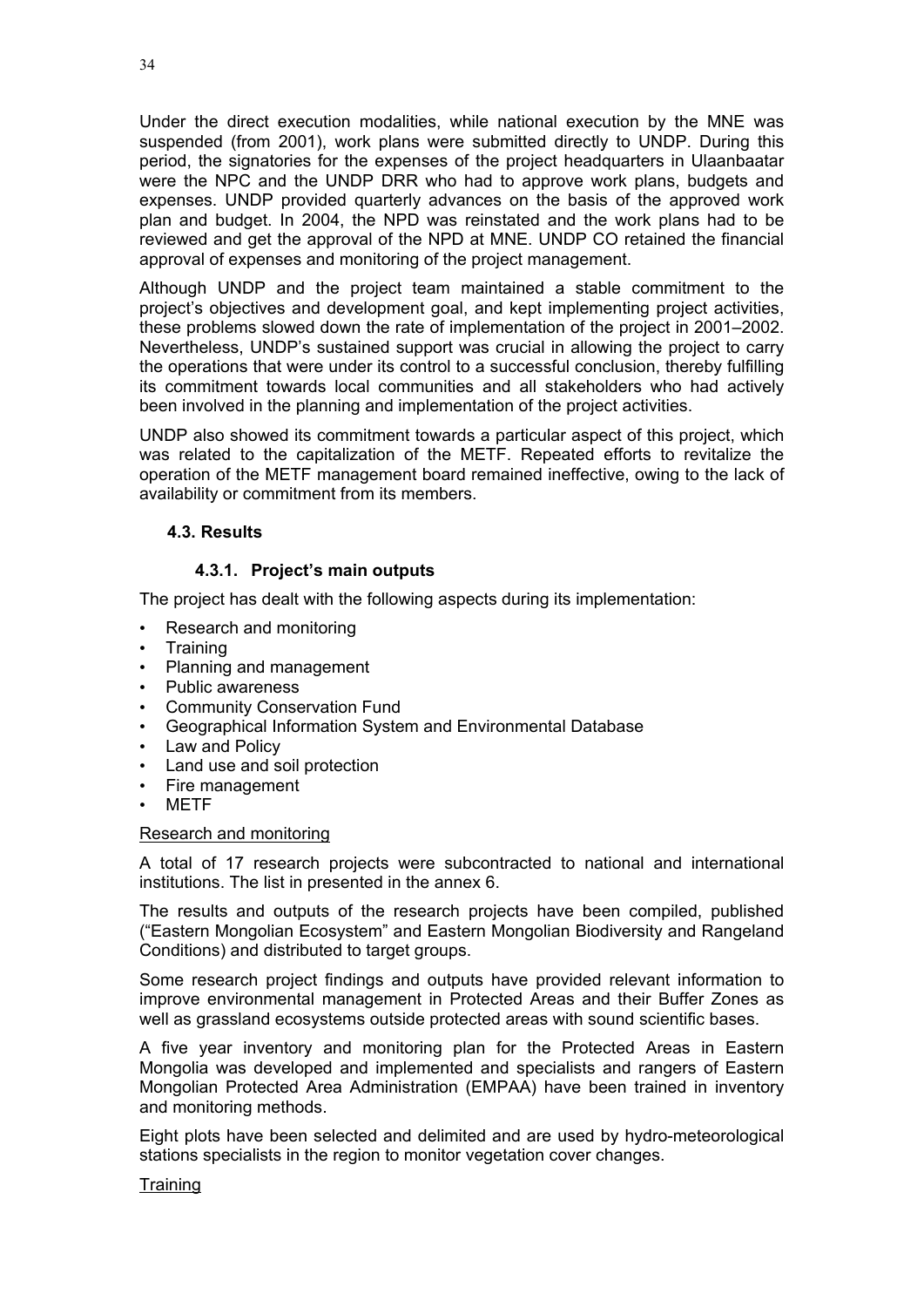Under the direct execution modalities, while national execution by the MNE was suspended (from 2001), work plans were submitted directly to UNDP. During this period, the signatories for the expenses of the project headquarters in Ulaanbaatar were the NPC and the UNDP DRR who had to approve work plans, budgets and expenses. UNDP provided quarterly advances on the basis of the approved work plan and budget. In 2004, the NPD was reinstated and the work plans had to be reviewed and get the approval of the NPD at MNE. UNDP CO retained the financial approval of expenses and monitoring of the project management.

Although UNDP and the project team maintained a stable commitment to the project's objectives and development goal, and kept implementing project activities, these problems slowed down the rate of implementation of the project in 2001–2002. Nevertheless, UNDP's sustained support was crucial in allowing the project to carry the operations that were under its control to a successful conclusion, thereby fulfilling its commitment towards local communities and all stakeholders who had actively been involved in the planning and implementation of the project activities.

UNDP also showed its commitment towards a particular aspect of this project, which was related to the capitalization of the METF. Repeated efforts to revitalize the operation of the METF management board remained ineffective, owing to the lack of availability or commitment from its members.

### 4.3. Results

#### 4.3.1. Project's main outputs

The project has dealt with the following aspects during its implementation:

- Research and monitoring
- Training
- Planning and management
- Public awareness
- Community Conservation Fund
- Geographical Information System and Environmental Database
- Law and Policy
- Land use and soil protection
- Fire management
- METF

Research and monitoring

A total of 17 research projects were subcontracted to national and international institutions. The list in presented in the annex 6.

The results and outputs of the research projects have been compiled, published ("Eastern Mongolian Ecosystem" and Eastern Mongolian Biodiversity and Rangeland Conditions) and distributed to target groups.

Some research project findings and outputs have provided relevant information to improve environmental management in Protected Areas and their Buffer Zones as well as grassland ecosystems outside protected areas with sound scientific bases.

A five year inventory and monitoring plan for the Protected Areas in Eastern Mongolia was developed and implemented and specialists and rangers of Eastern Mongolian Protected Area Administration (EMPAA) have been trained in inventory and monitoring methods.

Eight plots have been selected and delimited and are used by hydro-meteorological stations specialists in the region to monitor vegetation cover changes.

Training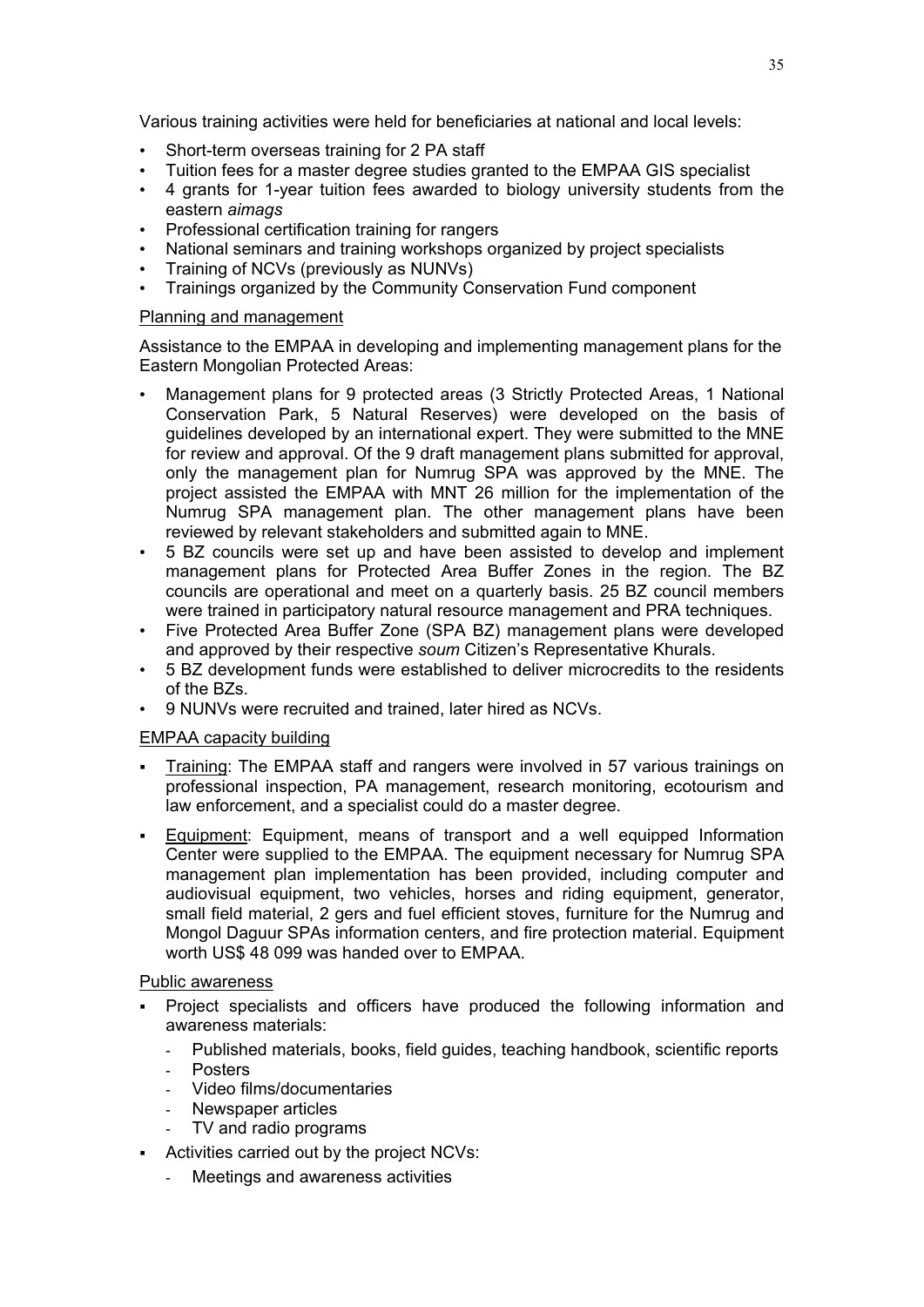Various training activities were held for beneficiaries at national and local levels:

- Short-term overseas training for 2 PA staff
- Tuition fees for a master degree studies granted to the EMPAA GIS specialist
- 4 grants for 1-year tuition fees awarded to biology university students from the eastern *aimags*
- Professional certification training for rangers
- National seminars and training workshops organized by project specialists
- Training of NCVs (previously as NUNVs)
- Trainings organized by the Community Conservation Fund component

Planning and management

Assistance to the EMPAA in developing and implementing management plans for the Eastern Mongolian Protected Areas:

- Management plans for 9 protected areas (3 Strictly Protected Areas, 1 National Conservation Park, 5 Natural Reserves) were developed on the basis of guidelines developed by an international expert. They were submitted to the MNE for review and approval. Of the 9 draft management plans submitted for approval, only the management plan for Numrug SPA was approved by the MNE. The project assisted the EMPAA with MNT 26 million for the implementation of the Numrug SPA management plan. The other management plans have been reviewed by relevant stakeholders and submitted again to MNE.
- 5 BZ councils were set up and have been assisted to develop and implement management plans for Protected Area Buffer Zones in the region. The BZ councils are operational and meet on a quarterly basis. 25 BZ council members were trained in participatory natural resource management and PRA techniques.
- Five Protected Area Buffer Zone (SPA BZ) management plans were developed and approved by their respective *soum* Citizen's Representative Khurals.
- 5 BZ development funds were established to deliver microcredits to the residents of the BZs.
- 9 NUNVs were recruited and trained, later hired as NCVs.

EMPAA capacity building

- Training: The EMPAA staff and rangers were involved in 57 various trainings on professional inspection, PA management, research monitoring, ecotourism and law enforcement, and a specialist could do a master degree.
- Equipment: Equipment, means of transport and a well equipped Information Center were supplied to the EMPAA. The equipment necessary for Numrug SPA management plan implementation has been provided, including computer and audiovisual equipment, two vehicles, horses and riding equipment, generator, small field material, 2 gers and fuel efficient stoves, furniture for the Numrug and Mongol Daguur SPAs information centers, and fire protection material. Equipment worth US$ 48 099 was handed over to EMPAA.

Public awareness

- Project specialists and officers have produced the following information and awareness materials:
  - Published materials, books, field guides, teaching handbook, scientific reports
  - Posters
  - Video films/documentaries
  - Newspaper articles
  - TV and radio programs
- Activities carried out by the project NCVs:
  - Meetings and awareness activities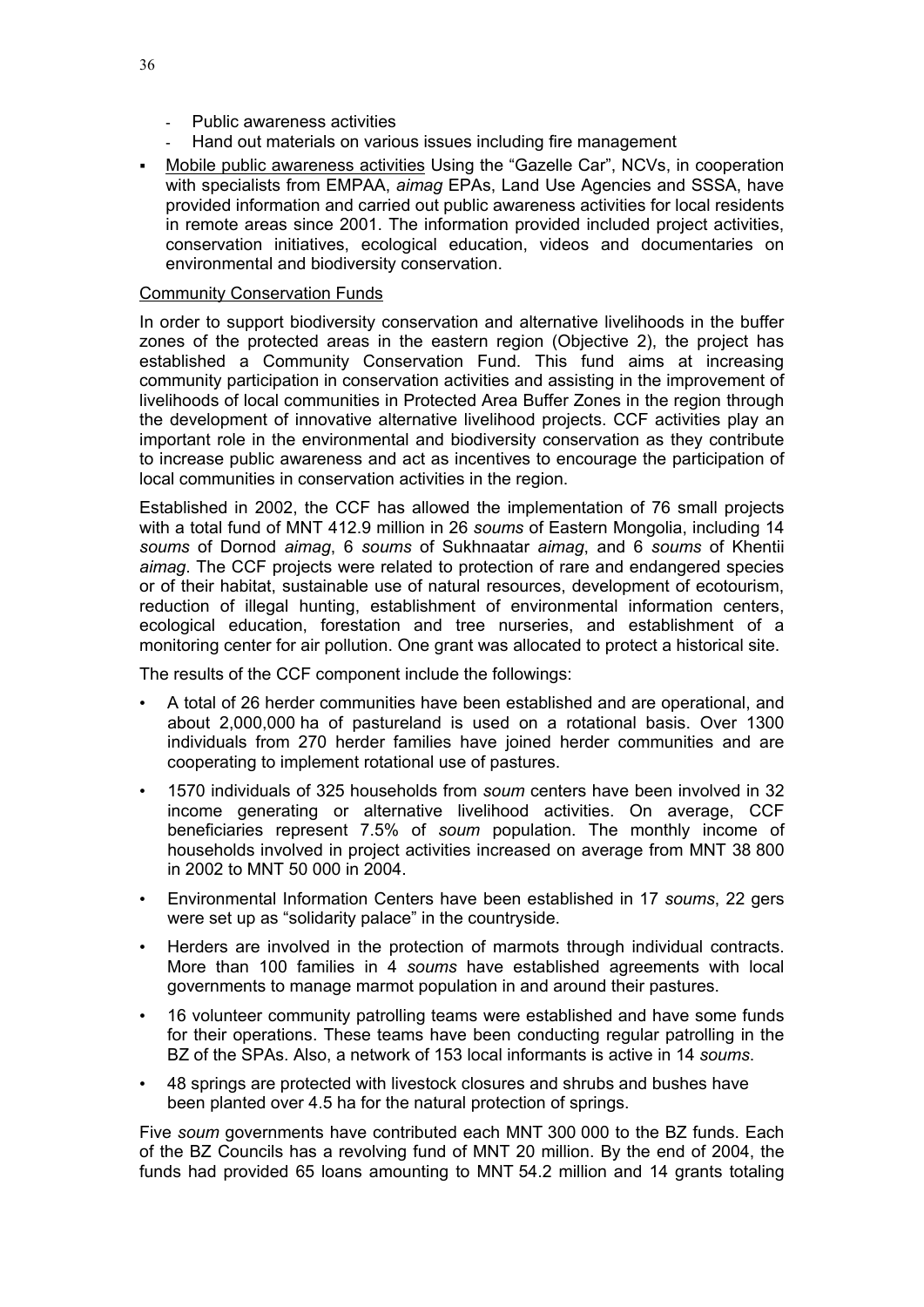- Public awareness activities
- Hand out materials on various issues including fire management

- Mobile public awareness activities Using the "Gazelle Car", NCVs, in cooperation with specialists from EMPAA, *aimag* EPAs, Land Use Agencies and SSSA, have provided information and carried out public awareness activities for local residents in remote areas since 2001. The information provided included project activities, conservation initiatives, ecological education, videos and documentaries on environmental and biodiversity conservation.

Community Conservation Funds

In order to support biodiversity conservation and alternative livelihoods in the buffer zones of the protected areas in the eastern region (Objective 2), the project has established a Community Conservation Fund. This fund aims at increasing community participation in conservation activities and assisting in the improvement of livelihoods of local communities in Protected Area Buffer Zones in the region through the development of innovative alternative livelihood projects. CCF activities play an important role in the environmental and biodiversity conservation as they contribute to increase public awareness and act as incentives to encourage the participation of local communities in conservation activities in the region.

Established in 2002, the CCF has allowed the implementation of 76 small projects with a total fund of MNT 412.9 million in 26 *soums* of Eastern Mongolia, including 14 *soums* of Dornod *aimag*, 6 *soums* of Sukhnaatar *aimag*, and 6 *soums* of Khentii *aimag*. The CCF projects were related to protection of rare and endangered species or of their habitat, sustainable use of natural resources, development of ecotourism, reduction of illegal hunting, establishment of environmental information centers, ecological education, forestation and tree nurseries, and establishment of a monitoring center for air pollution. One grant was allocated to protect a historical site.

The results of the CCF component include the followings:

- A total of 26 herder communities have been established and are operational, and about 2,000,000 ha of pastureland is used on a rotational basis. Over 1300 individuals from 270 herder families have joined herder communities and are cooperating to implement rotational use of pastures.
- 1570 individuals of 325 households from *soum* centers have been involved in 32 income generating or alternative livelihood activities. On average, CCF beneficiaries represent 7.5% of *soum* population. The monthly income of households involved in project activities increased on average from MNT 38 800 in 2002 to MNT 50 000 in 2004.
- Environmental Information Centers have been established in 17 *soums*, 22 gers were set up as "solidarity palace" in the countryside.
- Herders are involved in the protection of marmots through individual contracts. More than 100 families in 4 *soums* have established agreements with local governments to manage marmot population in and around their pastures.
- 16 volunteer community patrolling teams were established and have some funds for their operations. These teams have been conducting regular patrolling in the BZ of the SPAs. Also, a network of 153 local informants is active in 14 *soums*.
- 48 springs are protected with livestock closures and shrubs and bushes have been planted over 4.5 ha for the natural protection of springs.

Five *soum* governments have contributed each MNT 300 000 to the BZ funds. Each of the BZ Councils has a revolving fund of MNT 20 million. By the end of 2004, the funds had provided 65 loans amounting to MNT 54.2 million and 14 grants totaling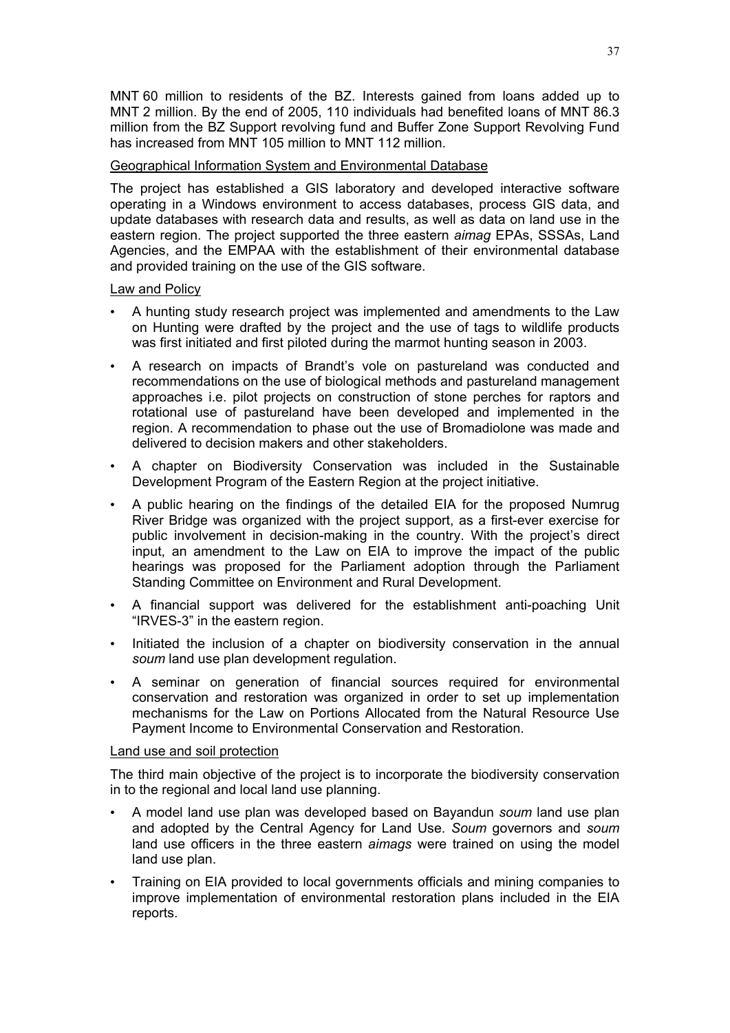MNT 60 million to residents of the BZ. Interests gained from loans added up to MNT 2 million. By the end of 2005, 110 individuals had benefited loans of MNT 86.3 million from the BZ Support revolving fund and Buffer Zone Support Revolving Fund has increased from MNT 105 million to MNT 112 million.

<u>Geographical Information System and Environmental Database</u>

The project has established a GIS laboratory and developed interactive software operating in a Windows environment to access databases, process GIS data, and update databases with research data and results, as well as data on land use in the eastern region. The project supported the three eastern *aimag* EPAs, SSSAs, Land Agencies, and the EMPAA with the establishment of their environmental database and provided training on the use of the GIS software.

<u>Law and Policy</u>

- A hunting study research project was implemented and amendments to the Law on Hunting were drafted by the project and the use of tags to wildlife products was first initiated and first piloted during the marmot hunting season in 2003.
- A research on impacts of Brandt's vole on pastureland was conducted and recommendations on the use of biological methods and pastureland management approaches i.e. pilot projects on construction of stone perches for raptors and rotational use of pastureland have been developed and implemented in the region. A recommendation to phase out the use of Bromadiolone was made and delivered to decision makers and other stakeholders.
- A chapter on Biodiversity Conservation was included in the Sustainable Development Program of the Eastern Region at the project initiative.
- A public hearing on the findings of the detailed EIA for the proposed Numrug River Bridge was organized with the project support, as a first-ever exercise for public involvement in decision-making in the country. With the project's direct input, an amendment to the Law on EIA to improve the impact of the public hearings was proposed for the Parliament adoption through the Parliament Standing Committee on Environment and Rural Development.
- A financial support was delivered for the establishment anti-poaching Unit "IRVES-3" in the eastern region.
- Initiated the inclusion of a chapter on biodiversity conservation in the annual *soum* land use plan development regulation.
- A seminar on generation of financial sources required for environmental conservation and restoration was organized in order to set up implementation mechanisms for the Law on Portions Allocated from the Natural Resource Use Payment Income to Environmental Conservation and Restoration.

<u>Land use and soil protection</u>

The third main objective of the project is to incorporate the biodiversity conservation in to the regional and local land use planning.

- A model land use plan was developed based on Bayandun *soum* land use plan and adopted by the Central Agency for Land Use. *Soum* governors and *soum* land use officers in the three eastern *aimags* were trained on using the model land use plan.
- Training on EIA provided to local governments officials and mining companies to improve implementation of environmental restoration plans included in the EIA reports.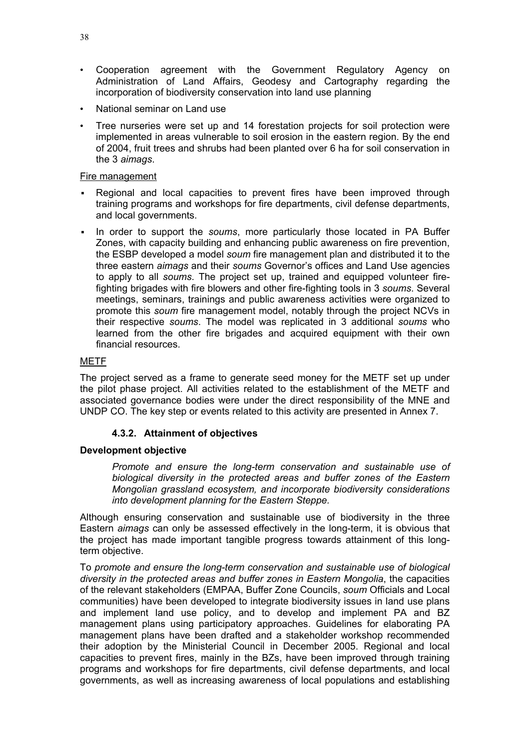- Cooperation agreement with the Government Regulatory Agency on Administration of Land Affairs, Geodesy and Cartography regarding the incorporation of biodiversity conservation into land use planning
- National seminar on Land use
- Tree nurseries were set up and 14 forestation projects for soil protection were implemented in areas vulnerable to soil erosion in the eastern region. By the end of 2004, fruit trees and shrubs had been planted over 6 ha for soil conservation in the 3 *aimags*.

Fire management

- Regional and local capacities to prevent fires have been improved through training programs and workshops for fire departments, civil defense departments, and local governments.
- In order to support the *soums*, more particularly those located in PA Buffer Zones, with capacity building and enhancing public awareness on fire prevention, the ESBP developed a model *soum* fire management plan and distributed it to the three eastern *aimags* and their *soums* Governor's offices and Land Use agencies to apply to all *soums*. The project set up, trained and equipped volunteer fire-fighting brigades with fire blowers and other fire-fighting tools in 3 *soums*. Several meetings, seminars, trainings and public awareness activities were organized to promote this *soum* fire management model, notably through the project NCVs in their respective *soums*. The model was replicated in 3 additional *soums* who learned from the other fire brigades and acquired equipment with their own financial resources.

METF

The project served as a frame to generate seed money for the METF set up under the pilot phase project. All activities related to the establishment of the METF and associated governance bodies were under the direct responsibility of the MNE and UNDP CO. The key step or events related to this activity are presented in Annex 7.

### 4.3.2. Attainment of objectives

**Development objective**

> *Promote and ensure the long-term conservation and sustainable use of biological diversity in the protected areas and buffer zones of the Eastern Mongolian grassland ecosystem, and incorporate biodiversity considerations into development planning for the Eastern Steppe.*

Although ensuring conservation and sustainable use of biodiversity in the three Eastern *aimags* can only be assessed effectively in the long-term, it is obvious that the project has made important tangible progress towards attainment of this long-term objective.

To *promote and ensure the long-term conservation and sustainable use of biological diversity in the protected areas and buffer zones in Eastern Mongolia*, the capacities of the relevant stakeholders (EMPAA, Buffer Zone Councils, *soum* Officials and Local communities) have been developed to integrate biodiversity issues in land use plans and implement land use policy, and to develop and implement PA and BZ management plans using participatory approaches. Guidelines for elaborating PA management plans have been drafted and a stakeholder workshop recommended their adoption by the Ministerial Council in December 2005. Regional and local capacities to prevent fires, mainly in the BZs, have been improved through training programs and workshops for fire departments, civil defense departments, and local governments, as well as increasing awareness of local populations and establishing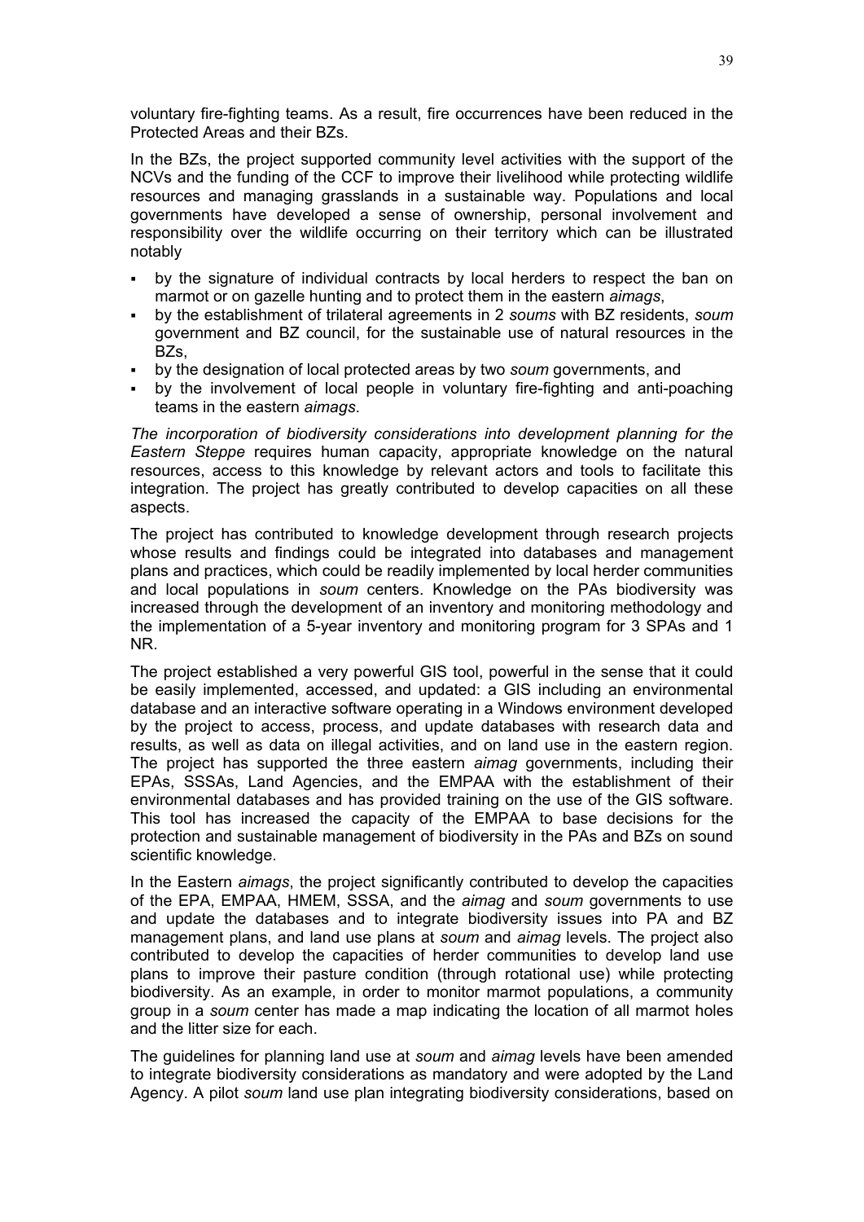voluntary fire-fighting teams. As a result, fire occurrences have been reduced in the Protected Areas and their BZs.

In the BZs, the project supported community level activities with the support of the NCVs and the funding of the CCF to improve their livelihood while protecting wildlife resources and managing grasslands in a sustainable way. Populations and local governments have developed a sense of ownership, personal involvement and responsibility over the wildlife occurring on their territory which can be illustrated notably

- by the signature of individual contracts by local herders to respect the ban on marmot or on gazelle hunting and to protect them in the eastern *aimags*,
- by the establishment of trilateral agreements in 2 *soums* with BZ residents, *soum* government and BZ council, for the sustainable use of natural resources in the BZs,
- by the designation of local protected areas by two *soum* governments, and
- by the involvement of local people in voluntary fire-fighting and anti-poaching teams in the eastern *aimags*.

*The incorporation of biodiversity considerations into development planning for the Eastern Steppe* requires human capacity, appropriate knowledge on the natural resources, access to this knowledge by relevant actors and tools to facilitate this integration. The project has greatly contributed to develop capacities on all these aspects.

The project has contributed to knowledge development through research projects whose results and findings could be integrated into databases and management plans and practices, which could be readily implemented by local herder communities and local populations in *soum* centers. Knowledge on the PAs biodiversity was increased through the development of an inventory and monitoring methodology and the implementation of a 5-year inventory and monitoring program for 3 SPAs and 1 NR.

The project established a very powerful GIS tool, powerful in the sense that it could be easily implemented, accessed, and updated: a GIS including an environmental database and an interactive software operating in a Windows environment developed by the project to access, process, and update databases with research data and results, as well as data on illegal activities, and on land use in the eastern region. The project has supported the three eastern *aimag* governments, including their EPAs, SSSAs, Land Agencies, and the EMPAA with the establishment of their environmental databases and has provided training on the use of the GIS software. This tool has increased the capacity of the EMPAA to base decisions for the protection and sustainable management of biodiversity in the PAs and BZs on sound scientific knowledge.

In the Eastern *aimags*, the project significantly contributed to develop the capacities of the EPA, EMPAA, HMEM, SSSA, and the *aimag* and *soum* governments to use and update the databases and to integrate biodiversity issues into PA and BZ management plans, and land use plans at *soum* and *aimag* levels. The project also contributed to develop the capacities of herder communities to develop land use plans to improve their pasture condition (through rotational use) while protecting biodiversity. As an example, in order to monitor marmot populations, a community group in a *soum* center has made a map indicating the location of all marmot holes and the litter size for each.

The guidelines for planning land use at *soum* and *aimag* levels have been amended to integrate biodiversity considerations as mandatory and were adopted by the Land Agency. A pilot *soum* land use plan integrating biodiversity considerations, based on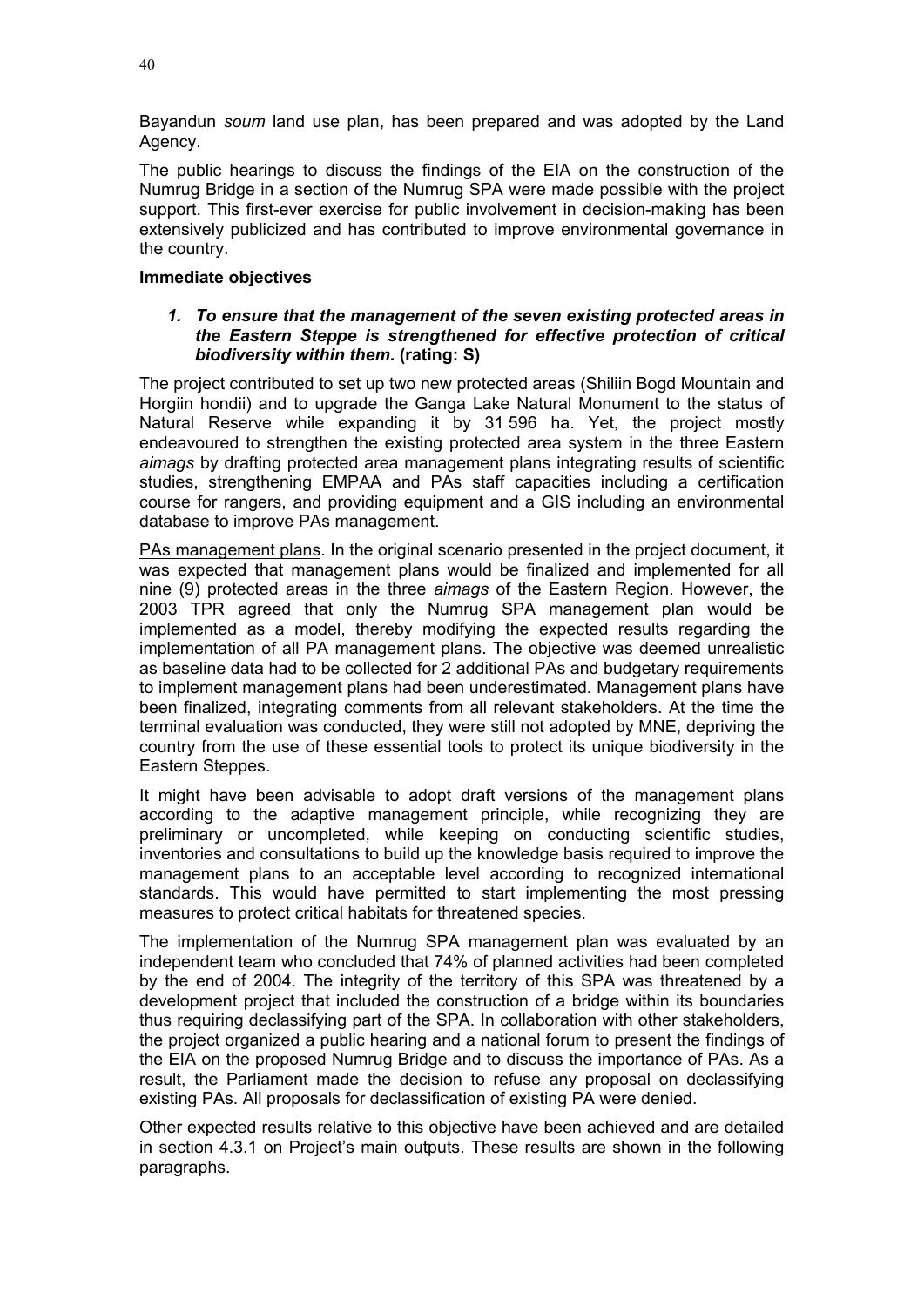Bayandun *soum* land use plan, has been prepared and was adopted by the Land Agency.

The public hearings to discuss the findings of the EIA on the construction of the Numrug Bridge in a section of the Numrug SPA were made possible with the project support. This first-ever exercise for public involvement in decision-making has been extensively publicized and has contributed to improve environmental governance in the country.

**Immediate objectives**

1. ***To ensure that the management of the seven existing protected areas in the Eastern Steppe is strengthened for effective protection of critical biodiversity within them.*** **(rating: S)**

The project contributed to set up two new protected areas (Shiliin Bogd Mountain and Horgiin hondii) and to upgrade the Ganga Lake Natural Monument to the status of Natural Reserve while expanding it by 31 596 ha. Yet, the project mostly endeavoured to strengthen the existing protected area system in the three Eastern *aimags* by drafting protected area management plans integrating results of scientific studies, strengthening EMPAA and PAs staff capacities including a certification course for rangers, and providing equipment and a GIS including an environmental database to improve PAs management.

PAs management plans. In the original scenario presented in the project document, it was expected that management plans would be finalized and implemented for all nine (9) protected areas in the three *aimags* of the Eastern Region. However, the 2003 TPR agreed that only the Numrug SPA management plan would be implemented as a model, thereby modifying the expected results regarding the implementation of all PA management plans. The objective was deemed unrealistic as baseline data had to be collected for 2 additional PAs and budgetary requirements to implement management plans had been underestimated. Management plans have been finalized, integrating comments from all relevant stakeholders. At the time the terminal evaluation was conducted, they were still not adopted by MNE, depriving the country from the use of these essential tools to protect its unique biodiversity in the Eastern Steppes.

It might have been advisable to adopt draft versions of the management plans according to the adaptive management principle, while recognizing they are preliminary or uncompleted, while keeping on conducting scientific studies, inventories and consultations to build up the knowledge basis required to improve the management plans to an acceptable level according to recognized international standards. This would have permitted to start implementing the most pressing measures to protect critical habitats for threatened species.

The implementation of the Numrug SPA management plan was evaluated by an independent team who concluded that 74% of planned activities had been completed by the end of 2004. The integrity of the territory of this SPA was threatened by a development project that included the construction of a bridge within its boundaries thus requiring declassifying part of the SPA. In collaboration with other stakeholders, the project organized a public hearing and a national forum to present the findings of the EIA on the proposed Numrug Bridge and to discuss the importance of PAs. As a result, the Parliament made the decision to refuse any proposal on declassifying existing PAs. All proposals for declassification of existing PA were denied.

Other expected results relative to this objective have been achieved and are detailed in section 4.3.1 on Project's main outputs. These results are shown in the following paragraphs.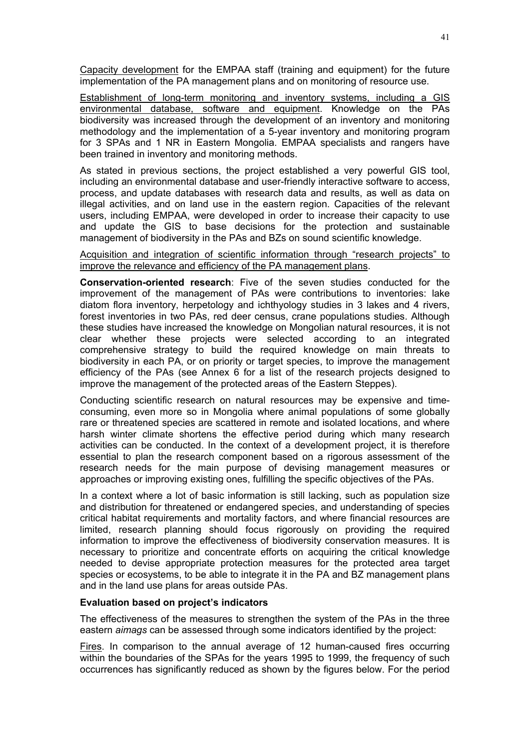Capacity development for the EMPAA staff (training and equipment) for the future implementation of the PA management plans and on monitoring of resource use.

Establishment of long-term monitoring and inventory systems, including a GIS environmental database, software and equipment. Knowledge on the PAs biodiversity was increased through the development of an inventory and monitoring methodology and the implementation of a 5-year inventory and monitoring program for 3 SPAs and 1 NR in Eastern Mongolia. EMPAA specialists and rangers have been trained in inventory and monitoring methods.

As stated in previous sections, the project established a very powerful GIS tool, including an environmental database and user-friendly interactive software to access, process, and update databases with research data and results, as well as data on illegal activities, and on land use in the eastern region. Capacities of the relevant users, including EMPAA, were developed in order to increase their capacity to use and update the GIS to base decisions for the protection and sustainable management of biodiversity in the PAs and BZs on sound scientific knowledge.

Acquisition and integration of scientific information through "research projects" to improve the relevance and efficiency of the PA management plans.

**Conservation-oriented research**: Five of the seven studies conducted for the improvement of the management of PAs were contributions to inventories: lake diatom flora inventory, herpetology and ichthyology studies in 3 lakes and 4 rivers, forest inventories in two PAs, red deer census, crane populations studies. Although these studies have increased the knowledge on Mongolian natural resources, it is not clear whether these projects were selected according to an integrated comprehensive strategy to build the required knowledge on main threats to biodiversity in each PA, or on priority or target species, to improve the management efficiency of the PAs (see Annex 6 for a list of the research projects designed to improve the management of the protected areas of the Eastern Steppes).

Conducting scientific research on natural resources may be expensive and time-consuming, even more so in Mongolia where animal populations of some globally rare or threatened species are scattered in remote and isolated locations, and where harsh winter climate shortens the effective period during which many research activities can be conducted. In the context of a development project, it is therefore essential to plan the research component based on a rigorous assessment of the research needs for the main purpose of devising management measures or approaches or improving existing ones, fulfilling the specific objectives of the PAs.

In a context where a lot of basic information is still lacking, such as population size and distribution for threatened or endangered species, and understanding of species critical habitat requirements and mortality factors, and where financial resources are limited, research planning should focus rigorously on providing the required information to improve the effectiveness of biodiversity conservation measures. It is necessary to prioritize and concentrate efforts on acquiring the critical knowledge needed to devise appropriate protection measures for the protected area target species or ecosystems, to be able to integrate it in the PA and BZ management plans and in the land use plans for areas outside PAs.

**Evaluation based on project's indicators**

The effectiveness of the measures to strengthen the system of the PAs in the three eastern *aimags* can be assessed through some indicators identified by the project:

Fires. In comparison to the annual average of 12 human-caused fires occurring within the boundaries of the SPAs for the years 1995 to 1999, the frequency of such occurrences has significantly reduced as shown by the figures below. For the period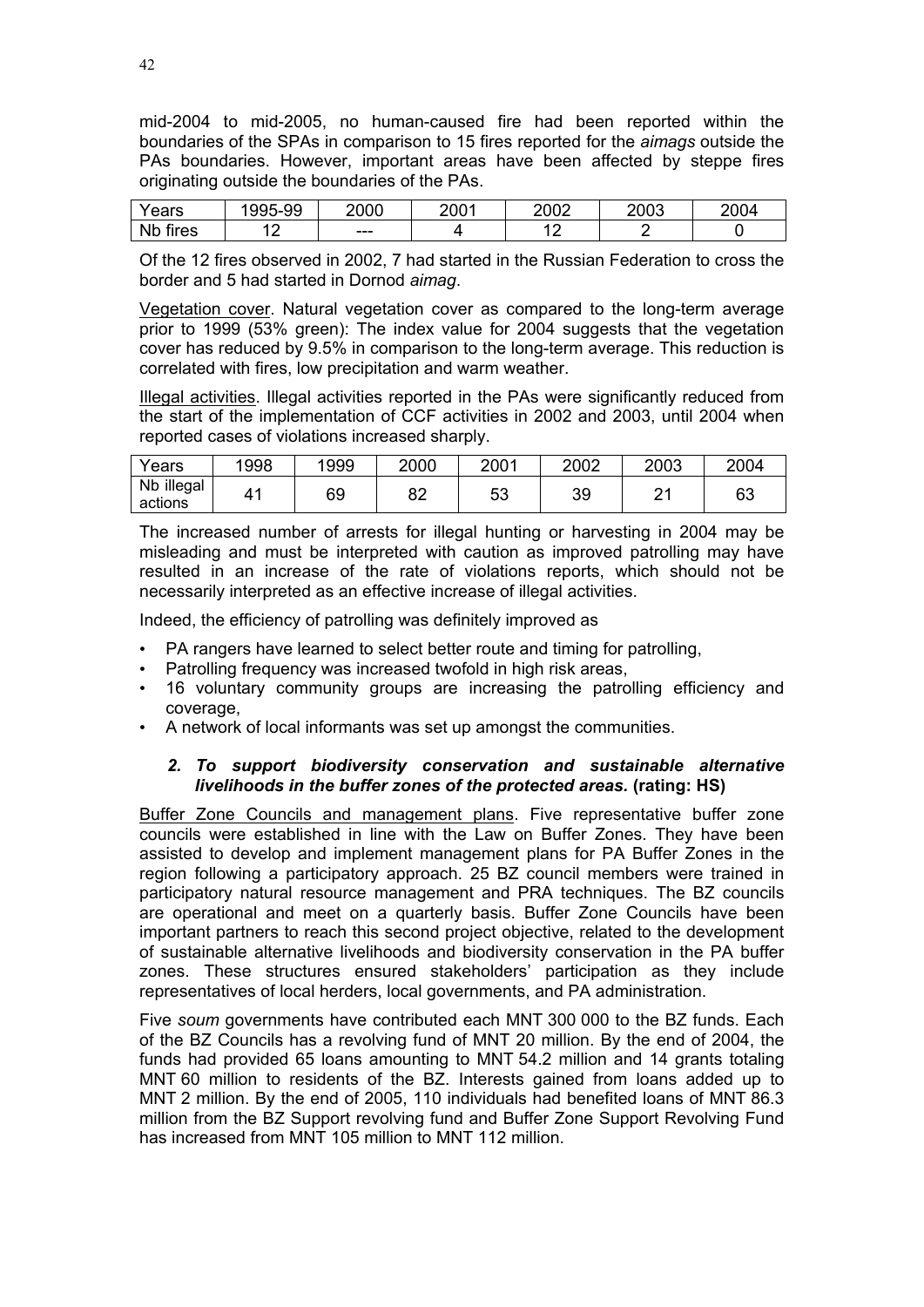mid-2004 to mid-2005, no human-caused fire had been reported within the boundaries of the SPAs in comparison to 15 fires reported for the *aimags* outside the PAs boundaries. However, important areas have been affected by steppe fires originating outside the boundaries of the PAs.

| Years | 1995-99 | 2000 | 2001 | 2002 | 2003 | 2004 |
|---|---|---|---|---|---|---|
| Nb fires | 12 | --- | 4 | 12 | 2 | 0 |

Of the 12 fires observed in 2002, 7 had started in the Russian Federation to cross the border and 5 had started in Dornod *aimag*.

Vegetation cover. Natural vegetation cover as compared to the long-term average prior to 1999 (53% green): The index value for 2004 suggests that the vegetation cover has reduced by 9.5% in comparison to the long-term average. This reduction is correlated with fires, low precipitation and warm weather.

Illegal activities. Illegal activities reported in the PAs were significantly reduced from the start of the implementation of CCF activities in 2002 and 2003, until 2004 when reported cases of violations increased sharply.

| Years | 1998 | 1999 | 2000 | 2001 | 2002 | 2003 | 2004 |
|---|---|---|---|---|---|---|---|
| Nb illegal actions | 41 | 69 | 82 | 53 | 39 | 21 | 63 |

The increased number of arrests for illegal hunting or harvesting in 2004 may be misleading and must be interpreted with caution as improved patrolling may have resulted in an increase of the rate of violations reports, which should not be necessarily interpreted as an effective increase of illegal activities.

Indeed, the efficiency of patrolling was definitely improved as

- PA rangers have learned to select better route and timing for patrolling,
- Patrolling frequency was increased twofold in high risk areas,
- 16 voluntary community groups are increasing the patrolling efficiency and coverage,
- A network of local informants was set up amongst the communities.

### 2. *To support biodiversity conservation and sustainable alternative livelihoods in the buffer zones of the protected areas.* (rating: HS)

Buffer Zone Councils and management plans. Five representative buffer zone councils were established in line with the Law on Buffer Zones. They have been assisted to develop and implement management plans for PA Buffer Zones in the region following a participatory approach. 25 BZ council members were trained in participatory natural resource management and PRA techniques. The BZ councils are operational and meet on a quarterly basis. Buffer Zone Councils have been important partners to reach this second project objective, related to the development of sustainable alternative livelihoods and biodiversity conservation in the PA buffer zones. These structures ensured stakeholders' participation as they include representatives of local herders, local governments, and PA administration.

Five *soum* governments have contributed each MNT 300 000 to the BZ funds. Each of the BZ Councils has a revolving fund of MNT 20 million. By the end of 2004, the funds had provided 65 loans amounting to MNT 54.2 million and 14 grants totaling MNT 60 million to residents of the BZ. Interests gained from loans added up to MNT 2 million. By the end of 2005, 110 individuals had benefited loans of MNT 86.3 million from the BZ Support revolving fund and Buffer Zone Support Revolving Fund has increased from MNT 105 million to MNT 112 million.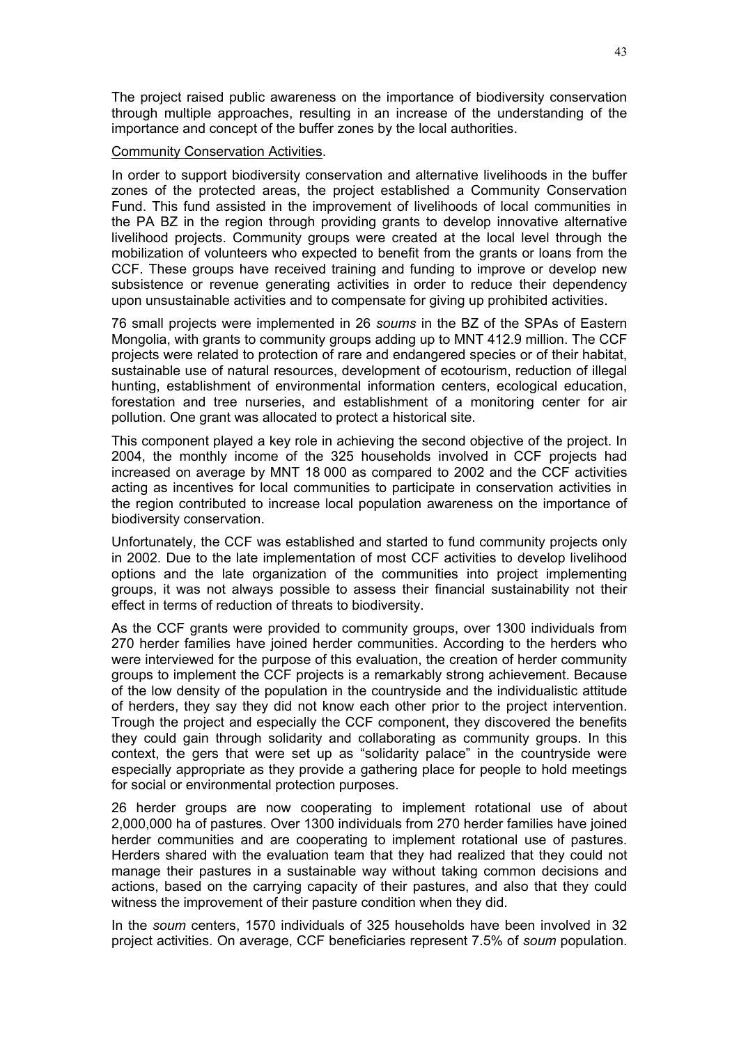The project raised public awareness on the importance of biodiversity conservation through multiple approaches, resulting in an increase of the understanding of the importance and concept of the buffer zones by the local authorities.

Community Conservation Activities.

In order to support biodiversity conservation and alternative livelihoods in the buffer zones of the protected areas, the project established a Community Conservation Fund. This fund assisted in the improvement of livelihoods of local communities in the PA BZ in the region through providing grants to develop innovative alternative livelihood projects. Community groups were created at the local level through the mobilization of volunteers who expected to benefit from the grants or loans from the CCF. These groups have received training and funding to improve or develop new subsistence or revenue generating activities in order to reduce their dependency upon unsustainable activities and to compensate for giving up prohibited activities.

76 small projects were implemented in 26 *soums* in the BZ of the SPAs of Eastern Mongolia, with grants to community groups adding up to MNT 412.9 million. The CCF projects were related to protection of rare and endangered species or of their habitat, sustainable use of natural resources, development of ecotourism, reduction of illegal hunting, establishment of environmental information centers, ecological education, forestation and tree nurseries, and establishment of a monitoring center for air pollution. One grant was allocated to protect a historical site.

This component played a key role in achieving the second objective of the project. In 2004, the monthly income of the 325 households involved in CCF projects had increased on average by MNT 18 000 as compared to 2002 and the CCF activities acting as incentives for local communities to participate in conservation activities in the region contributed to increase local population awareness on the importance of biodiversity conservation.

Unfortunately, the CCF was established and started to fund community projects only in 2002. Due to the late implementation of most CCF activities to develop livelihood options and the late organization of the communities into project implementing groups, it was not always possible to assess their financial sustainability not their effect in terms of reduction of threats to biodiversity.

As the CCF grants were provided to community groups, over 1300 individuals from 270 herder families have joined herder communities. According to the herders who were interviewed for the purpose of this evaluation, the creation of herder community groups to implement the CCF projects is a remarkably strong achievement. Because of the low density of the population in the countryside and the individualistic attitude of herders, they say they did not know each other prior to the project intervention. Trough the project and especially the CCF component, they discovered the benefits they could gain through solidarity and collaborating as community groups. In this context, the gers that were set up as "solidarity palace" in the countryside were especially appropriate as they provide a gathering place for people to hold meetings for social or environmental protection purposes.

26 herder groups are now cooperating to implement rotational use of about 2,000,000 ha of pastures. Over 1300 individuals from 270 herder families have joined herder communities and are cooperating to implement rotational use of pastures. Herders shared with the evaluation team that they had realized that they could not manage their pastures in a sustainable way without taking common decisions and actions, based on the carrying capacity of their pastures, and also that they could witness the improvement of their pasture condition when they did.

In the *soum* centers, 1570 individuals of 325 households have been involved in 32 project activities. On average, CCF beneficiaries represent 7.5% of *soum* population.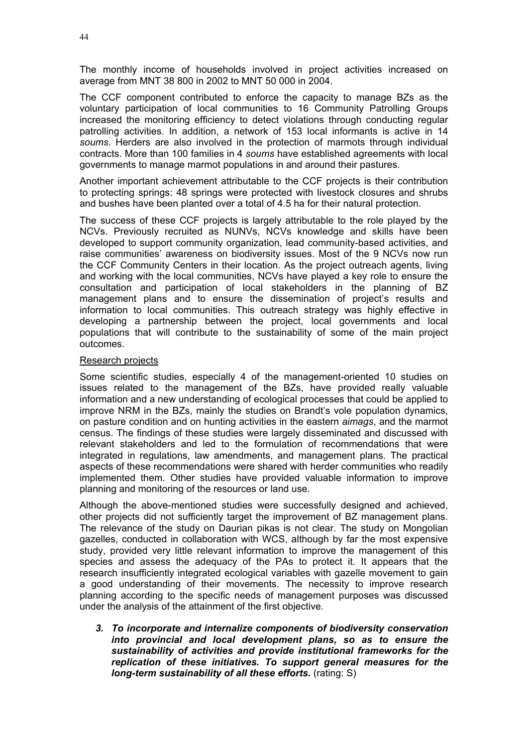The monthly income of households involved in project activities increased on average from MNT 38 800 in 2002 to MNT 50 000 in 2004.

The CCF component contributed to enforce the capacity to manage BZs as the voluntary participation of local communities to 16 Community Patrolling Groups increased the monitoring efficiency to detect violations through conducting regular patrolling activities. In addition, a network of 153 local informants is active in 14 *soums*. Herders are also involved in the protection of marmots through individual contracts. More than 100 families in 4 *soums* have established agreements with local governments to manage marmot populations in and around their pastures.

Another important achievement attributable to the CCF projects is their contribution to protecting springs: 48 springs were protected with livestock closures and shrubs and bushes have been planted over a total of 4.5 ha for their natural protection.

The success of these CCF projects is largely attributable to the role played by the NCVs. Previously recruited as NUNVs, NCVs knowledge and skills have been developed to support community organization, lead community-based activities, and raise communities' awareness on biodiversity issues. Most of the 9 NCVs now run the CCF Community Centers in their location. As the project outreach agents, living and working with the local communities, NCVs have played a key role to ensure the consultation and participation of local stakeholders in the planning of BZ management plans and to ensure the dissemination of project's results and information to local communities. This outreach strategy was highly effective in developing a partnership between the project, local governments and local populations that will contribute to the sustainability of some of the main project outcomes.

Research projects

Some scientific studies, especially 4 of the management-oriented 10 studies on issues related to the management of the BZs, have provided really valuable information and a new understanding of ecological processes that could be applied to improve NRM in the BZs, mainly the studies on Brandt's vole population dynamics, on pasture condition and on hunting activities in the eastern *aimags*, and the marmot census. The findings of these studies were largely disseminated and discussed with relevant stakeholders and led to the formulation of recommendations that were integrated in regulations, law amendments, and management plans. The practical aspects of these recommendations were shared with herder communities who readily implemented them. Other studies have provided valuable information to improve planning and monitoring of the resources or land use.

Although the above-mentioned studies were successfully designed and achieved, other projects did not sufficiently target the improvement of BZ management plans. The relevance of the study on Daurian pikas is not clear. The study on Mongolian gazelles, conducted in collaboration with WCS, although by far the most expensive study, provided very little relevant information to improve the management of this species and assess the adequacy of the PAs to protect it. It appears that the research insufficiently integrated ecological variables with gazelle movement to gain a good understanding of their movements. The necessity to improve research planning according to the specific needs of management purposes was discussed under the analysis of the attainment of the first objective.

3. ***To incorporate and internalize components of biodiversity conservation into provincial and local development plans, so as to ensure the sustainability of activities and provide institutional frameworks for the replication of these initiatives. To support general measures for the long-term sustainability of all these efforts.*** (rating: S)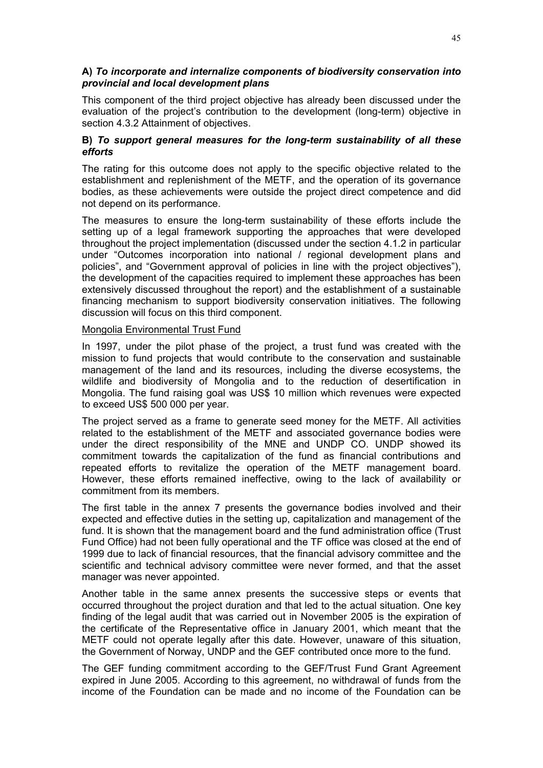**A)** ***To incorporate and internalize components of biodiversity conservation into provincial and local development plans***

This component of the third project objective has already been discussed under the evaluation of the project's contribution to the development (long-term) objective in section 4.3.2 Attainment of objectives.

**B)** ***To support general measures for the long-term sustainability of all these efforts***

The rating for this outcome does not apply to the specific objective related to the establishment and replenishment of the METF, and the operation of its governance bodies, as these achievements were outside the project direct competence and did not depend on its performance.

The measures to ensure the long-term sustainability of these efforts include the setting up of a legal framework supporting the approaches that were developed throughout the project implementation (discussed under the section 4.1.2 in particular under "Outcomes incorporation into national / regional development plans and policies", and "Government approval of policies in line with the project objectives"), the development of the capacities required to implement these approaches has been extensively discussed throughout the report) and the establishment of a sustainable financing mechanism to support biodiversity conservation initiatives. The following discussion will focus on this third component.

Mongolia Environmental Trust Fund

In 1997, under the pilot phase of the project, a trust fund was created with the mission to fund projects that would contribute to the conservation and sustainable management of the land and its resources, including the diverse ecosystems, the wildlife and biodiversity of Mongolia and to the reduction of desertification in Mongolia. The fund raising goal was US$ 10 million which revenues were expected to exceed US$ 500 000 per year.

The project served as a frame to generate seed money for the METF. All activities related to the establishment of the METF and associated governance bodies were under the direct responsibility of the MNE and UNDP CO. UNDP showed its commitment towards the capitalization of the fund as financial contributions and repeated efforts to revitalize the operation of the METF management board. However, these efforts remained ineffective, owing to the lack of availability or commitment from its members.

The first table in the annex 7 presents the governance bodies involved and their expected and effective duties in the setting up, capitalization and management of the fund. It is shown that the management board and the fund administration office (Trust Fund Office) had not been fully operational and the TF office was closed at the end of 1999 due to lack of financial resources, that the financial advisory committee and the scientific and technical advisory committee were never formed, and that the asset manager was never appointed.

Another table in the same annex presents the successive steps or events that occurred throughout the project duration and that led to the actual situation. One key finding of the legal audit that was carried out in November 2005 is the expiration of the certificate of the Representative office in January 2001, which meant that the METF could not operate legally after this date. However, unaware of this situation, the Government of Norway, UNDP and the GEF contributed once more to the fund.

The GEF funding commitment according to the GEF/Trust Fund Grant Agreement expired in June 2005. According to this agreement, no withdrawal of funds from the income of the Foundation can be made and no income of the Foundation can be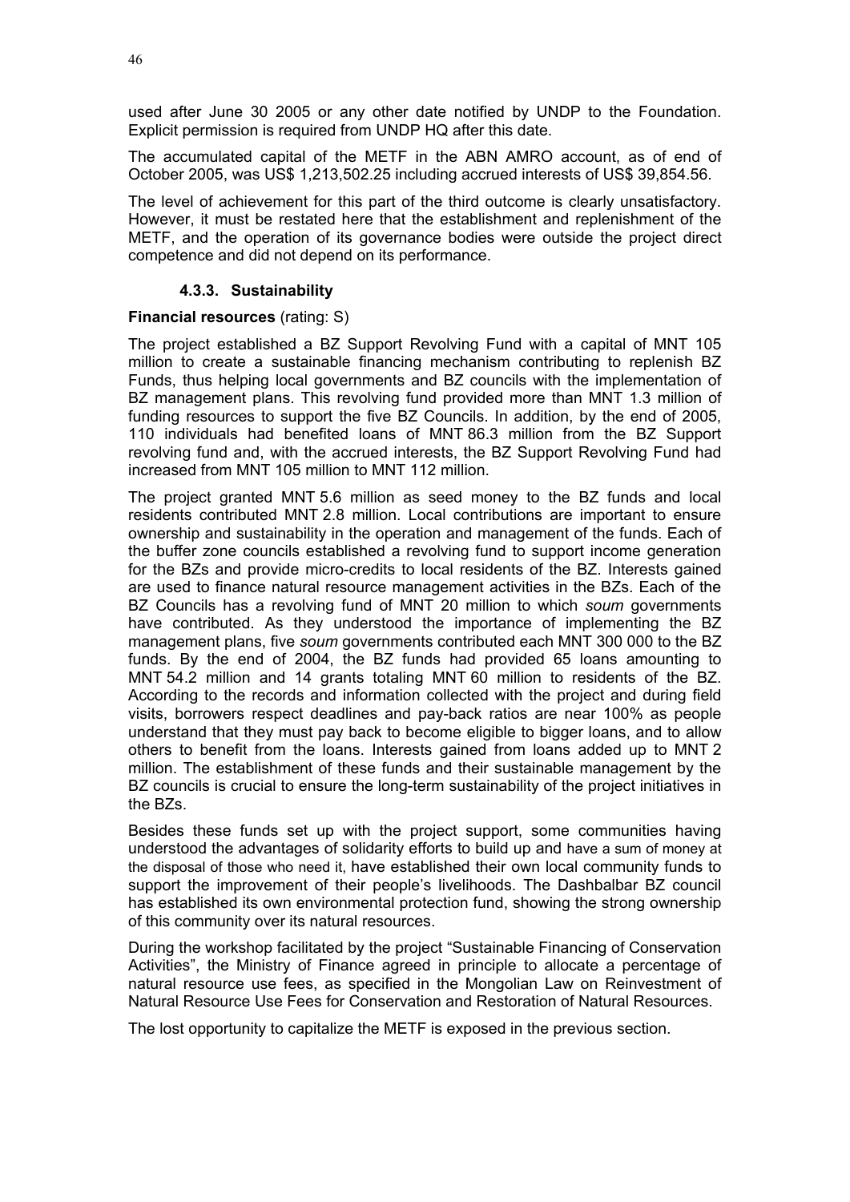used after June 30 2005 or any other date notified by UNDP to the Foundation. Explicit permission is required from UNDP HQ after this date.

The accumulated capital of the METF in the ABN AMRO account, as of end of October 2005, was US$ 1,213,502.25 including accrued interests of US$ 39,854.56.

The level of achievement for this part of the third outcome is clearly unsatisfactory. However, it must be restated here that the establishment and replenishment of the METF, and the operation of its governance bodies were outside the project direct competence and did not depend on its performance.

### 4.3.3. Sustainability

**Financial resources** (rating: S)

The project established a BZ Support Revolving Fund with a capital of MNT 105 million to create a sustainable financing mechanism contributing to replenish BZ Funds, thus helping local governments and BZ councils with the implementation of BZ management plans. This revolving fund provided more than MNT 1.3 million of funding resources to support the five BZ Councils. In addition, by the end of 2005, 110 individuals had benefited loans of MNT 86.3 million from the BZ Support revolving fund and, with the accrued interests, the BZ Support Revolving Fund had increased from MNT 105 million to MNT 112 million.

The project granted MNT 5.6 million as seed money to the BZ funds and local residents contributed MNT 2.8 million. Local contributions are important to ensure ownership and sustainability in the operation and management of the funds. Each of the buffer zone councils established a revolving fund to support income generation for the BZs and provide micro-credits to local residents of the BZ. Interests gained are used to finance natural resource management activities in the BZs. Each of the BZ Councils has a revolving fund of MNT 20 million to which *soum* governments have contributed. As they understood the importance of implementing the BZ management plans, five *soum* governments contributed each MNT 300 000 to the BZ funds. By the end of 2004, the BZ funds had provided 65 loans amounting to MNT 54.2 million and 14 grants totaling MNT 60 million to residents of the BZ. According to the records and information collected with the project and during field visits, borrowers respect deadlines and pay-back ratios are near 100% as people understand that they must pay back to become eligible to bigger loans, and to allow others to benefit from the loans. Interests gained from loans added up to MNT 2 million. The establishment of these funds and their sustainable management by the BZ councils is crucial to ensure the long-term sustainability of the project initiatives in the BZs.

Besides these funds set up with the project support, some communities having understood the advantages of solidarity efforts to build up and have a sum of money at the disposal of those who need it, have established their own local community funds to support the improvement of their people's livelihoods. The Dashbalbar BZ council has established its own environmental protection fund, showing the strong ownership of this community over its natural resources.

During the workshop facilitated by the project "Sustainable Financing of Conservation Activities", the Ministry of Finance agreed in principle to allocate a percentage of natural resource use fees, as specified in the Mongolian Law on Reinvestment of Natural Resource Use Fees for Conservation and Restoration of Natural Resources.

The lost opportunity to capitalize the METF is exposed in the previous section.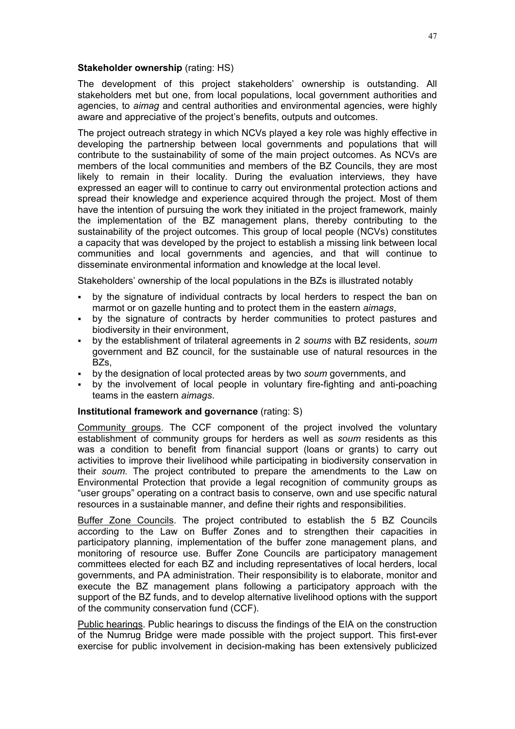**Stakeholder ownership** (rating: HS)

The development of this project stakeholders' ownership is outstanding. All stakeholders met but one, from local populations, local government authorities and agencies, to *aimag* and central authorities and environmental agencies, were highly aware and appreciative of the project's benefits, outputs and outcomes.

The project outreach strategy in which NCVs played a key role was highly effective in developing the partnership between local governments and populations that will contribute to the sustainability of some of the main project outcomes. As NCVs are members of the local communities and members of the BZ Councils, they are most likely to remain in their locality. During the evaluation interviews, they have expressed an eager will to continue to carry out environmental protection actions and spread their knowledge and experience acquired through the project. Most of them have the intention of pursuing the work they initiated in the project framework, mainly the implementation of the BZ management plans, thereby contributing to the sustainability of the project outcomes. This group of local people (NCVs) constitutes a capacity that was developed by the project to establish a missing link between local communities and local governments and agencies, and that will continue to disseminate environmental information and knowledge at the local level.

Stakeholders' ownership of the local populations in the BZs is illustrated notably

- by the signature of individual contracts by local herders to respect the ban on marmot or on gazelle hunting and to protect them in the eastern *aimags*,
- by the signature of contracts by herder communities to protect pastures and biodiversity in their environment,
- by the establishment of trilateral agreements in 2 *soums* with BZ residents, *soum* government and BZ council, for the sustainable use of natural resources in the BZs,
- by the designation of local protected areas by two *soum* governments, and
- by the involvement of local people in voluntary fire-fighting and anti-poaching teams in the eastern *aimags*.

**Institutional framework and governance** (rating: S)

Community groups. The CCF component of the project involved the voluntary establishment of community groups for herders as well as *soum* residents as this was a condition to benefit from financial support (loans or grants) to carry out activities to improve their livelihood while participating in biodiversity conservation in their *soum*. The project contributed to prepare the amendments to the Law on Environmental Protection that provide a legal recognition of community groups as "user groups" operating on a contract basis to conserve, own and use specific natural resources in a sustainable manner, and define their rights and responsibilities.

Buffer Zone Councils. The project contributed to establish the 5 BZ Councils according to the Law on Buffer Zones and to strengthen their capacities in participatory planning, implementation of the buffer zone management plans, and monitoring of resource use. Buffer Zone Councils are participatory management committees elected for each BZ and including representatives of local herders, local governments, and PA administration. Their responsibility is to elaborate, monitor and execute the BZ management plans following a participatory approach with the support of the BZ funds, and to develop alternative livelihood options with the support of the community conservation fund (CCF).

Public hearings. Public hearings to discuss the findings of the EIA on the construction of the Numrug Bridge were made possible with the project support. This first-ever exercise for public involvement in decision-making has been extensively publicized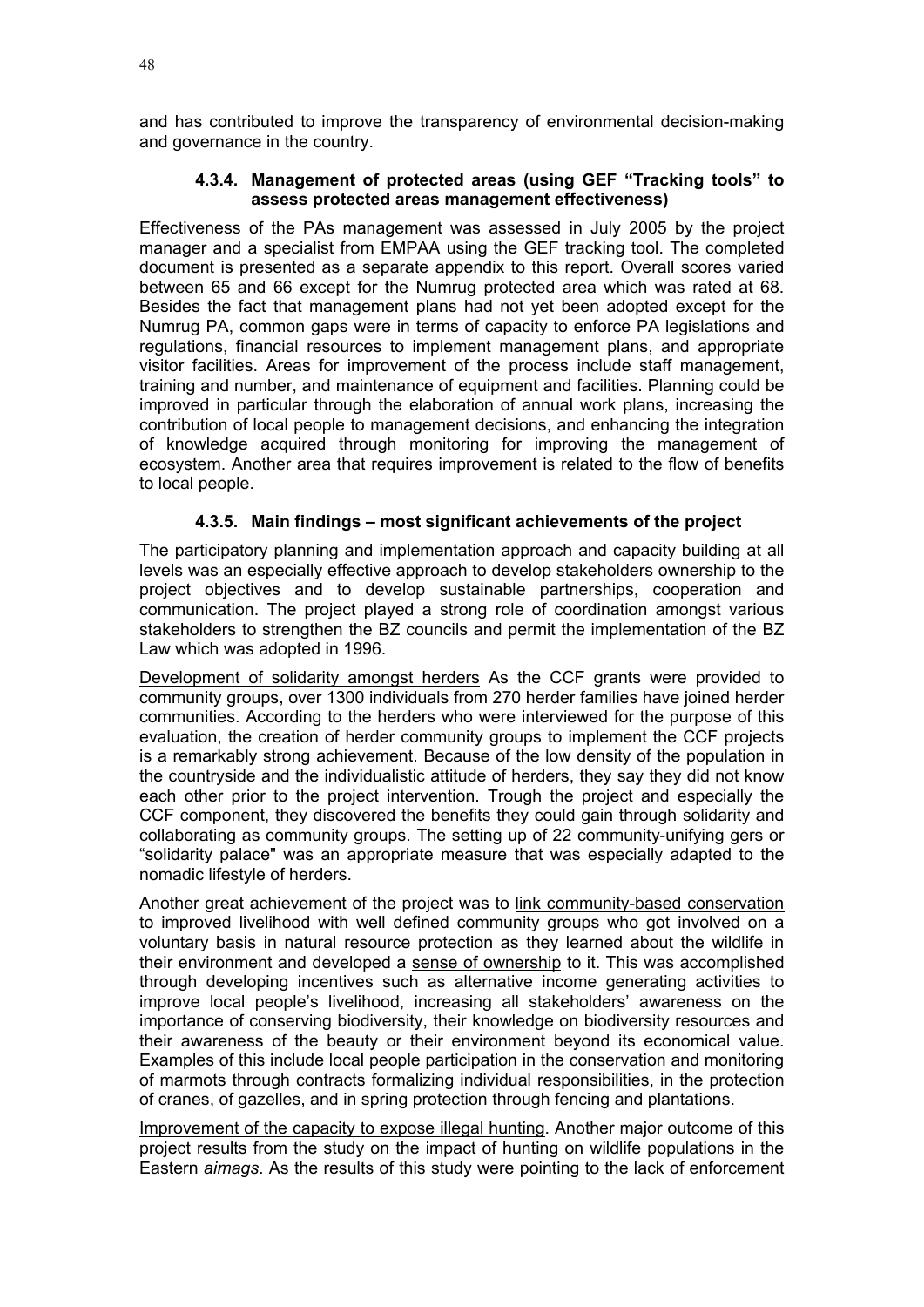and has contributed to improve the transparency of environmental decision-making and governance in the country.

### 4.3.4. Management of protected areas (using GEF "Tracking tools" to assess protected areas management effectiveness)

Effectiveness of the PAs management was assessed in July 2005 by the project manager and a specialist from EMPAA using the GEF tracking tool. The completed document is presented as a separate appendix to this report. Overall scores varied between 65 and 66 except for the Numrug protected area which was rated at 68. Besides the fact that management plans had not yet been adopted except for the Numrug PA, common gaps were in terms of capacity to enforce PA legislations and regulations, financial resources to implement management plans, and appropriate visitor facilities. Areas for improvement of the process include staff management, training and number, and maintenance of equipment and facilities. Planning could be improved in particular through the elaboration of annual work plans, increasing the contribution of local people to management decisions, and enhancing the integration of knowledge acquired through monitoring for improving the management of ecosystem. Another area that requires improvement is related to the flow of benefits to local people.

### 4.3.5. Main findings – most significant achievements of the project

The participatory planning and implementation approach and capacity building at all levels was an especially effective approach to develop stakeholders ownership to the project objectives and to develop sustainable partnerships, cooperation and communication. The project played a strong role of coordination amongst various stakeholders to strengthen the BZ councils and permit the implementation of the BZ Law which was adopted in 1996.

Development of solidarity amongst herders As the CCF grants were provided to community groups, over 1300 individuals from 270 herder families have joined herder communities. According to the herders who were interviewed for the purpose of this evaluation, the creation of herder community groups to implement the CCF projects is a remarkably strong achievement. Because of the low density of the population in the countryside and the individualistic attitude of herders, they say they did not know each other prior to the project intervention. Trough the project and especially the CCF component, they discovered the benefits they could gain through solidarity and collaborating as community groups. The setting up of 22 community-unifying gers or "solidarity palace" was an appropriate measure that was especially adapted to the nomadic lifestyle of herders.

Another great achievement of the project was to link community-based conservation to improved livelihood with well defined community groups who got involved on a voluntary basis in natural resource protection as they learned about the wildlife in their environment and developed a sense of ownership to it. This was accomplished through developing incentives such as alternative income generating activities to improve local people's livelihood, increasing all stakeholders' awareness on the importance of conserving biodiversity, their knowledge on biodiversity resources and their awareness of the beauty or their environment beyond its economical value. Examples of this include local people participation in the conservation and monitoring of marmots through contracts formalizing individual responsibilities, in the protection of cranes, of gazelles, and in spring protection through fencing and plantations.

Improvement of the capacity to expose illegal hunting. Another major outcome of this project results from the study on the impact of hunting on wildlife populations in the Eastern *aimags*. As the results of this study were pointing to the lack of enforcement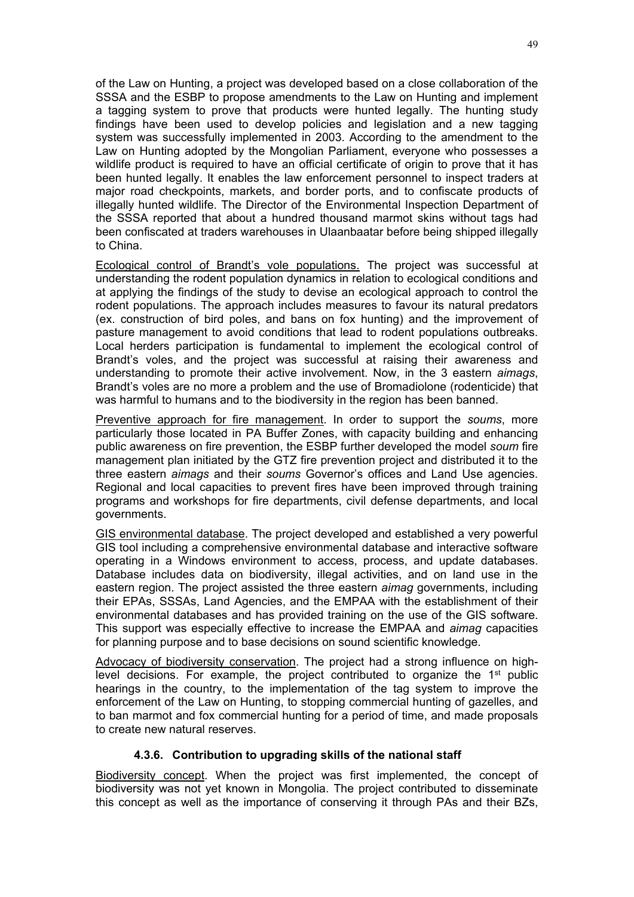of the Law on Hunting, a project was developed based on a close collaboration of the SSSA and the ESBP to propose amendments to the Law on Hunting and implement a tagging system to prove that products were hunted legally. The hunting study findings have been used to develop policies and legislation and a new tagging system was successfully implemented in 2003. According to the amendment to the Law on Hunting adopted by the Mongolian Parliament, everyone who possesses a wildlife product is required to have an official certificate of origin to prove that it has been hunted legally. It enables the law enforcement personnel to inspect traders at major road checkpoints, markets, and border ports, and to confiscate products of illegally hunted wildlife. The Director of the Environmental Inspection Department of the SSSA reported that about a hundred thousand marmot skins without tags had been confiscated at traders warehouses in Ulaanbaatar before being shipped illegally to China.

Ecological control of Brandt's vole populations. The project was successful at understanding the rodent population dynamics in relation to ecological conditions and at applying the findings of the study to devise an ecological approach to control the rodent populations. The approach includes measures to favour its natural predators (ex. construction of bird poles, and bans on fox hunting) and the improvement of pasture management to avoid conditions that lead to rodent populations outbreaks. Local herders participation is fundamental to implement the ecological control of Brandt's voles, and the project was successful at raising their awareness and understanding to promote their active involvement. Now, in the 3 eastern *aimags*, Brandt's voles are no more a problem and the use of Bromadiolone (rodenticide) that was harmful to humans and to the biodiversity in the region has been banned.

Preventive approach for fire management. In order to support the *soums*, more particularly those located in PA Buffer Zones, with capacity building and enhancing public awareness on fire prevention, the ESBP further developed the model *soum* fire management plan initiated by the GTZ fire prevention project and distributed it to the three eastern *aimags* and their *soums* Governor's offices and Land Use agencies. Regional and local capacities to prevent fires have been improved through training programs and workshops for fire departments, civil defense departments, and local governments.

GIS environmental database. The project developed and established a very powerful GIS tool including a comprehensive environmental database and interactive software operating in a Windows environment to access, process, and update databases. Database includes data on biodiversity, illegal activities, and on land use in the eastern region. The project assisted the three eastern *aimag* governments, including their EPAs, SSSAs, Land Agencies, and the EMPAA with the establishment of their environmental databases and has provided training on the use of the GIS software. This support was especially effective to increase the EMPAA and *aimag* capacities for planning purpose and to base decisions on sound scientific knowledge.

Advocacy of biodiversity conservation. The project had a strong influence on high-level decisions. For example, the project contributed to organize the 1st public hearings in the country, to the implementation of the tag system to improve the enforcement of the Law on Hunting, to stopping commercial hunting of gazelles, and to ban marmot and fox commercial hunting for a period of time, and made proposals to create new natural reserves.

#### 4.3.6. Contribution to upgrading skills of the national staff

Biodiversity concept. When the project was first implemented, the concept of biodiversity was not yet known in Mongolia. The project contributed to disseminate this concept as well as the importance of conserving it through PAs and their BZs,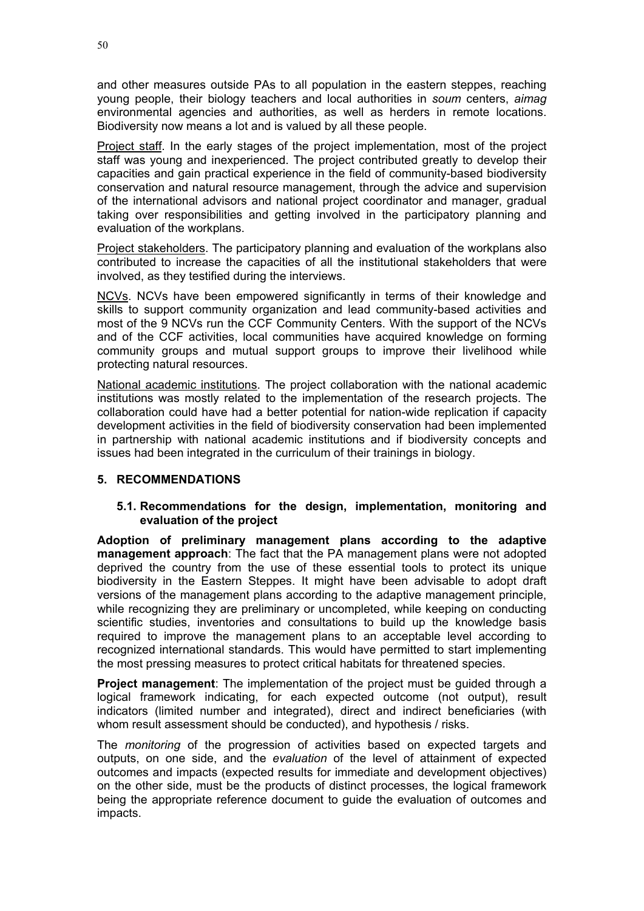and other measures outside PAs to all population in the eastern steppes, reaching young people, their biology teachers and local authorities in *soum* centers, *aimag* environmental agencies and authorities, as well as herders in remote locations. Biodiversity now means a lot and is valued by all these people.

Project staff. In the early stages of the project implementation, most of the project staff was young and inexperienced. The project contributed greatly to develop their capacities and gain practical experience in the field of community-based biodiversity conservation and natural resource management, through the advice and supervision of the international advisors and national project coordinator and manager, gradual taking over responsibilities and getting involved in the participatory planning and evaluation of the workplans.

Project stakeholders. The participatory planning and evaluation of the workplans also contributed to increase the capacities of all the institutional stakeholders that were involved, as they testified during the interviews.

NCVs. NCVs have been empowered significantly in terms of their knowledge and skills to support community organization and lead community-based activities and most of the 9 NCVs run the CCF Community Centers. With the support of the NCVs and of the CCF activities, local communities have acquired knowledge on forming community groups and mutual support groups to improve their livelihood while protecting natural resources.

National academic institutions. The project collaboration with the national academic institutions was mostly related to the implementation of the research projects. The collaboration could have had a better potential for nation-wide replication if capacity development activities in the field of biodiversity conservation had been implemented in partnership with national academic institutions and if biodiversity concepts and issues had been integrated in the curriculum of their trainings in biology.

## 5. RECOMMENDATIONS

### 5.1. Recommendations for the design, implementation, monitoring and evaluation of the project

**Adoption of preliminary management plans according to the adaptive management approach**: The fact that the PA management plans were not adopted deprived the country from the use of these essential tools to protect its unique biodiversity in the Eastern Steppes. It might have been advisable to adopt draft versions of the management plans according to the adaptive management principle, while recognizing they are preliminary or uncompleted, while keeping on conducting scientific studies, inventories and consultations to build up the knowledge basis required to improve the management plans to an acceptable level according to recognized international standards. This would have permitted to start implementing the most pressing measures to protect critical habitats for threatened species.

**Project management**: The implementation of the project must be guided through a logical framework indicating, for each expected outcome (not output), result indicators (limited number and integrated), direct and indirect beneficiaries (with whom result assessment should be conducted), and hypothesis / risks.

The *monitoring* of the progression of activities based on expected targets and outputs, on one side, and the *evaluation* of the level of attainment of expected outcomes and impacts (expected results for immediate and development objectives) on the other side, must be the products of distinct processes, the logical framework being the appropriate reference document to guide the evaluation of outcomes and impacts.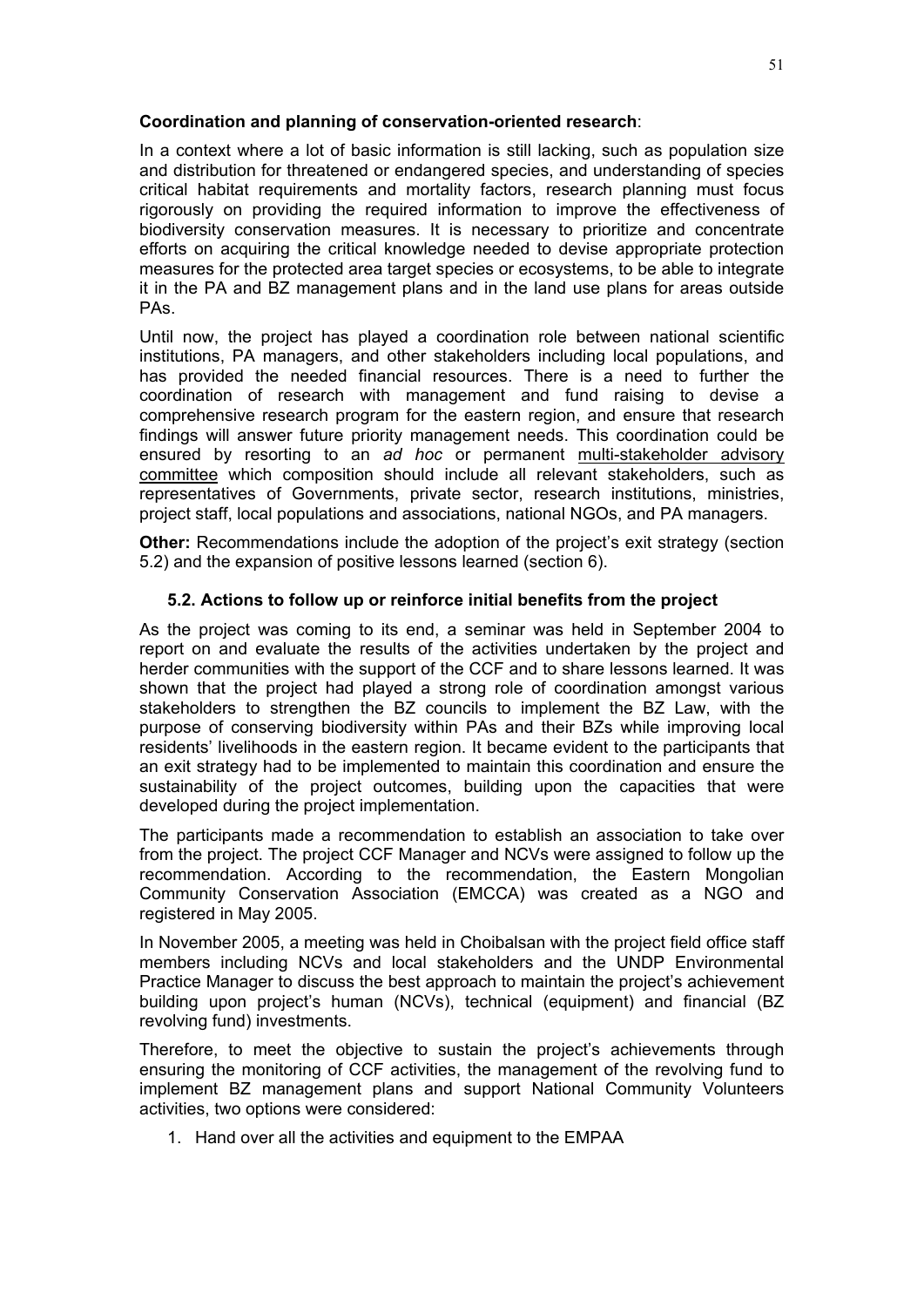**Coordination and planning of conservation-oriented research**:

In a context where a lot of basic information is still lacking, such as population size and distribution for threatened or endangered species, and understanding of species critical habitat requirements and mortality factors, research planning must focus rigorously on providing the required information to improve the effectiveness of biodiversity conservation measures. It is necessary to prioritize and concentrate efforts on acquiring the critical knowledge needed to devise appropriate protection measures for the protected area target species or ecosystems, to be able to integrate it in the PA and BZ management plans and in the land use plans for areas outside PAs.

Until now, the project has played a coordination role between national scientific institutions, PA managers, and other stakeholders including local populations, and has provided the needed financial resources. There is a need to further the coordination of research with management and fund raising to devise a comprehensive research program for the eastern region, and ensure that research findings will answer future priority management needs. This coordination could be ensured by resorting to an *ad hoc* or permanent multi-stakeholder advisory committee which composition should include all relevant stakeholders, such as representatives of Governments, private sector, research institutions, ministries, project staff, local populations and associations, national NGOs, and PA managers.

**Other:** Recommendations include the adoption of the project's exit strategy (section 5.2) and the expansion of positive lessons learned (section 6).

### 5.2. Actions to follow up or reinforce initial benefits from the project

As the project was coming to its end, a seminar was held in September 2004 to report on and evaluate the results of the activities undertaken by the project and herder communities with the support of the CCF and to share lessons learned. It was shown that the project had played a strong role of coordination amongst various stakeholders to strengthen the BZ councils to implement the BZ Law, with the purpose of conserving biodiversity within PAs and their BZs while improving local residents' livelihoods in the eastern region. It became evident to the participants that an exit strategy had to be implemented to maintain this coordination and ensure the sustainability of the project outcomes, building upon the capacities that were developed during the project implementation.

The participants made a recommendation to establish an association to take over from the project. The project CCF Manager and NCVs were assigned to follow up the recommendation. According to the recommendation, the Eastern Mongolian Community Conservation Association (EMCCA) was created as a NGO and registered in May 2005.

In November 2005, a meeting was held in Choibalsan with the project field office staff members including NCVs and local stakeholders and the UNDP Environmental Practice Manager to discuss the best approach to maintain the project's achievement building upon project's human (NCVs), technical (equipment) and financial (BZ revolving fund) investments.

Therefore, to meet the objective to sustain the project's achievements through ensuring the monitoring of CCF activities, the management of the revolving fund to implement BZ management plans and support National Community Volunteers activities, two options were considered:

1. Hand over all the activities and equipment to the EMPAA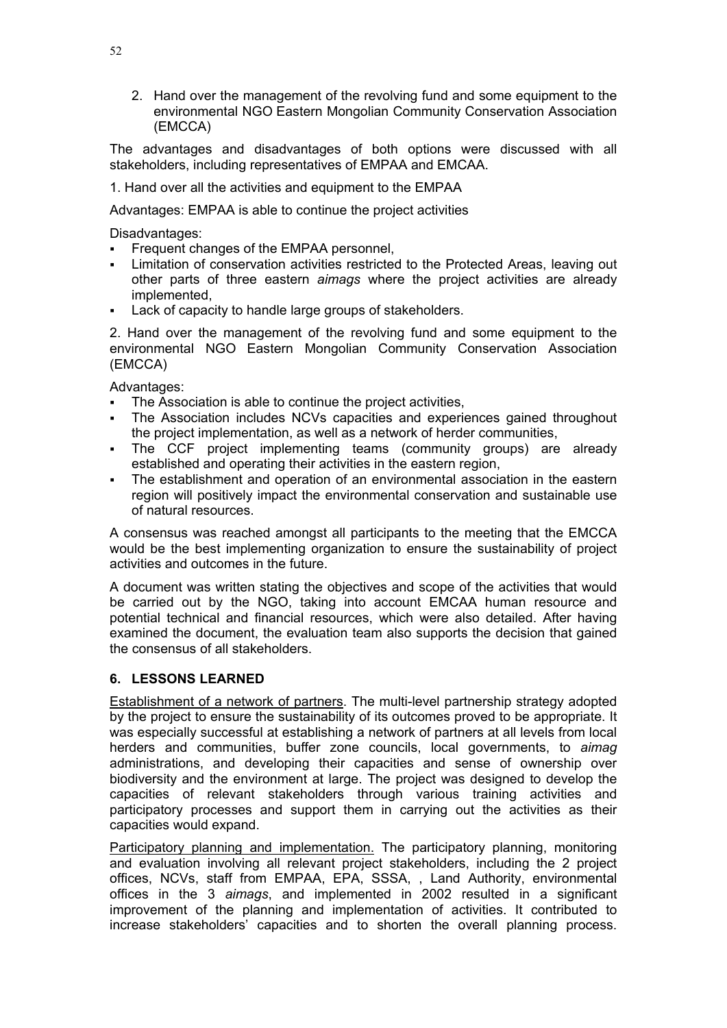2. Hand over the management of the revolving fund and some equipment to the environmental NGO Eastern Mongolian Community Conservation Association (EMCCA)

The advantages and disadvantages of both options were discussed with all stakeholders, including representatives of EMPAA and EMCAA.

1. Hand over all the activities and equipment to the EMPAA

Advantages: EMPAA is able to continue the project activities

Disadvantages:

- Frequent changes of the EMPAA personnel,
- Limitation of conservation activities restricted to the Protected Areas, leaving out other parts of three eastern *aimags* where the project activities are already implemented,
- Lack of capacity to handle large groups of stakeholders.

2. Hand over the management of the revolving fund and some equipment to the environmental NGO Eastern Mongolian Community Conservation Association (EMCCA)

Advantages:

- The Association is able to continue the project activities,
- The Association includes NCVs capacities and experiences gained throughout the project implementation, as well as a network of herder communities,
- The CCF project implementing teams (community groups) are already established and operating their activities in the eastern region,
- The establishment and operation of an environmental association in the eastern region will positively impact the environmental conservation and sustainable use of natural resources.

A consensus was reached amongst all participants to the meeting that the EMCCA would be the best implementing organization to ensure the sustainability of project activities and outcomes in the future.

A document was written stating the objectives and scope of the activities that would be carried out by the NGO, taking into account EMCAA human resource and potential technical and financial resources, which were also detailed. After having examined the document, the evaluation team also supports the decision that gained the consensus of all stakeholders.

## 6. LESSONS LEARNED

Establishment of a network of partners. The multi-level partnership strategy adopted by the project to ensure the sustainability of its outcomes proved to be appropriate. It was especially successful at establishing a network of partners at all levels from local herders and communities, buffer zone councils, local governments, to *aimag* administrations, and developing their capacities and sense of ownership over biodiversity and the environment at large. The project was designed to develop the capacities of relevant stakeholders through various training activities and participatory processes and support them in carrying out the activities as their capacities would expand.

Participatory planning and implementation. The participatory planning, monitoring and evaluation involving all relevant project stakeholders, including the 2 project offices, NCVs, staff from EMPAA, EPA, SSSA, , Land Authority, environmental offices in the 3 *aimags*, and implemented in 2002 resulted in a significant improvement of the planning and implementation of activities. It contributed to increase stakeholders' capacities and to shorten the overall planning process.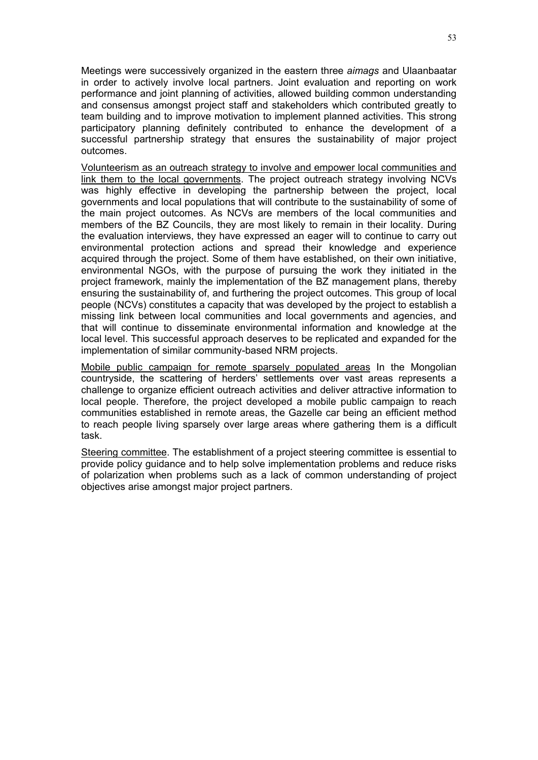Meetings were successively organized in the eastern three *aimags* and Ulaanbaatar in order to actively involve local partners. Joint evaluation and reporting on work performance and joint planning of activities, allowed building common understanding and consensus amongst project staff and stakeholders which contributed greatly to team building and to improve motivation to implement planned activities. This strong participatory planning definitely contributed to enhance the development of a successful partnership strategy that ensures the sustainability of major project outcomes.

<u>Volunteerism as an outreach strategy to involve and empower local communities and link them to the local governments</u>. The project outreach strategy involving NCVs was highly effective in developing the partnership between the project, local governments and local populations that will contribute to the sustainability of some of the main project outcomes. As NCVs are members of the local communities and members of the BZ Councils, they are most likely to remain in their locality. During the evaluation interviews, they have expressed an eager will to continue to carry out environmental protection actions and spread their knowledge and experience acquired through the project. Some of them have established, on their own initiative, environmental NGOs, with the purpose of pursuing the work they initiated in the project framework, mainly the implementation of the BZ management plans, thereby ensuring the sustainability of, and furthering the project outcomes. This group of local people (NCVs) constitutes a capacity that was developed by the project to establish a missing link between local communities and local governments and agencies, and that will continue to disseminate environmental information and knowledge at the local level. This successful approach deserves to be replicated and expanded for the implementation of similar community-based NRM projects.

<u>Mobile public campaign for remote sparsely populated areas</u> In the Mongolian countryside, the scattering of herders' settlements over vast areas represents a challenge to organize efficient outreach activities and deliver attractive information to local people. Therefore, the project developed a mobile public campaign to reach communities established in remote areas, the Gazelle car being an efficient method to reach people living sparsely over large areas where gathering them is a difficult task.

<u>Steering committee</u>. The establishment of a project steering committee is essential to provide policy guidance and to help solve implementation problems and reduce risks of polarization when problems such as a lack of common understanding of project objectives arise amongst major project partners.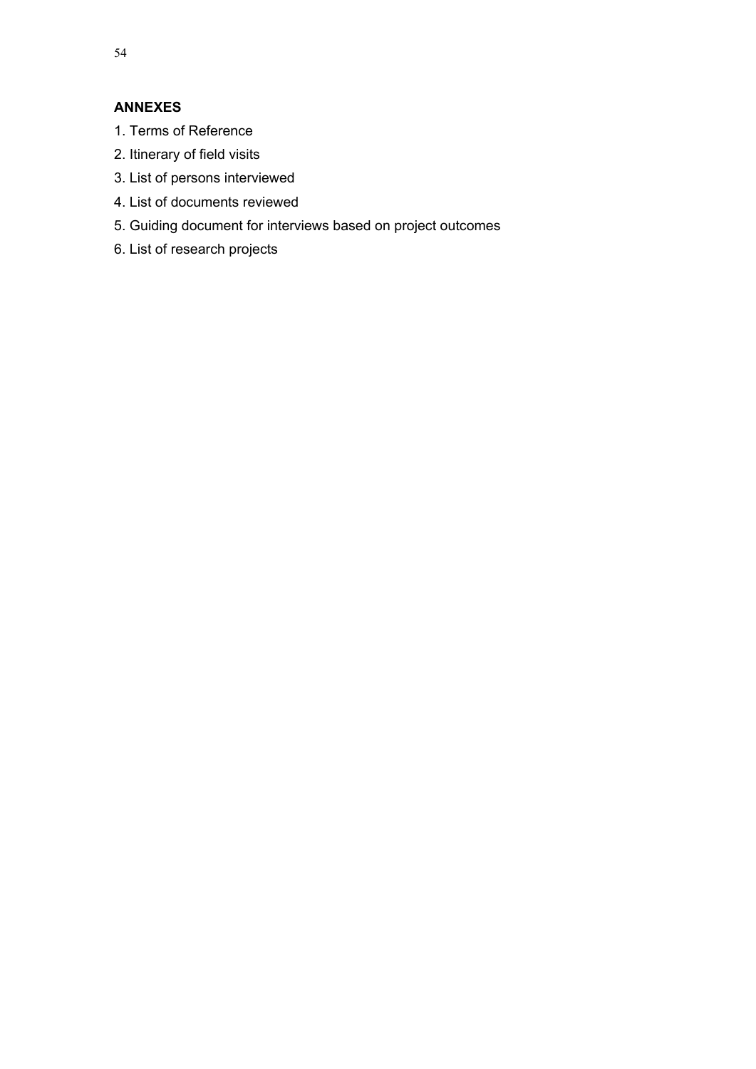## ANNEXES

1. Terms of Reference
2. Itinerary of field visits
3. List of persons interviewed
4. List of documents reviewed
5. Guiding document for interviews based on project outcomes
6. List of research projects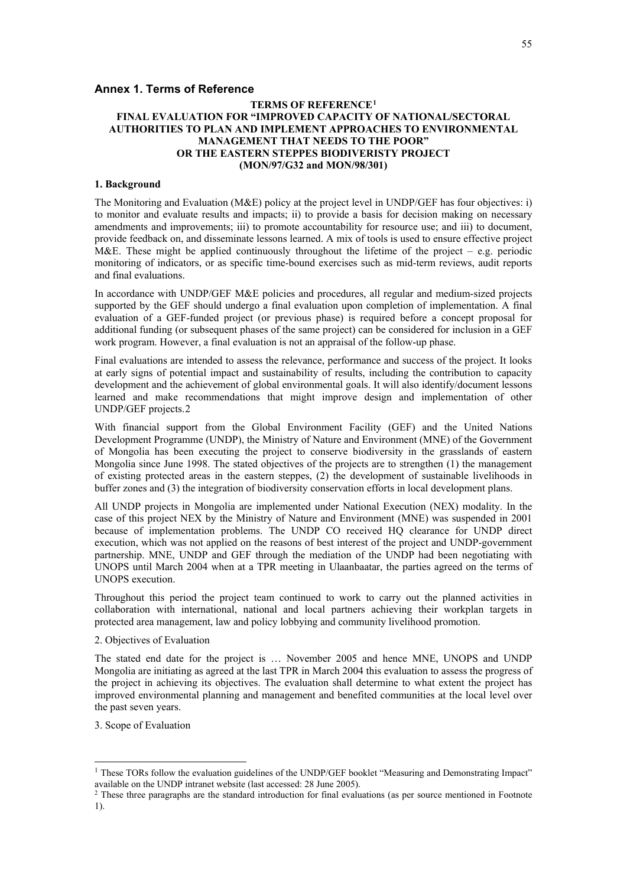## Annex 1. Terms of Reference

**TERMS OF REFERENCE[1]**
**FINAL EVALUATION FOR "IMPROVED CAPACITY OF NATIONAL/SECTORAL AUTHORITIES TO PLAN AND IMPLEMENT APPROACHES TO ENVIRONMENTAL MANAGEMENT THAT NEEDS TO THE POOR"**
**OR THE EASTERN STEPPES BIODIVERISTY PROJECT**
**(MON/97/G32 and MON/98/301)**

**1. Background**

The Monitoring and Evaluation (M&E) policy at the project level in UNDP/GEF has four objectives: i) to monitor and evaluate results and impacts; ii) to provide a basis for decision making on necessary amendments and improvements; iii) to promote accountability for resource use; and iii) to document, provide feedback on, and disseminate lessons learned. A mix of tools is used to ensure effective project M&E. These might be applied continuously throughout the lifetime of the project – e.g. periodic monitoring of indicators, or as specific time-bound exercises such as mid-term reviews, audit reports and final evaluations.

In accordance with UNDP/GEF M&E policies and procedures, all regular and medium-sized projects supported by the GEF should undergo a final evaluation upon completion of implementation. A final evaluation of a GEF-funded project (or previous phase) is required before a concept proposal for additional funding (or subsequent phases of the same project) can be considered for inclusion in a GEF work program. However, a final evaluation is not an appraisal of the follow-up phase.

Final evaluations are intended to assess the relevance, performance and success of the project. It looks at early signs of potential impact and sustainability of results, including the contribution to capacity development and the achievement of global environmental goals. It will also identify/document lessons learned and make recommendations that might improve design and implementation of other UNDP/GEF projects.2

With financial support from the Global Environment Facility (GEF) and the United Nations Development Programme (UNDP), the Ministry of Nature and Environment (MNE) of the Government of Mongolia has been executing the project to conserve biodiversity in the grasslands of eastern Mongolia since June 1998. The stated objectives of the projects are to strengthen (1) the management of existing protected areas in the eastern steppes, (2) the development of sustainable livelihoods in buffer zones and (3) the integration of biodiversity conservation efforts in local development plans.

All UNDP projects in Mongolia are implemented under National Execution (NEX) modality. In the case of this project NEX by the Ministry of Nature and Environment (MNE) was suspended in 2001 because of implementation problems. The UNDP CO received HQ clearance for UNDP direct execution, which was not applied on the reasons of best interest of the project and UNDP-government partnership. MNE, UNDP and GEF through the mediation of the UNDP had been negotiating with UNOPS until March 2004 when at a TPR meeting in Ulaanbaatar, the parties agreed on the terms of UNOPS execution.

Throughout this period the project team continued to work to carry out the planned activities in collaboration with international, national and local partners achieving their workplan targets in protected area management, law and policy lobbying and community livelihood promotion.

2. Objectives of Evaluation

The stated end date for the project is … November 2005 and hence MNE, UNOPS and UNDP Mongolia are initiating as agreed at the last TPR in March 2004 this evaluation to assess the progress of the project in achieving its objectives. The evaluation shall determine to what extent the project has improved environmental planning and management and benefited communities at the local level over the past seven years.

3. Scope of Evaluation

---

[1] These TORs follow the evaluation guidelines of the UNDP/GEF booklet "Measuring and Demonstrating Impact" available on the UNDP intranet website (last accessed: 28 June 2005).

[2] These three paragraphs are the standard introduction for final evaluations (as per source mentioned in Footnote 1).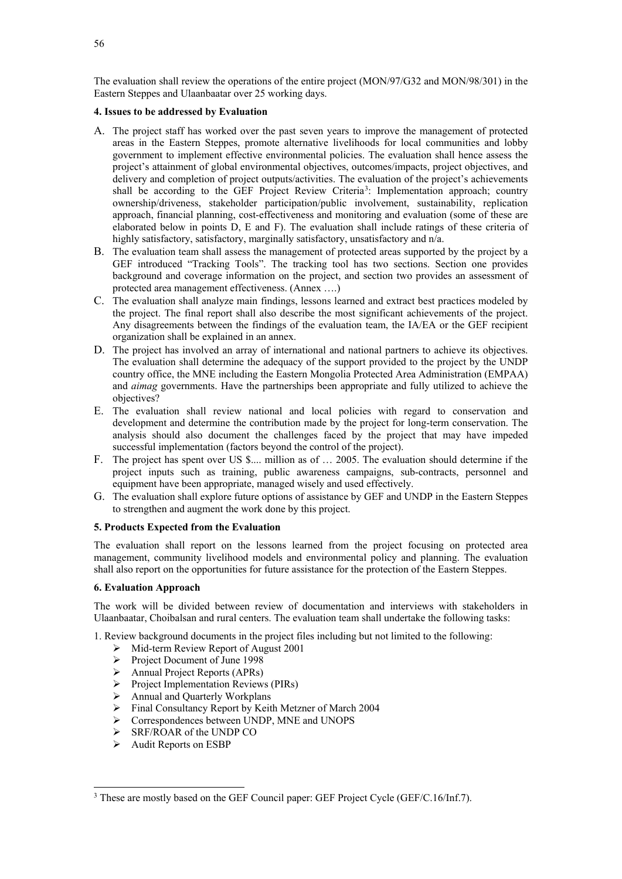The evaluation shall review the operations of the entire project (MON/97/G32 and MON/98/301) in the Eastern Steppes and Ulaanbaatar over 25 working days.

**4. Issues to be addressed by Evaluation**

A. The project staff has worked over the past seven years to improve the management of protected areas in the Eastern Steppes, promote alternative livelihoods for local communities and lobby government to implement effective environmental policies. The evaluation shall hence assess the project's attainment of global environmental objectives, outcomes/impacts, project objectives, and delivery and completion of project outputs/activities. The evaluation of the project's achievements shall be according to the GEF Project Review Criteria[3]: Implementation approach; country ownership/driveness, stakeholder participation/public involvement, sustainability, replication approach, financial planning, cost-effectiveness and monitoring and evaluation (some of these are elaborated below in points D, E and F). The evaluation shall include ratings of these criteria of highly satisfactory, satisfactory, marginally satisfactory, unsatisfactory and n/a.

B. The evaluation team shall assess the management of protected areas supported by the project by a GEF introduced "Tracking Tools". The tracking tool has two sections. Section one provides background and coverage information on the project, and section two provides an assessment of protected area management effectiveness. (Annex ….)

C. The evaluation shall analyze main findings, lessons learned and extract best practices modeled by the project. The final report shall also describe the most significant achievements of the project. Any disagreements between the findings of the evaluation team, the IA/EA or the GEF recipient organization shall be explained in an annex.

D. The project has involved an array of international and national partners to achieve its objectives. The evaluation shall determine the adequacy of the support provided to the project by the UNDP country office, the MNE including the Eastern Mongolia Protected Area Administration (EMPAA) and *aimag* governments. Have the partnerships been appropriate and fully utilized to achieve the objectives?

E. The evaluation shall review national and local policies with regard to conservation and development and determine the contribution made by the project for long-term conservation. The analysis should also document the challenges faced by the project that may have impeded successful implementation (factors beyond the control of the project).

F. The project has spent over US $.... million as of … 2005. The evaluation should determine if the project inputs such as training, public awareness campaigns, sub-contracts, personnel and equipment have been appropriate, managed wisely and used effectively.

G. The evaluation shall explore future options of assistance by GEF and UNDP in the Eastern Steppes to strengthen and augment the work done by this project.

**5. Products Expected from the Evaluation**

The evaluation shall report on the lessons learned from the project focusing on protected area management, community livelihood models and environmental policy and planning. The evaluation shall also report on the opportunities for future assistance for the protection of the Eastern Steppes.

**6. Evaluation Approach**

The work will be divided between review of documentation and interviews with stakeholders in Ulaanbaatar, Choibalsan and rural centers. The evaluation team shall undertake the following tasks:

1. Review background documents in the project files including but not limited to the following:
   - Mid-term Review Report of August 2001
   - Project Document of June 1998
   - Annual Project Reports (APRs)
   - Project Implementation Reviews (PIRs)
   - Annual and Quarterly Workplans
   - Final Consultancy Report by Keith Metzner of March 2004
   - Correspondences between UNDP, MNE and UNOPS
   - SRF/ROAR of the UNDP CO
   - Audit Reports on ESBP

---

[3] These are mostly based on the GEF Council paper: GEF Project Cycle (GEF/C.16/Inf.7).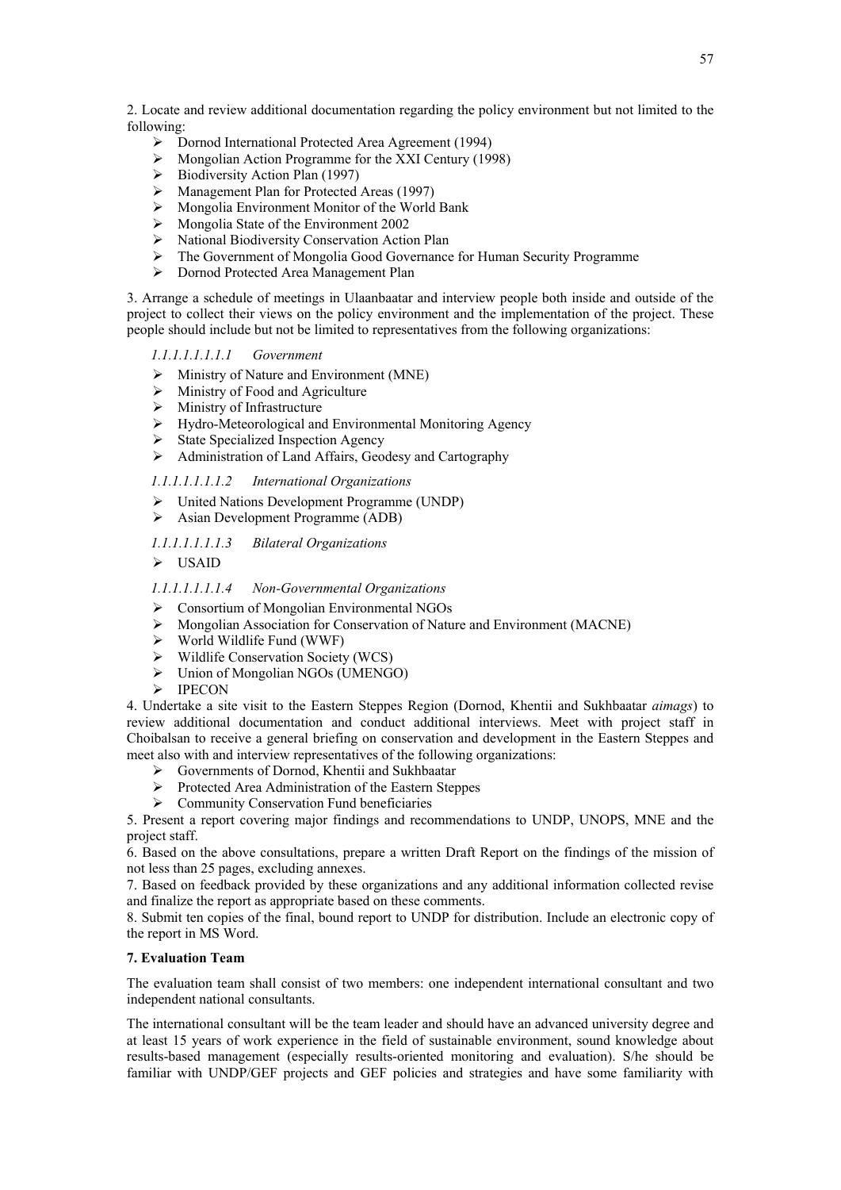2. Locate and review additional documentation regarding the policy environment but not limited to the following:

- Dornod International Protected Area Agreement (1994)
- Mongolian Action Programme for the XXI Century (1998)
- Biodiversity Action Plan (1997)
- Management Plan for Protected Areas (1997)
- Mongolia Environment Monitor of the World Bank
- Mongolia State of the Environment 2002
- National Biodiversity Conservation Action Plan
- The Government of Mongolia Good Governance for Human Security Programme
- Dornod Protected Area Management Plan

3. Arrange a schedule of meetings in Ulaanbaatar and interview people both inside and outside of the project to collect their views on the policy environment and the implementation of the project. These people should include but not be limited to representatives from the following organizations:

*1.1.1.1.1.1.1.1 Government*

- Ministry of Nature and Environment (MNE)
- Ministry of Food and Agriculture
- Ministry of Infrastructure
- Hydro-Meteorological and Environmental Monitoring Agency
- State Specialized Inspection Agency
- Administration of Land Affairs, Geodesy and Cartography

*1.1.1.1.1.1.1.2 International Organizations*

- United Nations Development Programme (UNDP)
- Asian Development Programme (ADB)

*1.1.1.1.1.1.1.3 Bilateral Organizations*

- USAID

*1.1.1.1.1.1.1.4 Non-Governmental Organizations*

- Consortium of Mongolian Environmental NGOs
- Mongolian Association for Conservation of Nature and Environment (MACNE)
- World Wildlife Fund (WWF)
- Wildlife Conservation Society (WCS)
- Union of Mongolian NGOs (UMENGO)
- IPECON

4. Undertake a site visit to the Eastern Steppes Region (Dornod, Khentii and Sukhbaatar *aimags*) to review additional documentation and conduct additional interviews. Meet with project staff in Choibalsan to receive a general briefing on conservation and development in the Eastern Steppes and meet also with and interview representatives of the following organizations:

- Governments of Dornod, Khentii and Sukhbaatar
- Protected Area Administration of the Eastern Steppes
- Community Conservation Fund beneficiaries

5. Present a report covering major findings and recommendations to UNDP, UNOPS, MNE and the project staff.

6. Based on the above consultations, prepare a written Draft Report on the findings of the mission of not less than 25 pages, excluding annexes.

7. Based on feedback provided by these organizations and any additional information collected revise and finalize the report as appropriate based on these comments.

8. Submit ten copies of the final, bound report to UNDP for distribution. Include an electronic copy of the report in MS Word.

**7. Evaluation Team**

The evaluation team shall consist of two members: one independent international consultant and two independent national consultants.

The international consultant will be the team leader and should have an advanced university degree and at least 15 years of work experience in the field of sustainable environment, sound knowledge about results-based management (especially results-oriented monitoring and evaluation). S/he should be familiar with UNDP/GEF projects and GEF policies and strategies and have some familiarity with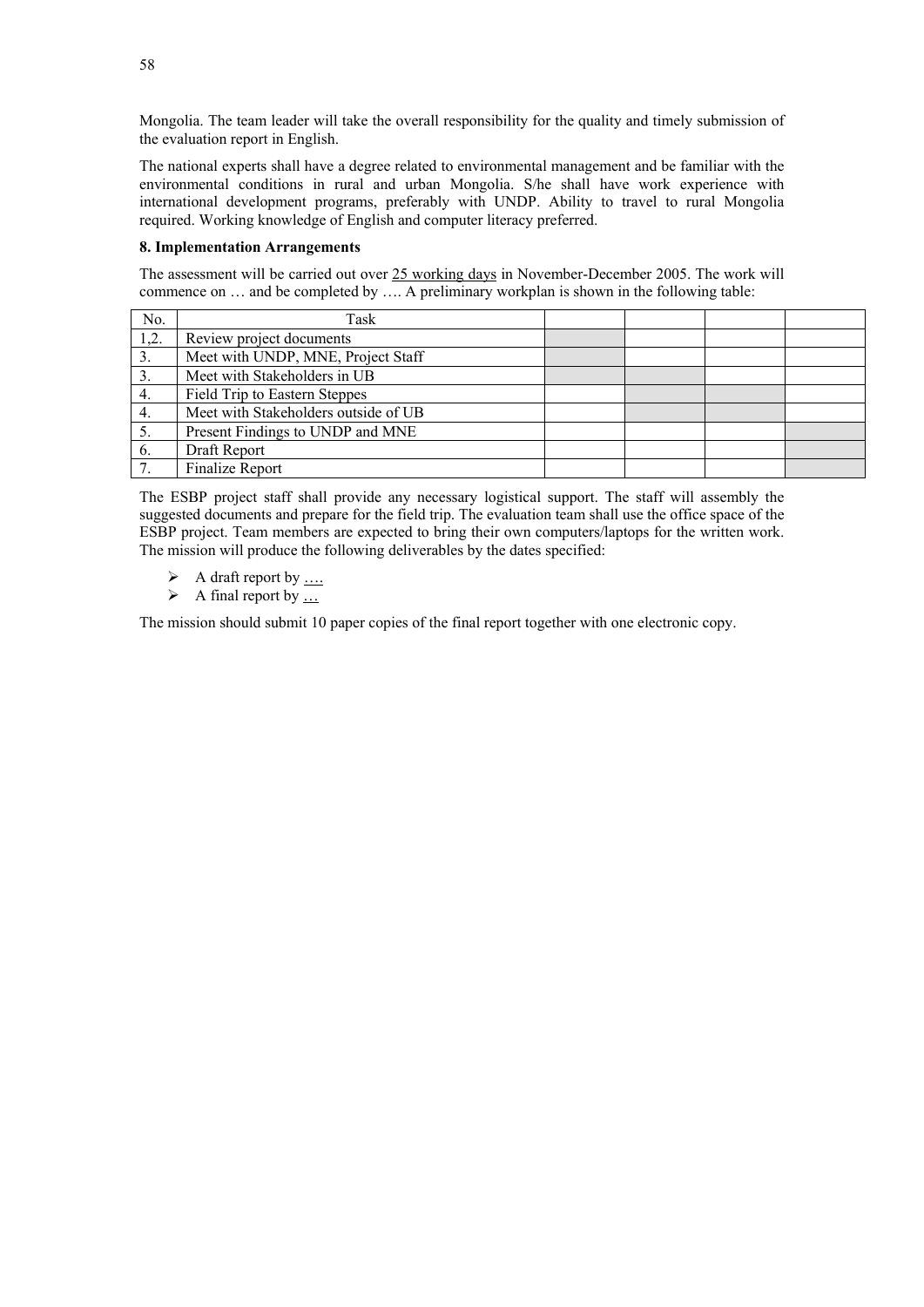Mongolia. The team leader will take the overall responsibility for the quality and timely submission of the evaluation report in English.

The national experts shall have a degree related to environmental management and be familiar with the environmental conditions in rural and urban Mongolia. S/he shall have work experience with international development programs, preferably with UNDP. Ability to travel to rural Mongolia required. Working knowledge of English and computer literacy preferred.

**8. Implementation Arrangements**

The assessment will be carried out over 25 working days in November-December 2005. The work will commence on … and be completed by …. A preliminary workplan is shown in the following table:

| No. | Task | | | | |
|---|---|---|---|---|---|
| 1,2. | Review project documents | | | | |
| 3. | Meet with UNDP, MNE, Project Staff | | | | |
| 3. | Meet with Stakeholders in UB | | | | |
| 4. | Field Trip to Eastern Steppes | | | | |
| 4. | Meet with Stakeholders outside of UB | | | | |
| 5. | Present Findings to UNDP and MNE | | | | |
| 6. | Draft Report | | | | |
| 7. | Finalize Report | | | | |

The ESBP project staff shall provide any necessary logistical support. The staff will assembly the suggested documents and prepare for the field trip. The evaluation team shall use the office space of the ESBP project. Team members are expected to bring their own computers/laptops for the written work. The mission will produce the following deliverables by the dates specified:

- A draft report by ….
- A final report by …

The mission should submit 10 paper copies of the final report together with one electronic copy.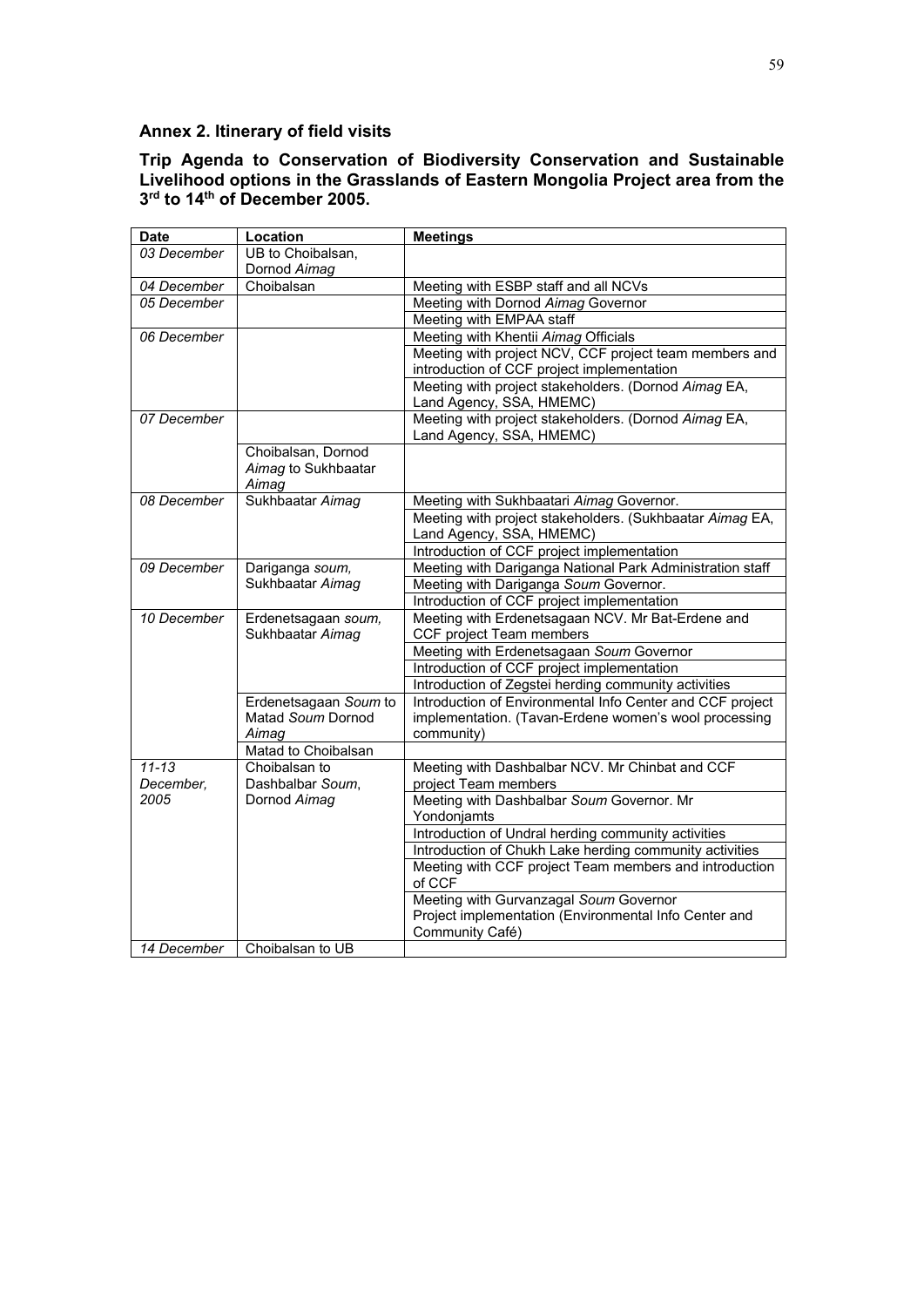## Annex 2. Itinerary of field visits

**Trip Agenda to Conservation of Biodiversity Conservation and Sustainable Livelihood options in the Grasslands of Eastern Mongolia Project area from the 3rd to 14th of December 2005.**

| Date | Location | Meetings |
|---|---|---|
| *03 December* | UB to Choibalsan, Dornod *Aimag* | |
| *04 December* | Choibalsan | Meeting with ESBP staff and all NCVs |
| *05 December* | | Meeting with Dornod *Aimag* Governor |
| | | Meeting with EMPAA staff |
| *06 December* | | Meeting with Khentii *Aimag* Officials |
| | | Meeting with project NCV, CCF project team members and introduction of CCF project implementation |
| | | Meeting with project stakeholders. (Dornod *Aimag* EA, Land Agency, SSA, HMEMC) |
| *07 December* | | Meeting with project stakeholders. (Dornod *Aimag* EA, Land Agency, SSA, HMEMC) |
| | Choibalsan, Dornod *Aimag* to Sukhbaatar *Aimag* | |
| *08 December* | Sukhbaatar *Aimag* | Meeting with Sukhbaatari *Aimag* Governor. |
| | | Meeting with project stakeholders. (Sukhbaatar *Aimag* EA, Land Agency, SSA, HMEMC) |
| | | Introduction of CCF project implementation |
| *09 December* | Dariganga *soum*, Sukhbaatar *Aimag* | Meeting with Dariganga National Park Administration staff |
| | | Meeting with Dariganga *Soum* Governor. |
| | | Introduction of CCF project implementation |
| *10 December* | Erdenetsagaan *soum*, Sukhbaatar *Aimag* | Meeting with Erdenetsagaan NCV. Mr Bat-Erdene and CCF project Team members |
| | | Meeting with Erdenetsagaan *Soum* Governor |
| | | Introduction of CCF project implementation |
| | | Introduction of Zegstei herding community activities |
| | Erdenetsagaan *Soum* to Matad *Soum* Dornod *Aimag* | Introduction of Environmental Info Center and CCF project implementation. (Tavan-Erdene women's wool processing community) |
| | Matad to Choibalsan | |
| *11-13 December, 2005* | Choibalsan to Dashbalbar *Soum*, Dornod *Aimag* | Meeting with Dashbalbar NCV. Mr Chinbat and CCF project Team members |
| | | Meeting with Dashbalbar *Soum* Governor. Mr Yondonjamts |
| | | Introduction of Undral herding community activities |
| | | Introduction of Chukh Lake herding community activities |
| | | Meeting with CCF project Team members and introduction of CCF |
| | | Meeting with Gurvanzagal *Soum* Governor<br>Project implementation (Environmental Info Center and Community Café) |
| *14 December* | Choibalsan to UB | |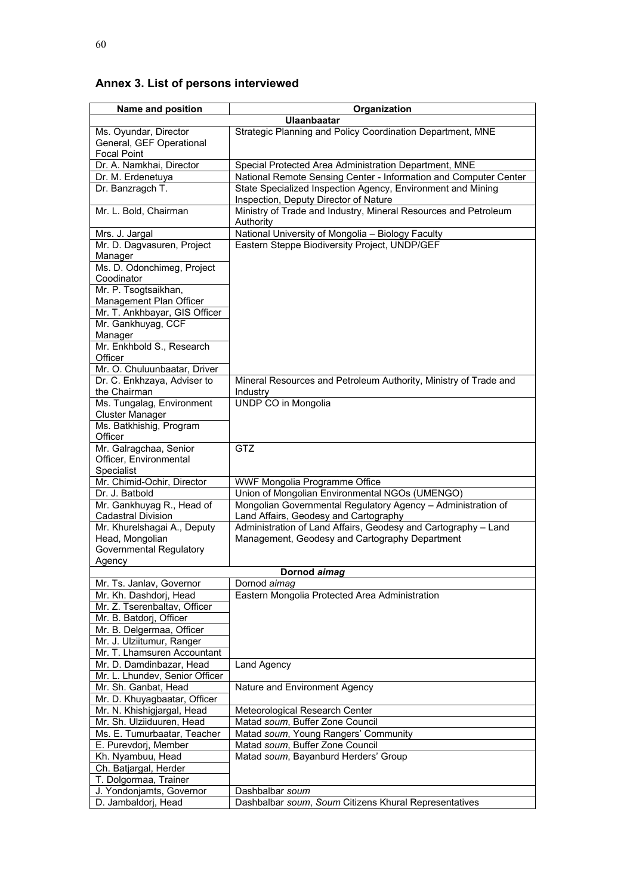## Annex 3. List of persons interviewed

| Name and position | Organization |
|---|---|
| **Ulaanbaatar** | |
| Ms. Oyundar, Director General, GEF Operational Focal Point | Strategic Planning and Policy Coordination Department, MNE |
| Dr. A. Namkhai, Director | Special Protected Area Administration Department, MNE |
| Dr. M. Erdenetuya | National Remote Sensing Center - Information and Computer Center |
| Dr. Banzragch T. | State Specialized Inspection Agency, Environment and Mining Inspection, Deputy Director of Nature |
| Mr. L. Bold, Chairman | Ministry of Trade and Industry, Mineral Resources and Petroleum Authority |
| Mrs. J. Jargal | National University of Mongolia – Biology Faculty |
| Mr. D. Dagvasuren, Project Manager | Eastern Steppe Biodiversity Project, UNDP/GEF |
| Ms. D. Odonchimeg, Project Coodinator | |
| Mr. P. Tsogtsaikhan, Management Plan Officer | |
| Mr. T. Ankhbayar, GIS Officer | |
| Mr. Gankhuyag, CCF Manager | |
| Mr. Enkhbold S., Research Officer | |
| Mr. O. Chuluunbaatar, Driver | |
| Dr. C. Enkhzaya, Adviser to the Chairman | Mineral Resources and Petroleum Authority, Ministry of Trade and Industry |
| Ms. Tungalag, Environment Cluster Manager | UNDP CO in Mongolia |
| Ms. Batkhishig, Program Officer | |
| Mr. Galragchaa, Senior Officer, Environmental Specialist | GTZ |
| Mr. Chimid-Ochir, Director | WWF Mongolia Programme Office |
| Dr. J. Batbold | Union of Mongolian Environmental NGOs (UMENGO) |
| Mr. Gankhuyag R., Head of Cadastral Division | Mongolian Governmental Regulatory Agency – Administration of Land Affairs, Geodesy and Cartography |
| Mr. Khurelshagai A., Deputy Head, Mongolian Governmental Regulatory Agency | Administration of Land Affairs, Geodesy and Cartography – Land Management, Geodesy and Cartography Department |
| **Dornod *aimag*** | |
| Mr. Ts. Janlav, Governor | Dornod *aimag* |
| Mr. Kh. Dashdorj, Head | Eastern Mongolia Protected Area Administration |
| Mr. Z. Tserenbaltav, Officer | |
| Mr. B. Batdorj, Officer | |
| Mr. B. Delgermaa, Officer | |
| Mr. J. Ulziitumur, Ranger | |
| Mr. T. Lhamsuren Accountant | |
| Mr. D. Damdinbazar, Head | Land Agency |
| Mr. L. Lhundev, Senior Officer | |
| Mr. Sh. Ganbat, Head | Nature and Environment Agency |
| Mr. D. Khuyagbaatar, Officer | |
| Mr. N. Khishigjargal, Head | Meteorological Research Center |
| Mr. Sh. Ulziiduuren, Head | Matad *soum*, Buffer Zone Council |
| Ms. E. Tumurbaatar, Teacher | Matad *soum*, Young Rangers' Community |
| E. Purevdorj, Member | Matad *soum*, Buffer Zone Council |
| Kh. Nyambuu, Head | Matad *soum*, Bayanburd Herders' Group |
| Ch. Batjargal, Herder | |
| T. Dolgormaa, Trainer | |
| J. Yondonjamts, Governor | Dashbalbar *soum* |
| D. Jambaldorj, Head | Dashbalbar *soum*, *Soum* Citizens Khural Representatives |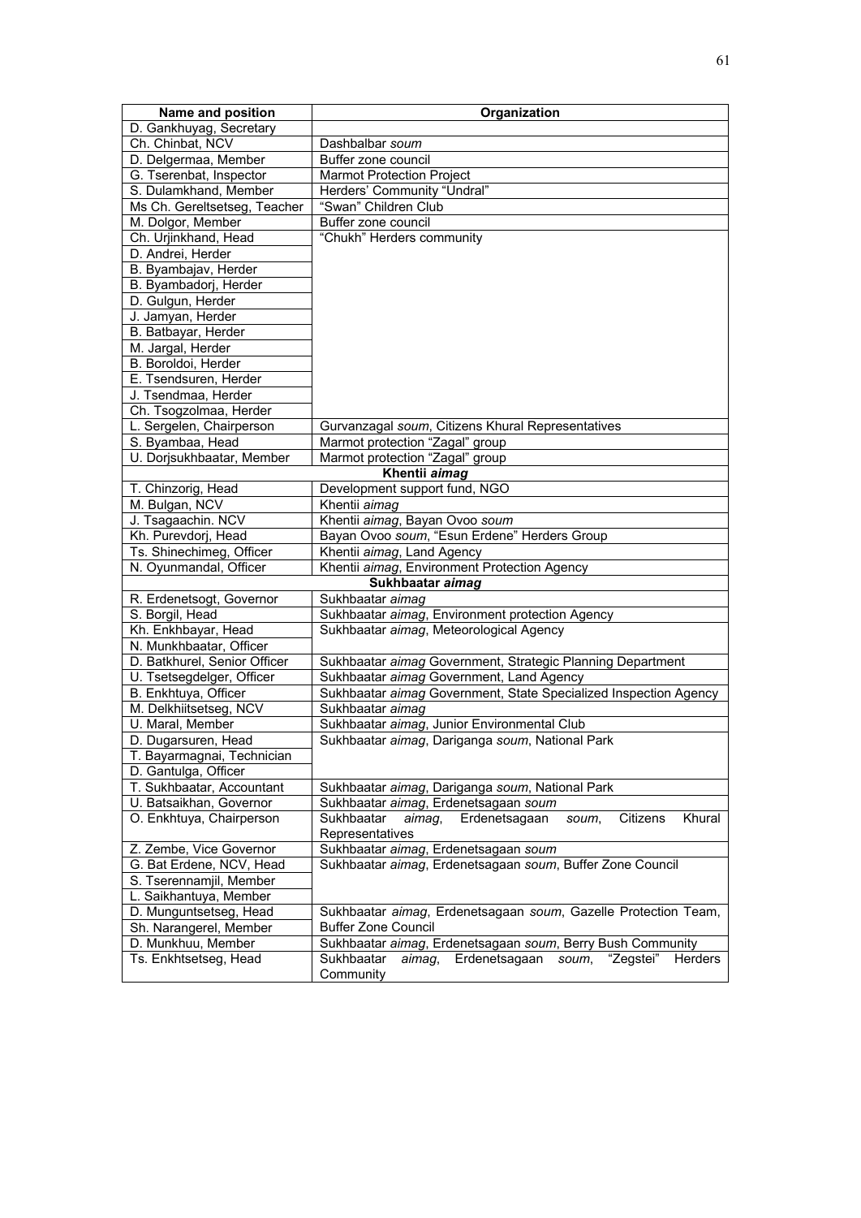| Name and position | Organization |
|---|---|
| D. Gankhuyag, Secretary | |
| Ch. Chinbat, NCV | Dashbalbar *soum* |
| D. Delgermaa, Member | Buffer zone council |
| G. Tserenbat, Inspector | Marmot Protection Project |
| S. Dulamkhand, Member | Herders' Community "Undral" |
| Ms Ch. Gereltsetseg, Teacher | "Swan" Children Club |
| M. Dolgor, Member | Buffer zone council |
| Ch. Urjinkhand, Head | "Chukh" Herders community |
| D. Andrei, Herder | |
| B. Byambajav, Herder | |
| B. Byambadorj, Herder | |
| D. Gulgun, Herder | |
| J. Jamyan, Herder | |
| B. Batbayar, Herder | |
| M. Jargal, Herder | |
| B. Boroldoi, Herder | |
| E. Tsendsuren, Herder | |
| J. Tsendmaa, Herder | |
| Ch. Tsogzolmaa, Herder | |
| L. Sergelen, Chairperson | Gurvanzagal *soum*, Citizens Khural Representatives |
| S. Byambaa, Head | Marmot protection "Zagal" group |
| U. Dorjsukhbaatar, Member | Marmot protection "Zagal" group |
| **Khentii *aimag*** | |
| T. Chinzorig, Head | Development support fund, NGO |
| M. Bulgan, NCV | Khentii *aimag* |
| J. Tsagaachin. NCV | Khentii *aimag*, Bayan Ovoo *soum* |
| Kh. Purevdorj, Head | Bayan Ovoo *soum*, "Esun Erdene" Herders Group |
| Ts. Shinechimeg, Officer | Khentii *aimag*, Land Agency |
| N. Oyunmandal, Officer | Khentii *aimag*, Environment Protection Agency |
| **Sukhbaatar *aimag*** | |
| R. Erdenetsogt, Governor | Sukhbaatar *aimag* |
| S. Borgil, Head | Sukhbaatar *aimag*, Environment protection Agency |
| Kh. Enkhbayar, Head | Sukhbaatar *aimag*, Meteorological Agency |
| N. Munkhbaatar, Officer | |
| D. Batkhurel, Senior Officer | Sukhbaatar *aimag* Government, Strategic Planning Department |
| U. Tsetsegdelger, Officer | Sukhbaatar *aimag* Government, Land Agency |
| B. Enkhtuya, Officer | Sukhbaatar *aimag* Government, State Specialized Inspection Agency |
| M. Delkhiitsetseg, NCV | Sukhbaatar *aimag* |
| U. Maral, Member | Sukhbaatar *aimag*, Junior Environmental Club |
| D. Dugarsuren, Head | Sukhbaatar *aimag*, Dariganga *soum*, National Park |
| T. Bayarmagnai, Technician | |
| D. Gantulga, Officer | |
| T. Sukhbaatar, Accountant | Sukhbaatar *aimag*, Dariganga *soum*, National Park |
| U. Batsaikhan, Governor | Sukhbaatar *aimag*, Erdenetsagaan *soum* |
| O. Enkhtuya, Chairperson | Sukhbaatar *aimag*, Erdenetsagaan *soum*, Citizens Khural Representatives |
| Z. Zembe, Vice Governor | Sukhbaatar *aimag*, Erdenetsagaan *soum* |
| G. Bat Erdene, NCV, Head | Sukhbaatar *aimag*, Erdenetsagaan *soum*, Buffer Zone Council |
| S. Tserennamjil, Member | |
| L. Saikhantuya, Member | |
| D. Munguntsetseg, Head | Sukhbaatar *aimag*, Erdenetsagaan *soum*, Gazelle Protection Team, Buffer Zone Council |
| Sh. Narangerel, Member | |
| D. Munkhuu, Member | Sukhbaatar *aimag*, Erdenetsagaan *soum*, Berry Bush Community |
| Ts. Enkhtsetseg, Head | Sukhbaatar *aimag*, Erdenetsagaan *soum*, "Zegstei" Herders Community |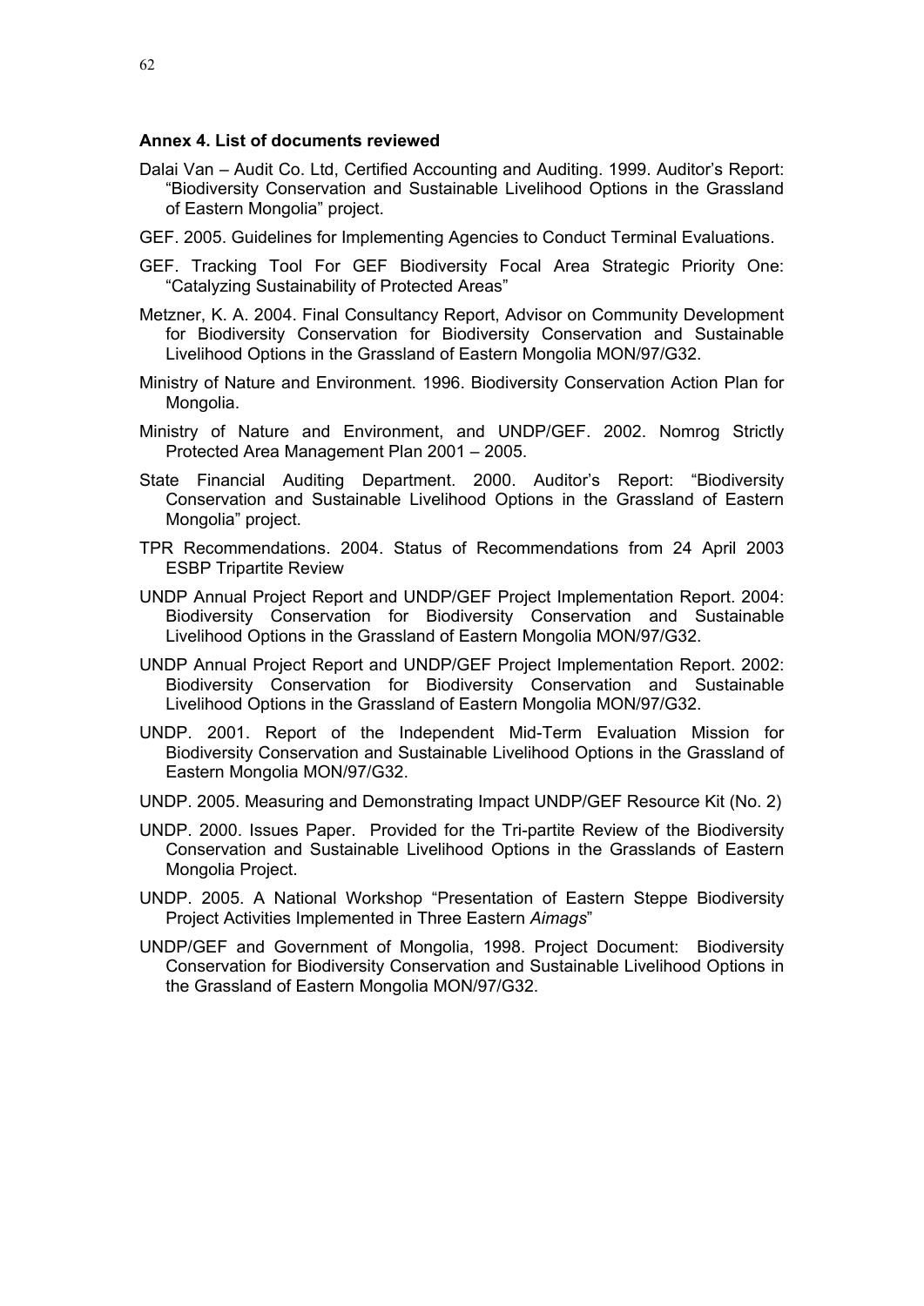**Annex 4. List of documents reviewed**

Dalai Van – Audit Co. Ltd, Certified Accounting and Auditing. 1999. Auditor's Report: "Biodiversity Conservation and Sustainable Livelihood Options in the Grassland of Eastern Mongolia" project.

GEF. 2005. Guidelines for Implementing Agencies to Conduct Terminal Evaluations.

GEF. Tracking Tool For GEF Biodiversity Focal Area Strategic Priority One: "Catalyzing Sustainability of Protected Areas"

Metzner, K. A. 2004. Final Consultancy Report, Advisor on Community Development for Biodiversity Conservation for Biodiversity Conservation and Sustainable Livelihood Options in the Grassland of Eastern Mongolia MON/97/G32.

Ministry of Nature and Environment. 1996. Biodiversity Conservation Action Plan for Mongolia.

Ministry of Nature and Environment, and UNDP/GEF. 2002. Nomrog Strictly Protected Area Management Plan 2001 – 2005.

State Financial Auditing Department. 2000. Auditor's Report: "Biodiversity Conservation and Sustainable Livelihood Options in the Grassland of Eastern Mongolia" project.

TPR Recommendations. 2004. Status of Recommendations from 24 April 2003 ESBP Tripartite Review

UNDP Annual Project Report and UNDP/GEF Project Implementation Report. 2004: Biodiversity Conservation for Biodiversity Conservation and Sustainable Livelihood Options in the Grassland of Eastern Mongolia MON/97/G32.

UNDP Annual Project Report and UNDP/GEF Project Implementation Report. 2002: Biodiversity Conservation for Biodiversity Conservation and Sustainable Livelihood Options in the Grassland of Eastern Mongolia MON/97/G32.

UNDP. 2001. Report of the Independent Mid-Term Evaluation Mission for Biodiversity Conservation and Sustainable Livelihood Options in the Grassland of Eastern Mongolia MON/97/G32.

UNDP. 2005. Measuring and Demonstrating Impact UNDP/GEF Resource Kit (No. 2)

UNDP. 2000. Issues Paper. Provided for the Tri-partite Review of the Biodiversity Conservation and Sustainable Livelihood Options in the Grasslands of Eastern Mongolia Project.

UNDP. 2005. A National Workshop "Presentation of Eastern Steppe Biodiversity Project Activities Implemented in Three Eastern *Aimags*"

UNDP/GEF and Government of Mongolia, 1998. Project Document: Biodiversity Conservation for Biodiversity Conservation and Sustainable Livelihood Options in the Grassland of Eastern Mongolia MON/97/G32.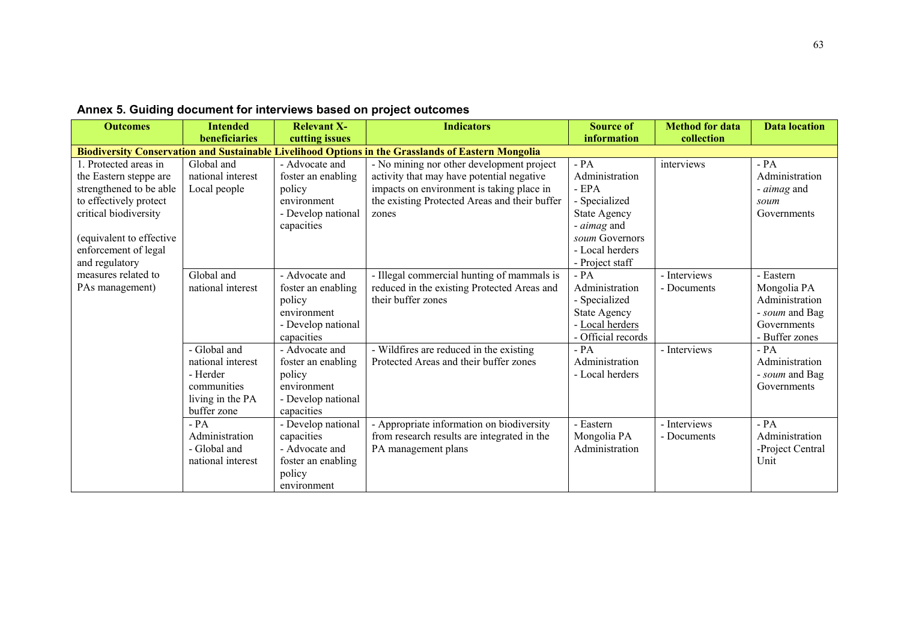## Annex 5. Guiding document for interviews based on project outcomes

| Outcomes | Intended beneficiaries | Relevant X-cutting issues | Indicators | Source of information | Method for data collection | Data location |
|---|---|---|---|---|---|---|
| **Biodiversity Conservation and Sustainable Livelihood Options in the Grasslands of Eastern Mongolia** | | | | | | |
| 1. Protected areas in the Eastern steppe are strengthened to be able to effectively protect critical biodiversity<br><br>(equivalent to effective enforcement of legal and regulatory measures related to PAs management) | Global and national interest Local people | - Advocate and foster an enabling policy environment<br>- Develop national capacities | - No mining nor other development project activity that may have potential negative impacts on environment is taking place in the existing Protected Areas and their buffer zones | - PA Administration<br>- EPA<br>- Specialized State Agency<br>- *aimag* and *soum* Governors<br>- Local herders<br>- Project staff | interviews | - PA Administration<br>- *aimag* and *soum* Governments |
| | Global and national interest | - Advocate and foster an enabling policy environment<br>- Develop national capacities | - Illegal commercial hunting of mammals is reduced in the existing Protected Areas and their buffer zones | - PA Administration<br>- Specialized State Agency<br>- Local herders<br>- Official records | - Interviews<br>- Documents | - Eastern Mongolia PA Administration<br>- *soum* and Bag Governments<br>- Buffer zones |
| | - Global and national interest<br>- Herder communities living in the PA buffer zone | - Advocate and foster an enabling policy environment<br>- Develop national capacities | - Wildfires are reduced in the existing Protected Areas and their buffer zones | - PA Administration<br>- Local herders | - Interviews | - PA Administration<br>- *soum* and Bag Governments |
| | - PA Administration<br>- Global and national interest | - Develop national capacities<br>- Advocate and foster an enabling policy environment | - Appropriate information on biodiversity from research results are integrated in the PA management plans | - Eastern Mongolia PA Administration | - Interviews<br>- Documents | - PA Administration<br>-Project Central Unit |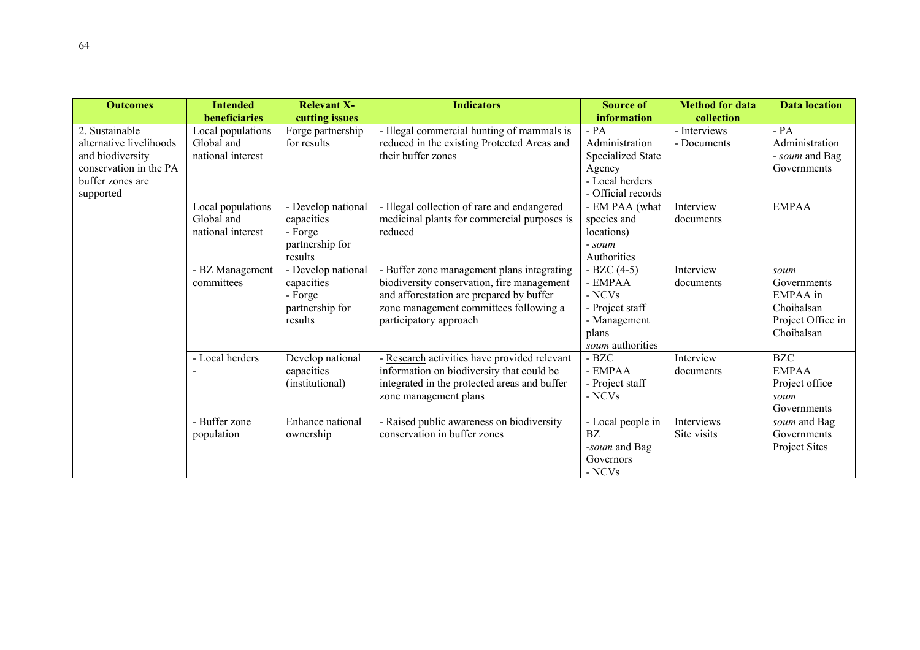| Outcomes | Intended beneficiaries | Relevant X-cutting issues | Indicators | Source of information | Method for data collection | Data location |
|---|---|---|---|---|---|---|
| 2. Sustainable alternative livelihoods and biodiversity conservation in the PA buffer zones are supported | Local populations Global and national interest | Forge partnership for results | - Illegal commercial hunting of mammals is reduced in the existing Protected Areas and their buffer zones | - PA Administration Specialized State Agency<br>- Local herders<br>- Official records | - Interviews<br>- Documents | - PA Administration<br>- *soum* and Bag Governments |
| | Local populations Global and national interest | - Develop national capacities<br>- Forge partnership for results | - Illegal collection of rare and endangered medicinal plants for commercial purposes is reduced | - EM PAA (what species and locations)<br>- *soum* Authorities | Interview documents | EMPAA |
| | - BZ Management committees | - Develop national capacities<br>- Forge partnership for results | - Buffer zone management plans integrating biodiversity conservation, fire management and afforestation are prepared by buffer zone management committees following a participatory approach | - BZC (4-5)<br>- EMPAA<br>- NCVs<br>- Project staff<br>- Management plans<br>*soum* authorities | Interview documents | *soum* Governments<br>EMPAA in Choibalsan<br>Project Office in Choibalsan |
| | - Local herders<br>- | Develop national capacities (institutional) | - Research activities have provided relevant information on biodiversity that could be integrated in the protected areas and buffer zone management plans | - BZC<br>- EMPAA<br>- Project staff<br>- NCVs | Interview documents | BZC<br>EMPAA<br>Project office<br>*soum* Governments |
| | - Buffer zone population | Enhance national ownership | - Raised public awareness on biodiversity conservation in buffer zones | - Local people in BZ<br>-*soum* and Bag Governors<br>- NCVs | Interviews<br>Site visits | *soum* and Bag Governments<br>Project Sites |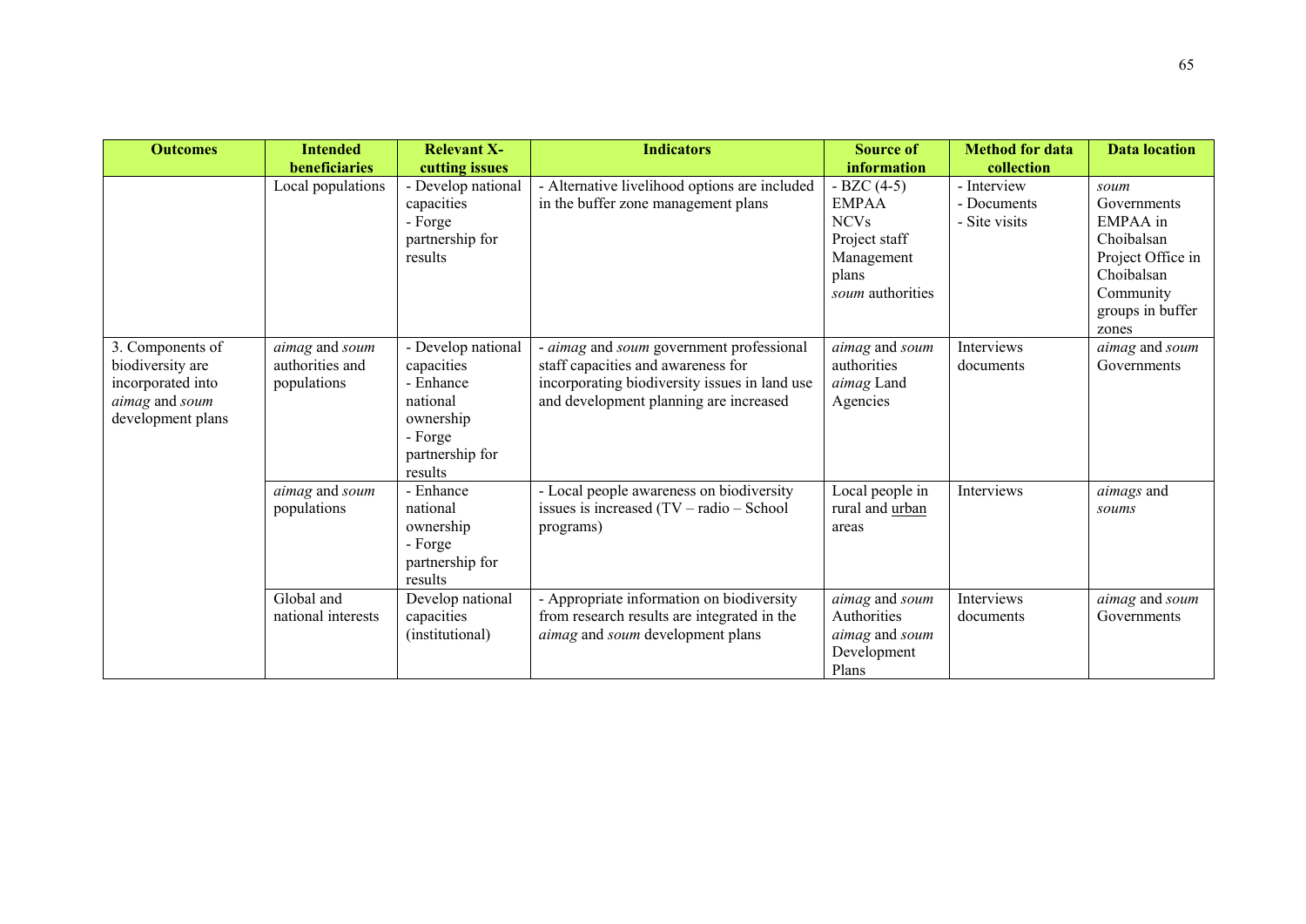| Outcomes | Intended beneficiaries | Relevant X-cutting issues | Indicators | Source of information | Method for data collection | Data location |
|---|---|---|---|---|---|---|
| | Local populations | - Develop national capacities<br>- Forge partnership for results | - Alternative livelihood options are included in the buffer zone management plans | - BZC (4-5)<br>EMPAA<br>NCVs<br>Project staff<br>Management plans<br>*soum* authorities | - Interview<br>- Documents<br>- Site visits | *soum* Governments<br>EMPAA in Choibalsan<br>Project Office in Choibalsan<br>Community groups in buffer zones |
| 3. Components of biodiversity are incorporated into *aimag* and *soum* development plans | *aimag* and *soum* authorities and populations | - Develop national capacities<br>- Enhance national ownership<br>- Forge partnership for results | - *aimag* and *soum* government professional staff capacities and awareness for incorporating biodiversity issues in land use and development planning are increased | *aimag* and *soum* authorities<br>*aimag* Land Agencies | Interviews documents | *aimag* and *soum* Governments |
| | *aimag* and *soum* populations | - Enhance national ownership<br>- Forge partnership for results | - Local people awareness on biodiversity issues is increased (TV – radio – School programs) | Local people in rural and urban areas | Interviews | *aimags* and *soums* |
| | Global and national interests | Develop national capacities (institutional) | - Appropriate information on biodiversity from research results are integrated in the *aimag* and *soum* development plans | *aimag* and *soum* Authorities<br>*aimag* and *soum* Development Plans | Interviews documents | *aimag* and *soum* Governments |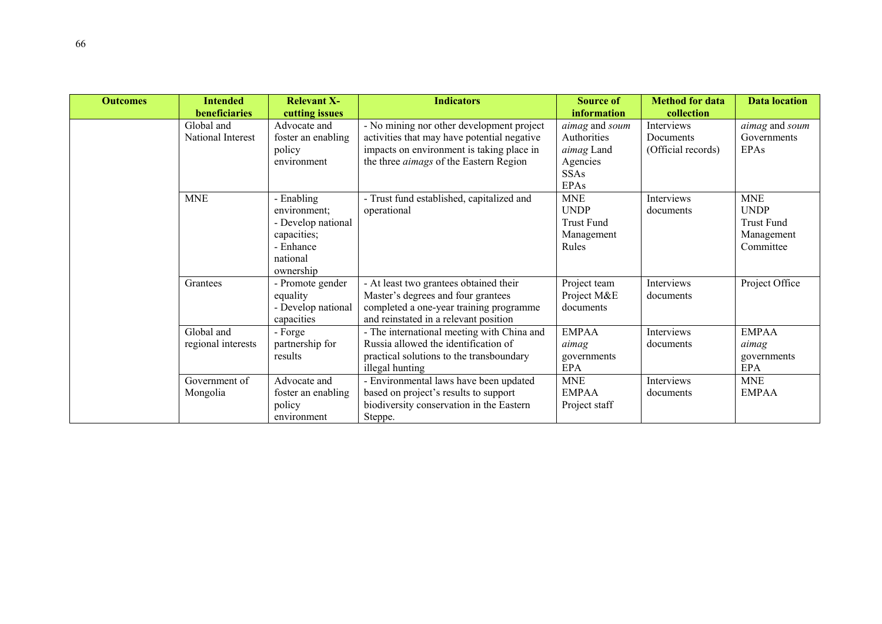| Outcomes | Intended beneficiaries | Relevant X-cutting issues | Indicators | Source of information | Method for data collection | Data location |
|---|---|---|---|---|---|---|
| | Global and National Interest | Advocate and foster an enabling policy environment | - No mining nor other development project activities that may have potential negative impacts on environment is taking place in the three *aimags* of the Eastern Region | *aimag* and *soum* Authorities<br>*aimag* Land Agencies<br>SSAs<br>EPAs | Interviews<br>Documents<br>(Official records) | *aimag* and *soum* Governments<br>EPAs |
| | MNE | - Enabling environment;<br>- Develop national capacities;<br>- Enhance national ownership | - Trust fund established, capitalized and operational | MNE<br>UNDP<br>Trust Fund Management Rules | Interviews<br>documents | MNE<br>UNDP<br>Trust Fund Management Committee |
| | Grantees | - Promote gender equality<br>- Develop national capacities | - At least two grantees obtained their Master's degrees and four grantees completed a one-year training programme and reinstated in a relevant position | Project team<br>Project M&E documents | Interviews<br>documents | Project Office |
| | Global and regional interests | - Forge partnership for results | - The international meeting with China and Russia allowed the identification of practical solutions to the transboundary illegal hunting | EMPAA<br>*aimag* governments<br>EPA | Interviews<br>documents | EMPAA<br>*aimag* governments<br>EPA |
| | Government of Mongolia | Advocate and foster an enabling policy environment | - Environmental laws have been updated based on project's results to support biodiversity conservation in the Eastern Steppe. | MNE<br>EMPAA<br>Project staff | Interviews<br>documents | MNE<br>EMPAA |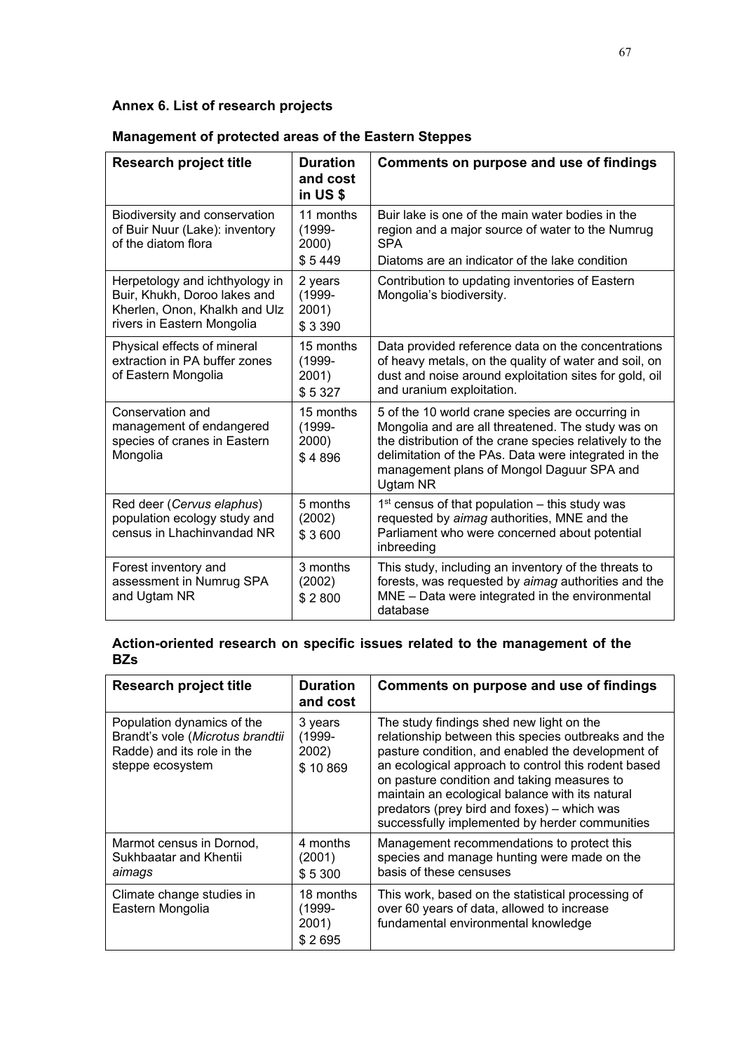## Annex 6. List of research projects

### Management of protected areas of the Eastern Steppes

| Research project title | Duration and cost in US $ | Comments on purpose and use of findings |
|---|---|---|
| Biodiversity and conservation of Buir Nuur (Lake): inventory of the diatom flora | 11 months (1999-2000) $ 5 449 | Buir lake is one of the main water bodies in the region and a major source of water to the Numrug SPA<br>Diatoms are an indicator of the lake condition |
| Herpetology and ichthyology in Buir, Khukh, Doroo lakes and Kherlen, Onon, Khalkh and Ulz rivers in Eastern Mongolia | 2 years (1999-2001) $ 3 390 | Contribution to updating inventories of Eastern Mongolia's biodiversity. |
| Physical effects of mineral extraction in PA buffer zones of Eastern Mongolia | 15 months (1999-2001) $ 5 327 | Data provided reference data on the concentrations of heavy metals, on the quality of water and soil, on dust and noise around exploitation sites for gold, oil and uranium exploitation. |
| Conservation and management of endangered species of cranes in Eastern Mongolia | 15 months (1999-2000) $ 4 896 | 5 of the 10 world crane species are occurring in Mongolia and are all threatened. The study was on the distribution of the crane species relatively to the delimitation of the PAs. Data were integrated in the management plans of Mongol Daguur SPA and Ugtam NR |
| Red deer (*Cervus elaphus*) population ecology study and census in Lhachinvandad NR | 5 months (2002) $ 3 600 | 1st census of that population – this study was requested by *aimag* authorities, MNE and the Parliament who were concerned about potential inbreeding |
| Forest inventory and assessment in Numrug SPA and Ugtam NR | 3 months (2002) $ 2 800 | This study, including an inventory of the threats to forests, was requested by *aimag* authorities and the MNE – Data were integrated in the environmental database |

### Action-oriented research on specific issues related to the management of the BZs

| Research project title | Duration and cost | Comments on purpose and use of findings |
|---|---|---|
| Population dynamics of the Brandt's vole (*Microtus brandtii* Radde) and its role in the steppe ecosystem | 3 years (1999-2002) $ 10 869 | The study findings shed new light on the relationship between this species outbreaks and the pasture condition, and enabled the development of an ecological approach to control this rodent based on pasture condition and taking measures to maintain an ecological balance with its natural predators (prey bird and foxes) – which was successfully implemented by herder communities |
| Marmot census in Dornod, Sukhbaatar and Khentii *aimags* | 4 months (2001) $ 5 300 | Management recommendations to protect this species and manage hunting were made on the basis of these censuses |
| Climate change studies in Eastern Mongolia | 18 months (1999-2001) $ 2 695 | This work, based on the statistical processing of over 60 years of data, allowed to increase fundamental environmental knowledge |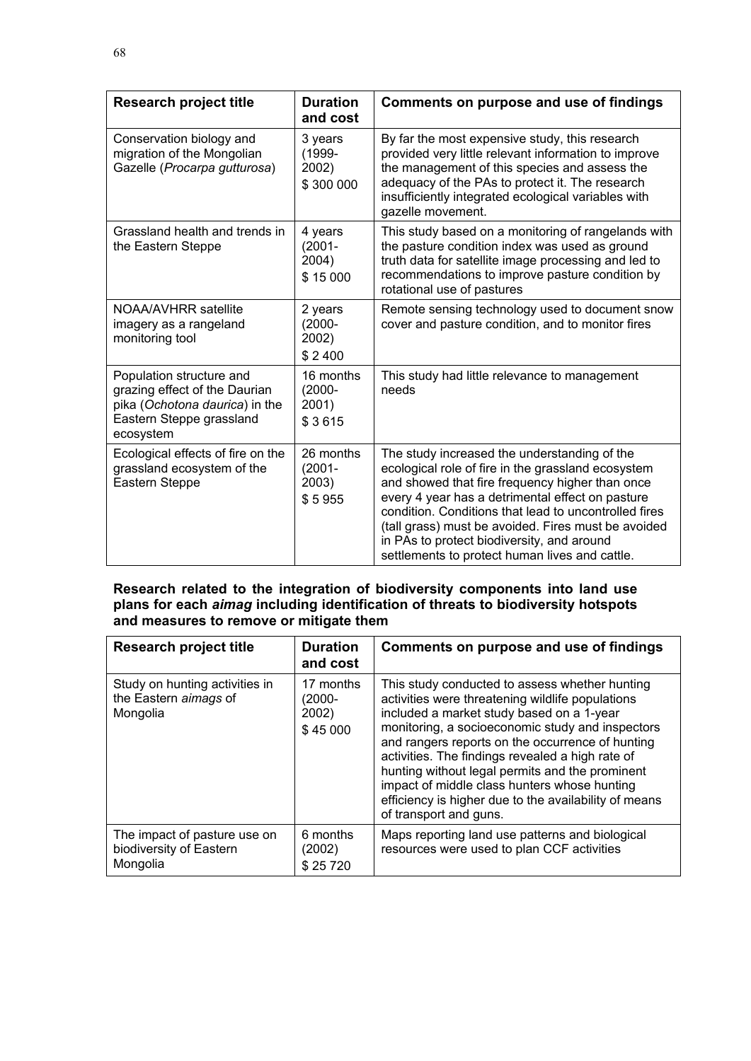| Research project title | Duration and cost | Comments on purpose and use of findings |
|---|---|---|
| Conservation biology and migration of the Mongolian Gazelle (*Procarpa gutturosa*) | 3 years (1999-2002) $ 300 000 | By far the most expensive study, this research provided very little relevant information to improve the management of this species and assess the adequacy of the PAs to protect it. The research insufficiently integrated ecological variables with gazelle movement. |
| Grassland health and trends in the Eastern Steppe | 4 years (2001-2004) $ 15 000 | This study based on a monitoring of rangelands with the pasture condition index was used as ground truth data for satellite image processing and led to recommendations to improve pasture condition by rotational use of pastures |
| NOAA/AVHRR satellite imagery as a rangeland monitoring tool | 2 years (2000-2002) $ 2 400 | Remote sensing technology used to document snow cover and pasture condition, and to monitor fires |
| Population structure and grazing effect of the Daurian pika (*Ochotona daurica*) in the Eastern Steppe grassland ecosystem | 16 months (2000-2001) $ 3 615 | This study had little relevance to management needs |
| Ecological effects of fire on the grassland ecosystem of the Eastern Steppe | 26 months (2001-2003) $ 5 955 | The study increased the understanding of the ecological role of fire in the grassland ecosystem and showed that fire frequency higher than once every 4 year has a detrimental effect on pasture condition. Conditions that lead to uncontrolled fires (tall grass) must be avoided. Fires must be avoided in PAs to protect biodiversity, and around settlements to protect human lives and cattle. |

**Research related to the integration of biodiversity components into land use plans for each *aimag* including identification of threats to biodiversity hotspots and measures to remove or mitigate them**

| Research project title | Duration and cost | Comments on purpose and use of findings |
|---|---|---|
| Study on hunting activities in the Eastern *aimags* of Mongolia | 17 months (2000-2002) $ 45 000 | This study conducted to assess whether hunting activities were threatening wildlife populations included a market study based on a 1-year monitoring, a socioeconomic study and inspectors and rangers reports on the occurrence of hunting activities. The findings revealed a high rate of hunting without legal permits and the prominent impact of middle class hunters whose hunting efficiency is higher due to the availability of means of transport and guns. |
| The impact of pasture use on biodiversity of Eastern Mongolia | 6 months (2002) $ 25 720 | Maps reporting land use patterns and biological resources were used to plan CCF activities |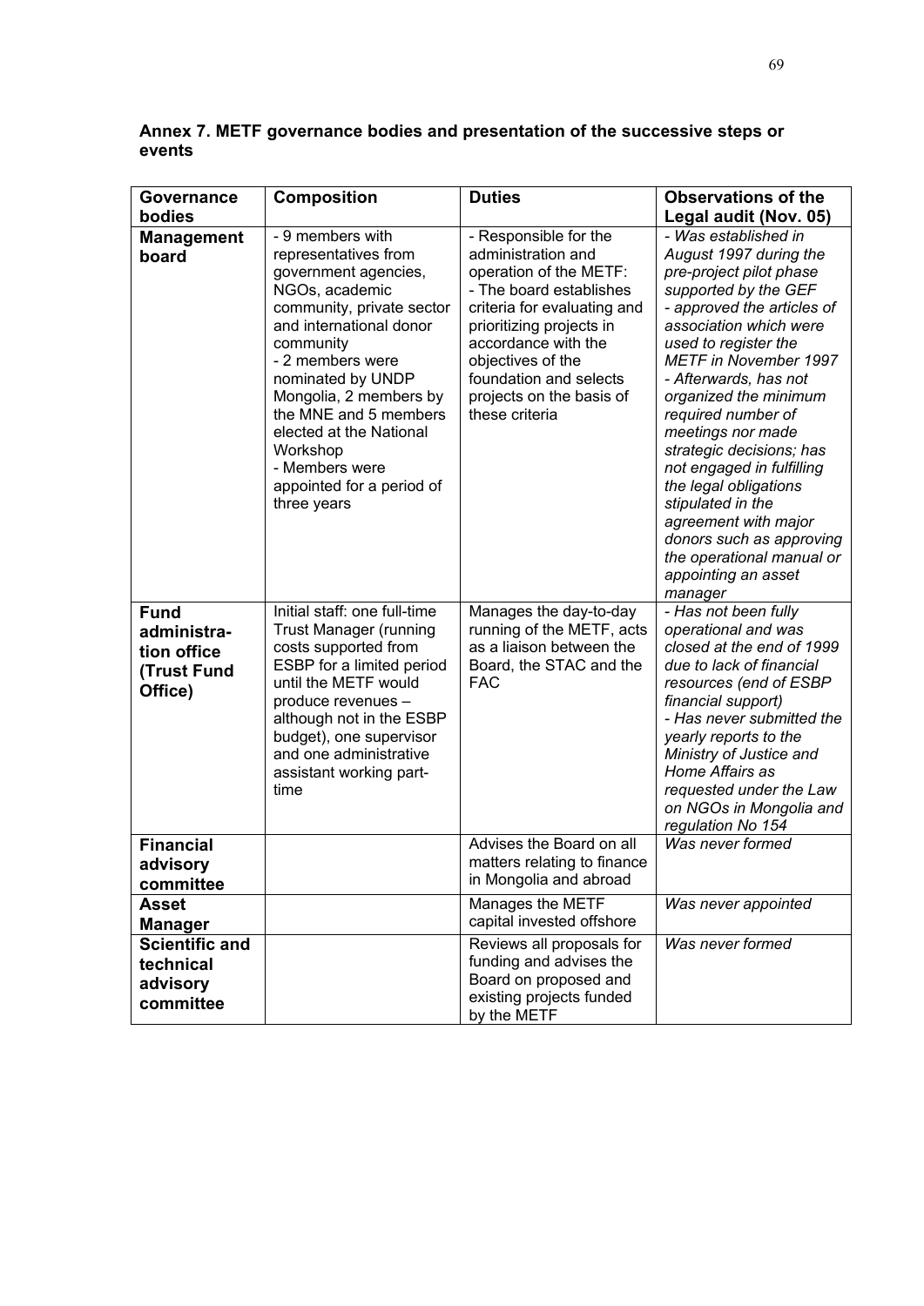### Annex 7. METF governance bodies and presentation of the successive steps or events

| Governance bodies | Composition | Duties | Observations of the Legal audit (Nov. 05) |
|---|---|---|---|
| **Management board** | - 9 members with representatives from government agencies, NGOs, academic community, private sector and international donor community<br>- 2 members were nominated by UNDP Mongolia, 2 members by the MNE and 5 members elected at the National Workshop<br>- Members were appointed for a period of three years | - Responsible for the administration and operation of the METF:<br>- The board establishes criteria for evaluating and prioritizing projects in accordance with the objectives of the foundation and selects projects on the basis of these criteria | *- Was established in August 1997 during the pre-project pilot phase supported by the GEF*<br>*- approved the articles of association which were used to register the METF in November 1997*<br>*- Afterwards, has not organized the minimum required number of meetings nor made strategic decisions; has not engaged in fulfilling the legal obligations stipulated in the agreement with major donors such as approving the operational manual or appointing an asset manager* |
| **Fund administration office (Trust Fund Office)** | Initial staff: one full-time Trust Manager (running costs supported from ESBP for a limited period until the METF would produce revenues – although not in the ESBP budget), one supervisor and one administrative assistant working part-time | Manages the day-to-day running of the METF, acts as a liaison between the Board, the STAC and the FAC | *- Has not been fully operational and was closed at the end of 1999 due to lack of financial resources (end of ESBP financial support)*<br>*- Has never submitted the yearly reports to the Ministry of Justice and Home Affairs as requested under the Law on NGOs in Mongolia and regulation No 154* |
| **Financial advisory committee** | | Advises the Board on all matters relating to finance in Mongolia and abroad | *Was never formed* |
| **Asset Manager** | | Manages the METF capital invested offshore | *Was never appointed* |
| **Scientific and technical advisory committee** | | Reviews all proposals for funding and advises the Board on proposed and existing projects funded by the METF | *Was never formed* |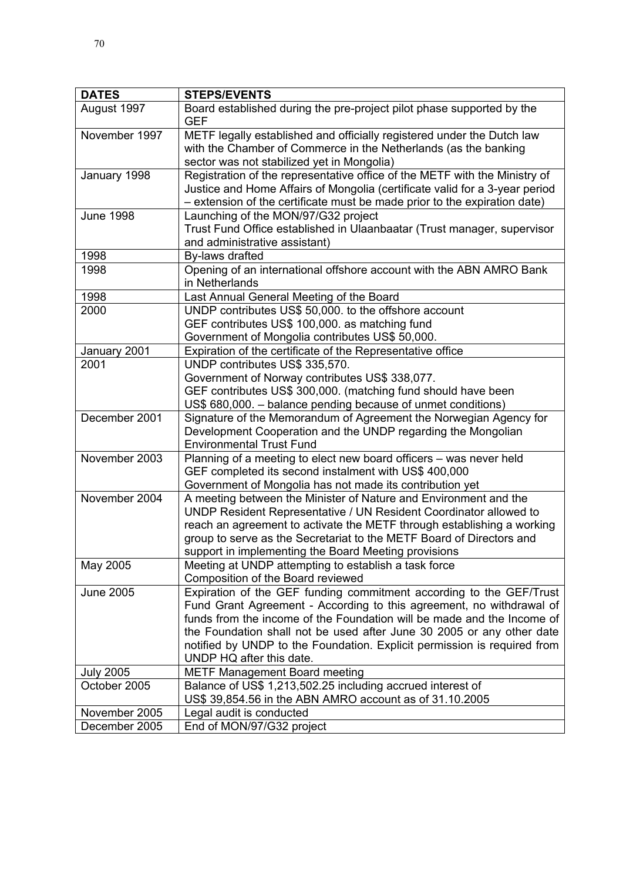| DATES | STEPS/EVENTS |
|---|---|
| August 1997 | Board established during the pre-project pilot phase supported by the GEF |
| November 1997 | METF legally established and officially registered under the Dutch law with the Chamber of Commerce in the Netherlands (as the banking sector was not stabilized yet in Mongolia) |
| January 1998 | Registration of the representative office of the METF with the Ministry of Justice and Home Affairs of Mongolia (certificate valid for a 3-year period – extension of the certificate must be made prior to the expiration date) |
| June 1998 | Launching of the MON/97/G32 project<br>Trust Fund Office established in Ulaanbaatar (Trust manager, supervisor and administrative assistant) |
| 1998 | By-laws drafted |
| 1998 | Opening of an international offshore account with the ABN AMRO Bank in Netherlands |
| 1998 | Last Annual General Meeting of the Board |
| 2000 | UNDP contributes US$ 50,000. to the offshore account<br>GEF contributes US$ 100,000. as matching fund<br>Government of Mongolia contributes US$ 50,000. |
| January 2001 | Expiration of the certificate of the Representative office |
| 2001 | UNDP contributes US$ 335,570.<br>Government of Norway contributes US$ 338,077.<br>GEF contributes US$ 300,000. (matching fund should have been US$ 680,000. – balance pending because of unmet conditions) |
| December 2001 | Signature of the Memorandum of Agreement the Norwegian Agency for Development Cooperation and the UNDP regarding the Mongolian Environmental Trust Fund |
| November 2003 | Planning of a meeting to elect new board officers – was never held<br>GEF completed its second instalment with US$ 400,000<br>Government of Mongolia has not made its contribution yet |
| November 2004 | A meeting between the Minister of Nature and Environment and the UNDP Resident Representative / UN Resident Coordinator allowed to reach an agreement to activate the METF through establishing a working group to serve as the Secretariat to the METF Board of Directors and support in implementing the Board Meeting provisions |
| May 2005 | Meeting at UNDP attempting to establish a task force<br>Composition of the Board reviewed |
| June 2005 | Expiration of the GEF funding commitment according to the GEF/Trust Fund Grant Agreement - According to this agreement, no withdrawal of funds from the income of the Foundation will be made and the Income of the Foundation shall not be used after June 30 2005 or any other date notified by UNDP to the Foundation. Explicit permission is required from UNDP HQ after this date. |
| July 2005 | METF Management Board meeting |
| October 2005 | Balance of US$ 1,213,502.25 including accrued interest of US$ 39,854.56 in the ABN AMRO account as of 31.10.2005 |
| November 2005 | Legal audit is conducted |
| December 2005 | End of MON/97/G32 project |